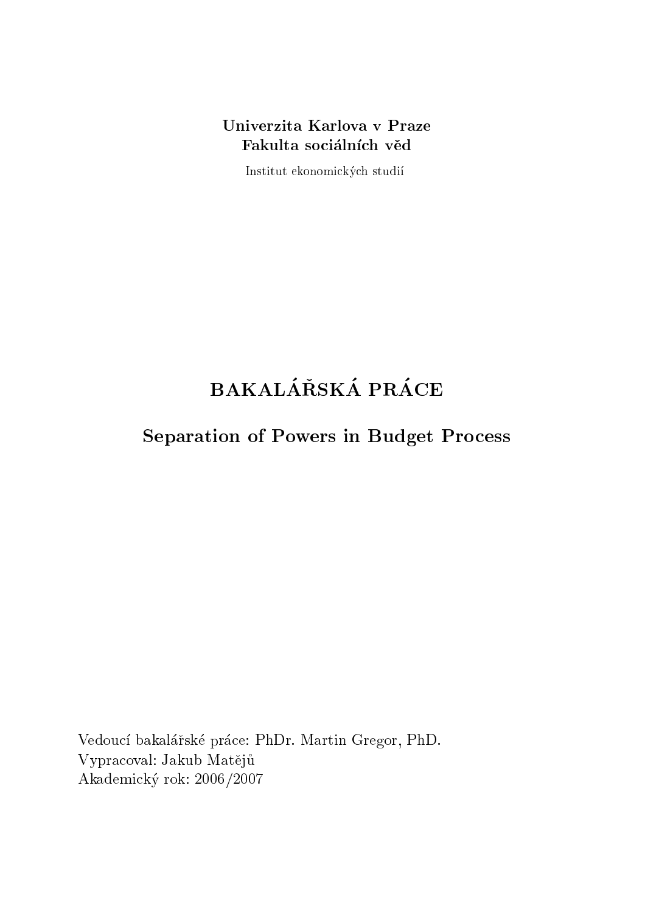**Univerzita Karlova v Praze**
**Fakulta sociálních věd**

Institut ekonomických studií

# BAKALÁŘSKÁ PRÁCE

## Separation of Powers in Budget Process

Vedoucí bakalářské práce: PhDr. Martin Gregor, PhD.
Vypracoval: Jakub Matějů
Akademický rok: 2006/2007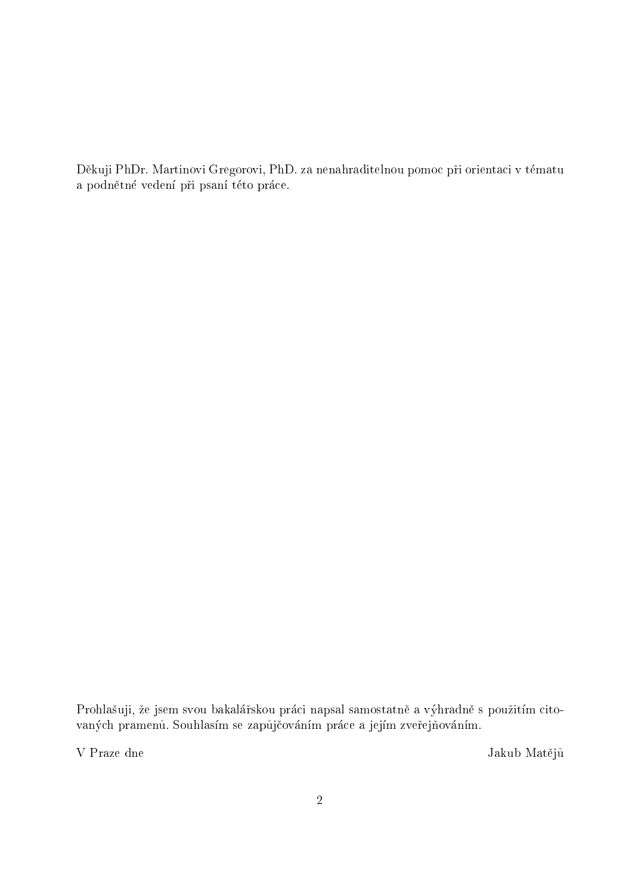Děkuji PhDr. Martinovi Gregorovi, PhD. za nenahraditelnou pomoc při orientaci v tématu a podnětné vedení při psaní této práce.

Prohlašuji, že jsem svou bakalářskou práci napsal samostatně a výhradně s použitím citovaných pramenů. Souhlasím se zapůjčováním práce a jejím zveřejňováním.

V Praze dne Jakub Matějů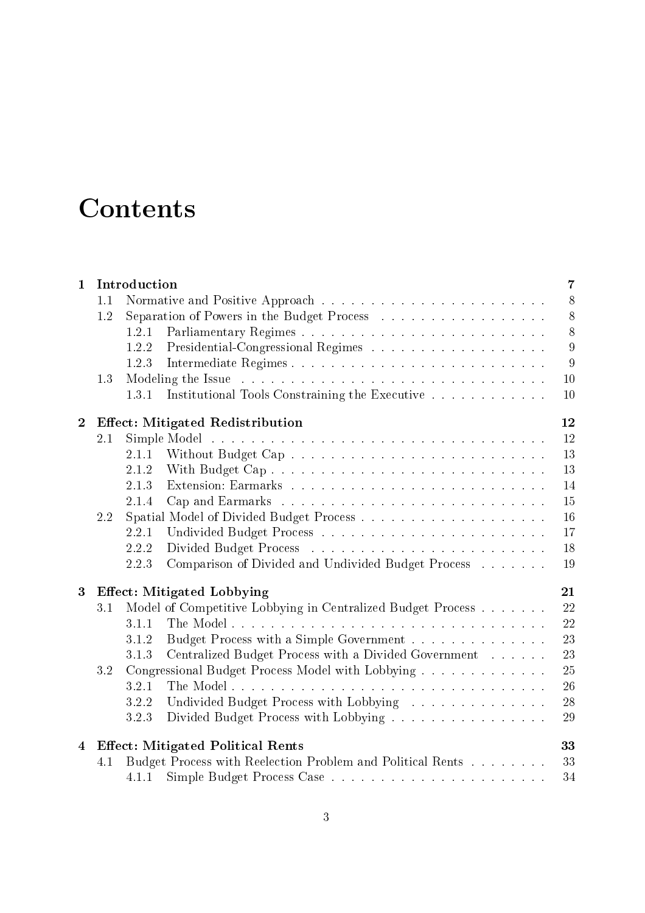# Contents

| | | | |
|---|---|---|---|
| **1** | **Introduction** | | **7** |
| | 1.1 | Normative and Positive Approach | 8 |
| | 1.2 | Separation of Powers in the Budget Process | 8 |
| | | 1.2.1 Parliamentary Regimes | 8 |
| | | 1.2.2 Presidential-Congressional Regimes | 9 |
| | | 1.2.3 Intermediate Regimes | 9 |
| | 1.3 | Modeling the Issue | 10 |
| | | 1.3.1 Institutional Tools Constraining the Executive | 10 |
| **2** | **Effect: Mitigated Redistribution** | | **12** |
| | 2.1 | Simple Model | 12 |
| | | 2.1.1 Without Budget Cap | 13 |
| | | 2.1.2 With Budget Cap | 13 |
| | | 2.1.3 Extension: Earmarks | 14 |
| | | 2.1.4 Cap and Earmarks | 15 |
| | 2.2 | Spatial Model of Divided Budget Process | 16 |
| | | 2.2.1 Undivided Budget Process | 17 |
| | | 2.2.2 Divided Budget Process | 18 |
| | | 2.2.3 Comparison of Divided and Undivided Budget Process | 19 |
| **3** | **Effect: Mitigated Lobbying** | | **21** |
| | 3.1 | Model of Competitive Lobbying in Centralized Budget Process | 22 |
| | | 3.1.1 The Model | 22 |
| | | 3.1.2 Budget Process with a Simple Government | 23 |
| | | 3.1.3 Centralized Budget Process with a Divided Government | 23 |
| | 3.2 | Congressional Budget Process Model with Lobbying | 25 |
| | | 3.2.1 The Model | 26 |
| | | 3.2.2 Undivided Budget Process with Lobbying | 28 |
| | | 3.2.3 Divided Budget Process with Lobbying | 29 |
| **4** | **Effect: Mitigated Political Rents** | | **33** |
| | 4.1 | Budget Process with Reelection Problem and Political Rents | 33 |
| | | 4.1.1 Simple Budget Process Case | 34 |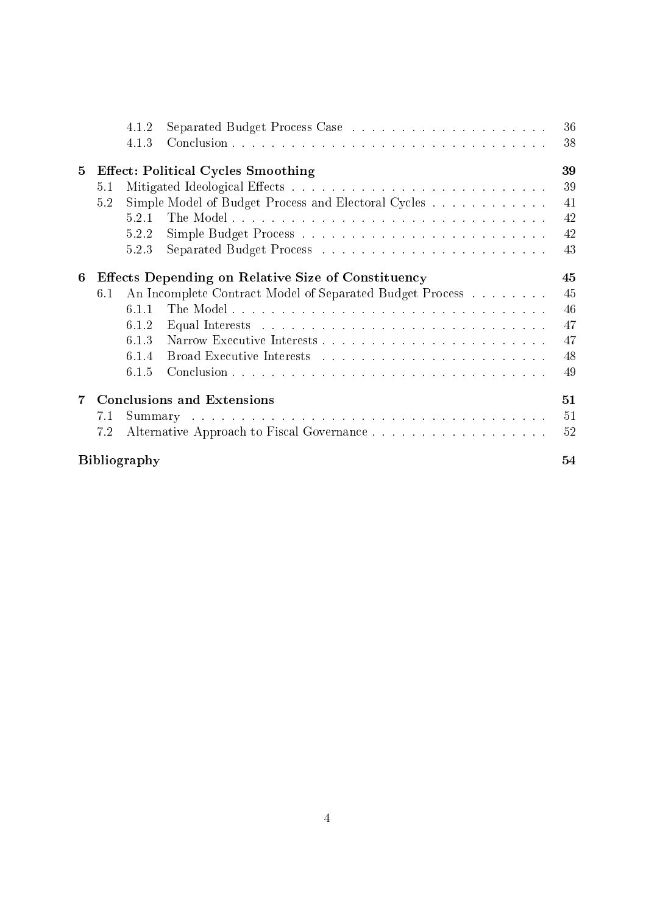4.1.2 Separated Budget Process Case . . . . . . . . . . . . . . . . . . . . 36
4.1.3 Conclusion . . . . . . . . . . . . . . . . . . . . . . . . . . . . . . . . 38

**5 Effect: Political Cycles Smoothing 39**

5.1 Mitigated Ideological Effects . . . . . . . . . . . . . . . . . . . . . . . . . 39
5.2 Simple Model of Budget Process and Electoral Cycles . . . . . . . . . . . . 41
5.2.1 The Model . . . . . . . . . . . . . . . . . . . . . . . . . . . . . . . . 42
5.2.2 Simple Budget Process . . . . . . . . . . . . . . . . . . . . . . . . . 42
5.2.3 Separated Budget Process . . . . . . . . . . . . . . . . . . . . . . . 43

**6 Effects Depending on Relative Size of Constituency 45**

6.1 An Incomplete Contract Model of Separated Budget Process . . . . . . . . 45
6.1.1 The Model . . . . . . . . . . . . . . . . . . . . . . . . . . . . . . . . 46
6.1.2 Equal Interests . . . . . . . . . . . . . . . . . . . . . . . . . . . . . 47
6.1.3 Narrow Executive Interests . . . . . . . . . . . . . . . . . . . . . . . 47
6.1.4 Broad Executive Interests . . . . . . . . . . . . . . . . . . . . . . . 48
6.1.5 Conclusion . . . . . . . . . . . . . . . . . . . . . . . . . . . . . . . . 49

**7 Conclusions and Extensions 51**

7.1 Summary . . . . . . . . . . . . . . . . . . . . . . . . . . . . . . . . . . . 51
7.2 Alternative Approach to Fiscal Governance . . . . . . . . . . . . . . . . . . 52

**Bibliography 54**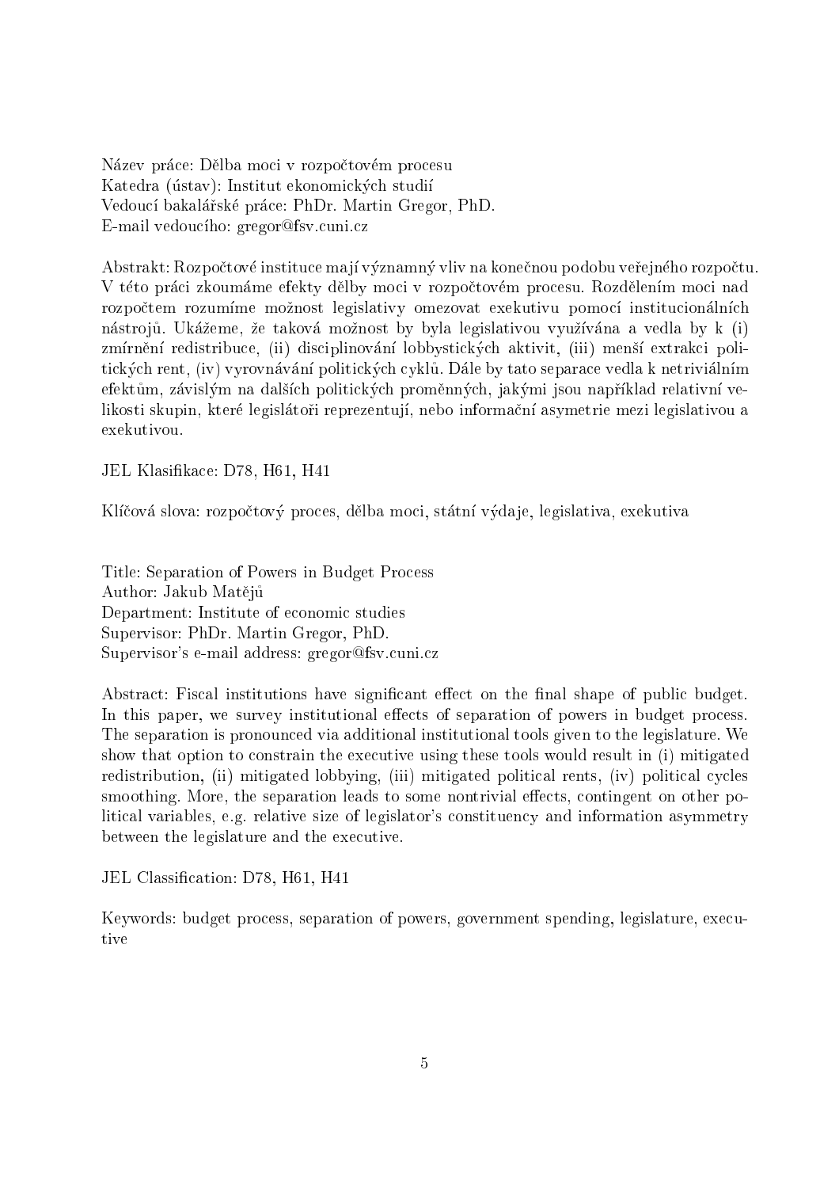Název práce: Dělba moci v rozpočtovém procesu
Katedra (ústav): Institut ekonomických studií
Vedoucí bakalářské práce: PhDr. Martin Gregor, PhD.
E-mail vedoucího: gregor@fsv.cuni.cz

Abstrakt: Rozpočtové instituce mají významný vliv na konečnou podobu veřejného rozpočtu. V této práci zkoumáme efekty dělby moci v rozpočtovém procesu. Rozdělením moci nad rozpočtem rozumíme možnost legislativy omezovat exekutivu pomocí institucionálních nástrojů. Ukážeme, že taková možnost by byla legislativou využívána a vedla by k (i) zmírnění redistribuce, (ii) disciplinování lobbystických aktivit, (iii) menší extrakci politických rent, (iv) vyrovnávání politických cyklů. Dále by tato separace vedla k netriviálním efektům, závislým na dalších politických proměnných, jakými jsou například relativní velikosti skupin, které legislátoři reprezentují, nebo informační asymetrie mezi legislativou a exekutivou.

JEL Klasifikace: D78, H61, H41

Klíčová slova: rozpočtový proces, dělba moci, státní výdaje, legislativa, exekutiva

Title: Separation of Powers in Budget Process
Author: Jakub Matějů
Department: Institute of economic studies
Supervisor: PhDr. Martin Gregor, PhD.
Supervisor's e-mail address: gregor@fsv.cuni.cz

Abstract: Fiscal institutions have significant effect on the final shape of public budget. In this paper, we survey institutional effects of separation of powers in budget process. The separation is pronounced via additional institutional tools given to the legislature. We show that option to constrain the executive using these tools would result in (i) mitigated redistribution, (ii) mitigated lobbying, (iii) mitigated political rents, (iv) political cycles smoothing. More, the separation leads to some nontrivial effects, contingent on other political variables, e.g. relative size of legislator's constituency and information asymmetry between the legislature and the executive.

JEL Classification: D78, H61, H41

Keywords: budget process, separation of powers, government spending, legislature, executive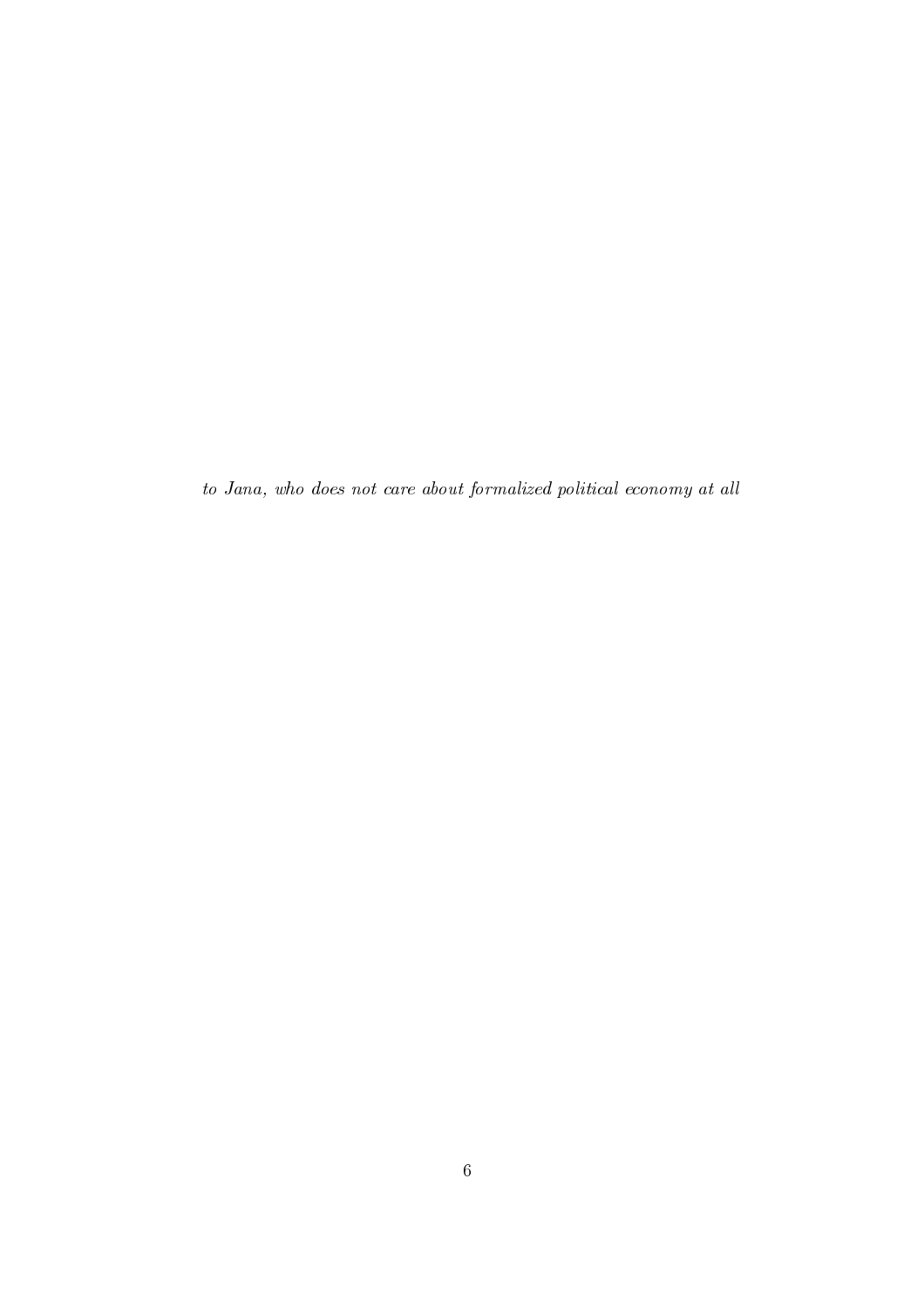*to Jana, who does not care about formalized political economy at all*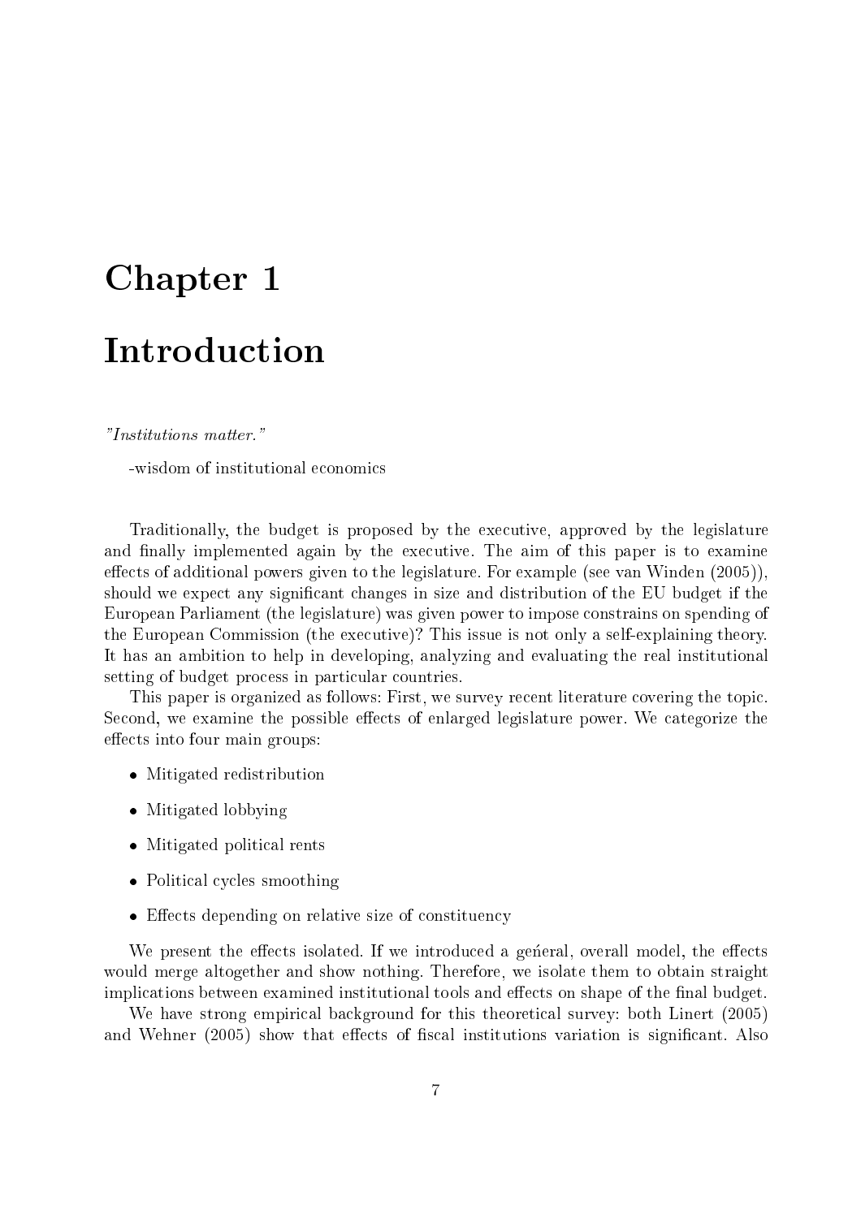# Chapter 1

# Introduction

*"Institutions matter."*

-wisdom of institutional economics

Traditionally, the budget is proposed by the executive, approved by the legislature and finally implemented again by the executive. The aim of this paper is to examine effects of additional powers given to the legislature. For example (see van Winden (2005)), should we expect any significant changes in size and distribution of the EU budget if the European Parliament (the legislature) was given power to impose constrains on spending of the European Commission (the executive)? This issue is not only a self-explaining theory. It has an ambition to help in developing, analyzing and evaluating the real institutional setting of budget process in particular countries.

This paper is organized as follows: First, we survey recent literature covering the topic. Second, we examine the possible effects of enlarged legislature power. We categorize the effects into four main groups:

- Mitigated redistribution
- Mitigated lobbying
- Mitigated political rents
- Political cycles smoothing
- Effects depending on relative size of constituency

We present the effects isolated. If we introduced a general, overall model, the effects would merge altogether and show nothing. Therefore, we isolate them to obtain straight implications between examined institutional tools and effects on shape of the final budget.

We have strong empirical background for this theoretical survey: both Linert (2005) and Wehner (2005) show that effects of fiscal institutions variation is significant. Also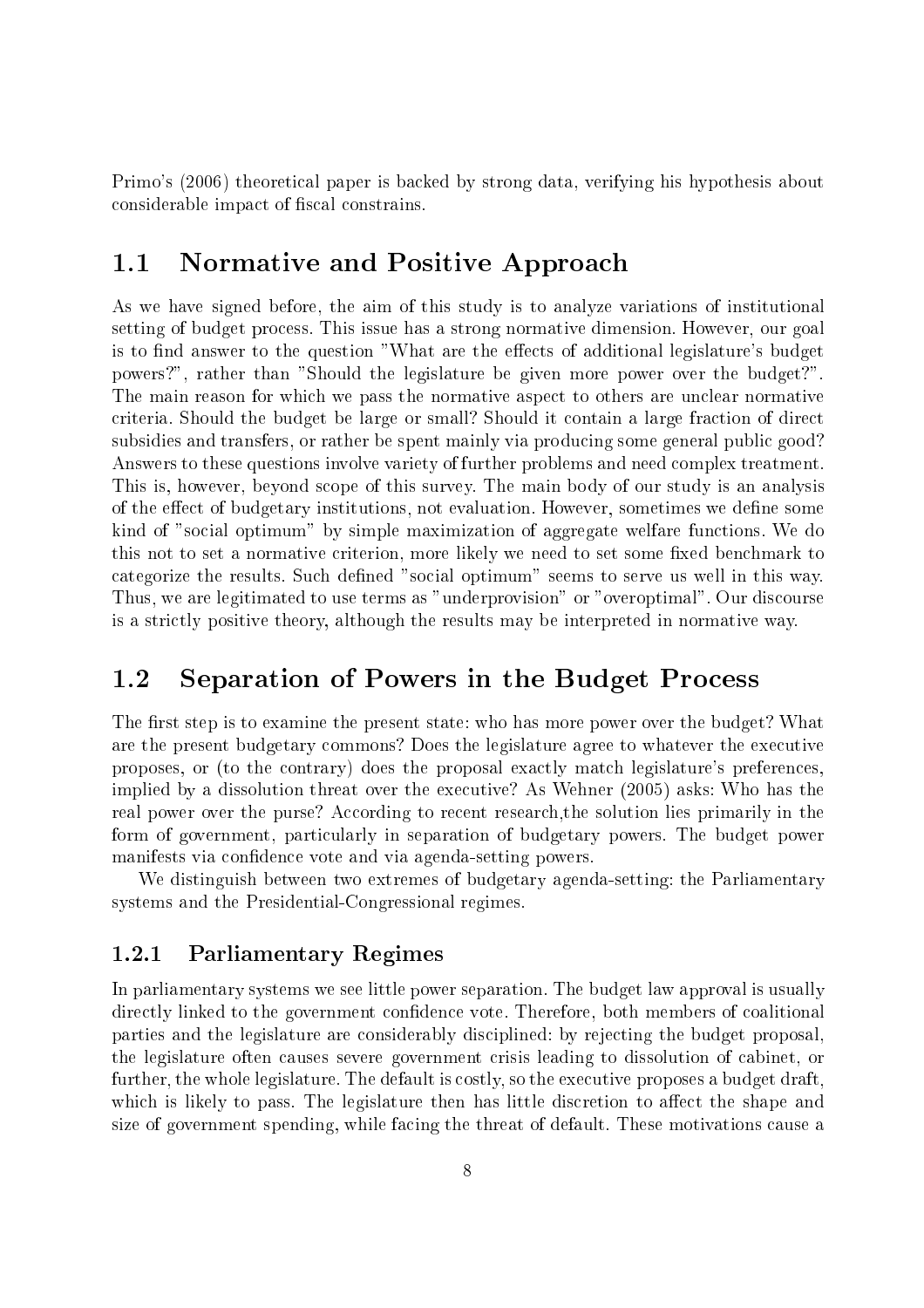Primo's (2006) theoretical paper is backed by strong data, verifying his hypothesis about considerable impact of fiscal constrains.

## 1.1 Normative and Positive Approach

As we have signed before, the aim of this study is to analyze variations of institutional setting of budget process. This issue has a strong normative dimension. However, our goal is to find answer to the question "What are the effects of additional legislature's budget powers?", rather than "Should the legislature be given more power over the budget?". The main reason for which we pass the normative aspect to others are unclear normative criteria. Should the budget be large or small? Should it contain a large fraction of direct subsidies and transfers, or rather be spent mainly via producing some general public good? Answers to these questions involve variety of further problems and need complex treatment. This is, however, beyond scope of this survey. The main body of our study is an analysis of the effect of budgetary institutions, not evaluation. However, sometimes we define some kind of "social optimum" by simple maximization of aggregate welfare functions. We do this not to set a normative criterion, more likely we need to set some fixed benchmark to categorize the results. Such defined "social optimum" seems to serve us well in this way. Thus, we are legitimated to use terms as "underprovision" or "overoptimal". Our discourse is a strictly positive theory, although the results may be interpreted in normative way.

## 1.2 Separation of Powers in the Budget Process

The first step is to examine the present state: who has more power over the budget? What are the present budgetary commons? Does the legislature agree to whatever the executive proposes, or (to the contrary) does the proposal exactly match legislature's preferences, implied by a dissolution threat over the executive? As Wehner (2005) asks: Who has the real power over the purse? According to recent research,the solution lies primarily in the form of government, particularly in separation of budgetary powers. The budget power manifests via confidence vote and via agenda-setting powers.

We distinguish between two extremes of budgetary agenda-setting: the Parliamentary systems and the Presidential-Congressional regimes.

### 1.2.1 Parliamentary Regimes

In parliamentary systems we see little power separation. The budget law approval is usually directly linked to the government confidence vote. Therefore, both members of coalitional parties and the legislature are considerably disciplined: by rejecting the budget proposal, the legislature often causes severe government crisis leading to dissolution of cabinet, or further, the whole legislature. The default is costly, so the executive proposes a budget draft, which is likely to pass. The legislature then has little discretion to affect the shape and size of government spending, while facing the threat of default. These motivations cause a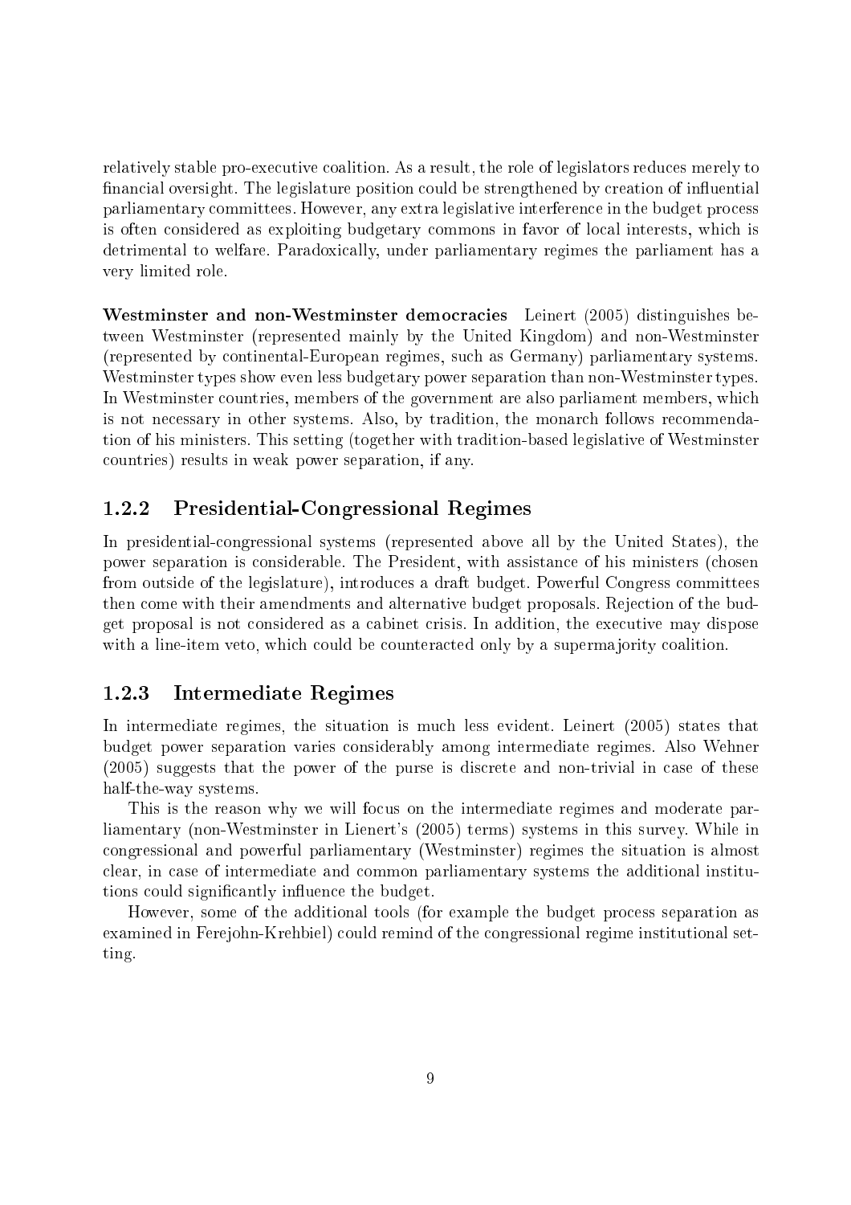relatively stable pro-executive coalition. As a result, the role of legislators reduces merely to financial oversight. The legislature position could be strengthened by creation of influential parliamentary committees. However, any extra legislative interference in the budget process is often considered as exploiting budgetary commons in favor of local interests, which is detrimental to welfare. Paradoxically, under parliamentary regimes the parliament has a very limited role.

**Westminster and non-Westminster democracies** Leinert (2005) distinguishes between Westminster (represented mainly by the United Kingdom) and non-Westminster (represented by continental-European regimes, such as Germany) parliamentary systems. Westminster types show even less budgetary power separation than non-Westminster types. In Westminster countries, members of the government are also parliament members, which is not necessary in other systems. Also, by tradition, the monarch follows recommendation of his ministers. This setting (together with tradition-based legislative of Westminster countries) results in weak power separation, if any.

### 1.2.2 Presidential-Congressional Regimes

In presidential-congressional systems (represented above all by the United States), the power separation is considerable. The President, with assistance of his ministers (chosen from outside of the legislature), introduces a draft budget. Powerful Congress committees then come with their amendments and alternative budget proposals. Rejection of the budget proposal is not considered as a cabinet crisis. In addition, the executive may dispose with a line-item veto, which could be counteracted only by a supermajority coalition.

### 1.2.3 Intermediate Regimes

In intermediate regimes, the situation is much less evident. Leinert (2005) states that budget power separation varies considerably among intermediate regimes. Also Wehner (2005) suggests that the power of the purse is discrete and non-trivial in case of these half-the-way systems.

This is the reason why we will focus on the intermediate regimes and moderate parliamentary (non-Westminster in Lienert's (2005) terms) systems in this survey. While in congressional and powerful parliamentary (Westminster) regimes the situation is almost clear, in case of intermediate and common parliamentary systems the additional institutions could significantly influence the budget.

However, some of the additional tools (for example the budget process separation as examined in Ferejohn-Krehbiel) could remind of the congressional regime institutional setting.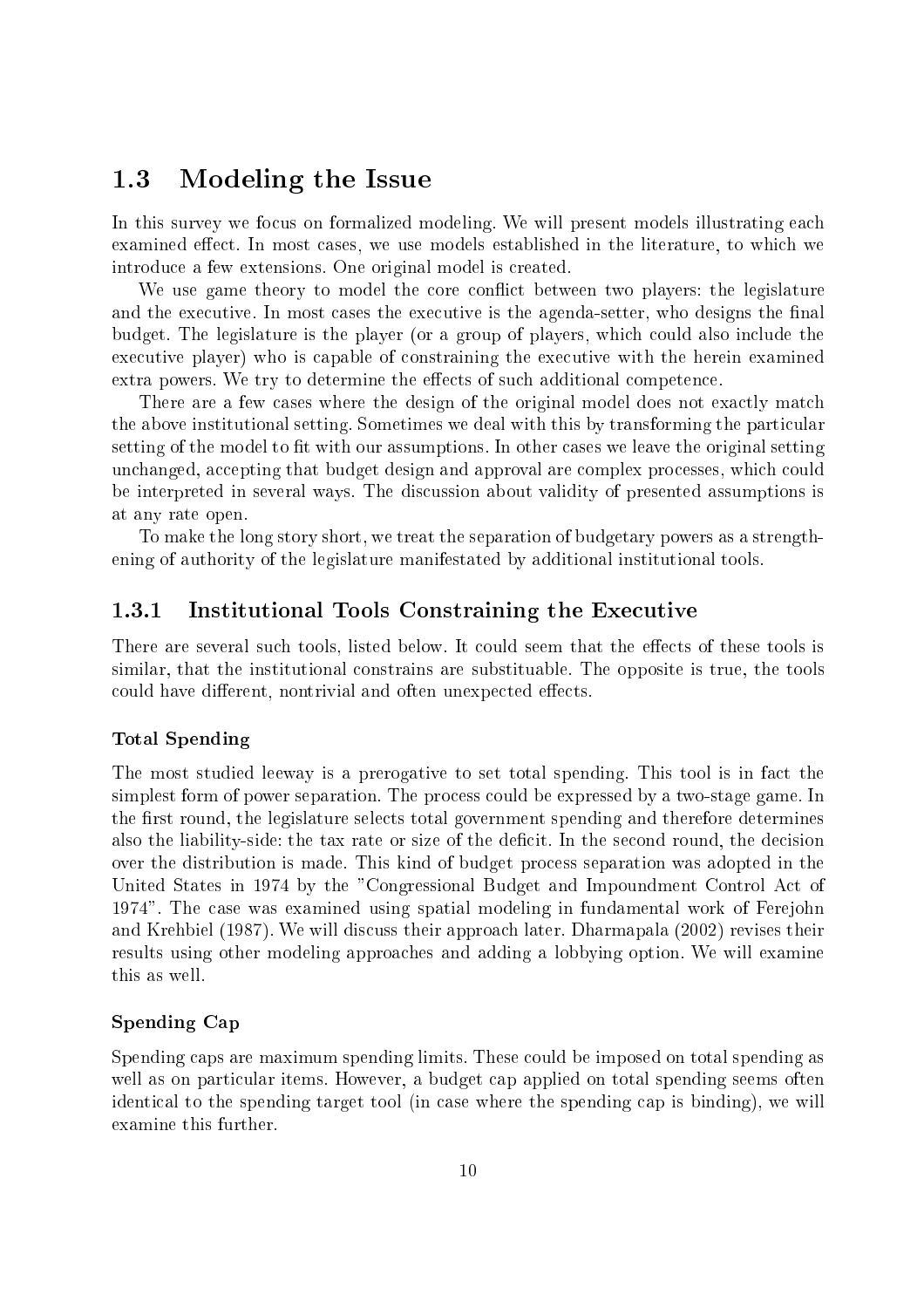## 1.3 Modeling the Issue

In this survey we focus on formalized modeling. We will present models illustrating each examined effect. In most cases, we use models established in the literature, to which we introduce a few extensions. One original model is created.

We use game theory to model the core conflict between two players: the legislature and the executive. In most cases the executive is the agenda-setter, who designs the final budget. The legislature is the player (or a group of players, which could also include the executive player) who is capable of constraining the executive with the herein examined extra powers. We try to determine the effects of such additional competence.

There are a few cases where the design of the original model does not exactly match the above institutional setting. Sometimes we deal with this by transforming the particular setting of the model to fit with our assumptions. In other cases we leave the original setting unchanged, accepting that budget design and approval are complex processes, which could be interpreted in several ways. The discussion about validity of presented assumptions is at any rate open.

To make the long story short, we treat the separation of budgetary powers as a strengthening of authority of the legislature manifestated by additional institutional tools.

### 1.3.1 Institutional Tools Constraining the Executive

There are several such tools, listed below. It could seem that the effects of these tools is similar, that the institutional constrains are substituable. The opposite is true, the tools could have different, nontrivial and often unexpected effects.

#### Total Spending

The most studied leeway is a prerogative to set total spending. This tool is in fact the simplest form of power separation. The process could be expressed by a two-stage game. In the first round, the legislature selects total government spending and therefore determines also the liability-side: the tax rate or size of the deficit. In the second round, the decision over the distribution is made. This kind of budget process separation was adopted in the United States in 1974 by the "Congressional Budget and Impoundment Control Act of 1974". The case was examined using spatial modeling in fundamental work of Ferejohn and Krehbiel (1987). We will discuss their approach later. Dharmapala (2002) revises their results using other modeling approaches and adding a lobbying option. We will examine this as well.

#### Spending Cap

Spending caps are maximum spending limits. These could be imposed on total spending as well as on particular items. However, a budget cap applied on total spending seems often identical to the spending target tool (in case where the spending cap is binding), we will examine this further.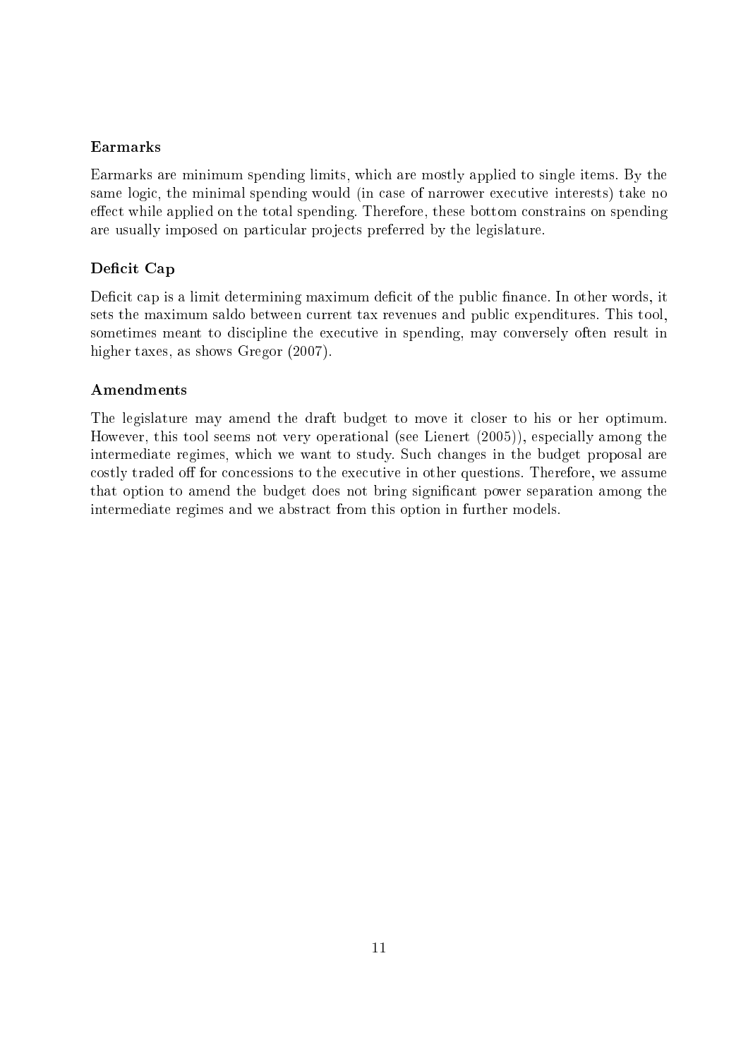### Earmarks

Earmarks are minimum spending limits, which are mostly applied to single items. By the same logic, the minimal spending would (in case of narrower executive interests) take no effect while applied on the total spending. Therefore, these bottom constrains on spending are usually imposed on particular projects preferred by the legislature.

### Deficit Cap

Deficit cap is a limit determining maximum deficit of the public finance. In other words, it sets the maximum saldo between current tax revenues and public expenditures. This tool, sometimes meant to discipline the executive in spending, may conversely often result in higher taxes, as shows Gregor (2007).

### Amendments

The legislature may amend the draft budget to move it closer to his or her optimum. However, this tool seems not very operational (see Lienert (2005)), especially among the intermediate regimes, which we want to study. Such changes in the budget proposal are costly traded off for concessions to the executive in other questions. Therefore, we assume that option to amend the budget does not bring significant power separation among the intermediate regimes and we abstract from this option in further models.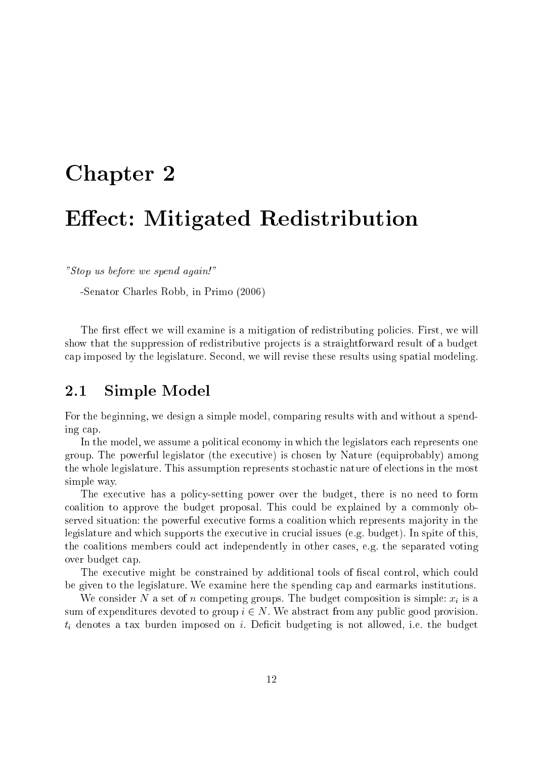# Chapter 2

# Effect: Mitigated Redistribution

*"Stop us before we spend again!"*

-Senator Charles Robb, in Primo (2006)

The first effect we will examine is a mitigation of redistributing policies. First, we will show that the suppression of redistributive projects is a straightforward result of a budget cap imposed by the legislature. Second, we will revise these results using spatial modeling.

## 2.1 Simple Model

For the beginning, we design a simple model, comparing results with and without a spending cap.

In the model, we assume a political economy in which the legislators each represents one group. The powerful legislator (the executive) is chosen by Nature (equiprobably) among the whole legislature. This assumption represents stochastic nature of elections in the most simple way.

The executive has a policy-setting power over the budget, there is no need to form coalition to approve the budget proposal. This could be explained by a commonly observed situation: the powerful executive forms a coalition which represents majority in the legislature and which supports the executive in crucial issues (e.g. budget). In spite of this, the coalitions members could act independently in other cases, e.g. the separated voting over budget cap.

The executive might be constrained by additional tools of fiscal control, which could be given to the legislature. We examine here the spending cap and earmarks institutions.

We consider $N$ a set of $n$ competing groups. The budget composition is simple: $x_i$ is a sum of expenditures devoted to group $i \in N$. We abstract from any public good provision. $t_i$ denotes a tax burden imposed on $i$. Deficit budgeting is not allowed, i.e. the budget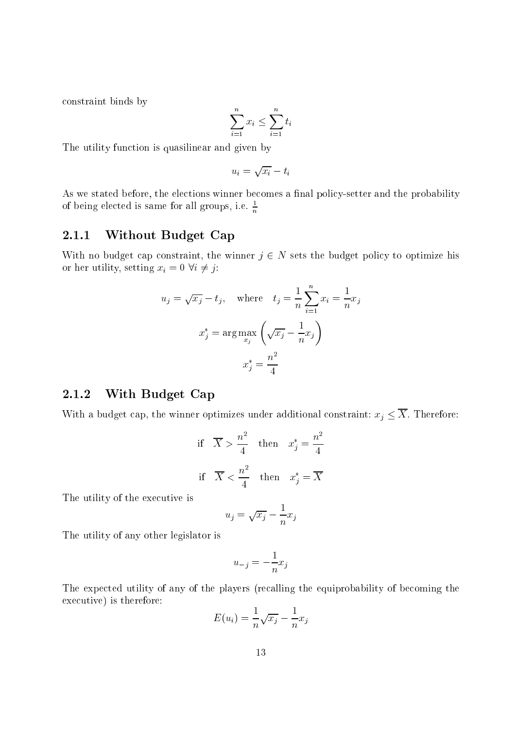constraint binds by

$$\sum_{i=1}^{n} x_i \leq \sum_{i=1}^{n} t_i$$

The utility function is quasilinear and given by

$$u_i = \sqrt{x_i} - t_i$$

As we stated before, the elections winner becomes a final policy-setter and the probability of being elected is same for all groups, i.e. $\frac{1}{n}$

### 2.1.1 Without Budget Cap

With no budget cap constraint, the winner $j \in N$ sets the budget policy to optimize his or her utility, setting $x_i = 0 \ \forall i \neq j$:

$$u_j = \sqrt{x_j} - t_j, \quad \text{where} \quad t_j = \frac{1}{n}\sum_{i=1}^{n} x_i = \frac{1}{n} x_j$$

$$x_j^* = \arg\max_{x_j} \left( \sqrt{x_j} - \frac{1}{n} x_j \right)$$

$$x_j^* = \frac{n^2}{4}$$

### 2.1.2 With Budget Cap

With a budget cap, the winner optimizes under additional constraint: $x_j \leq \overline{X}$. Therefore:

$$\text{if} \quad \overline{X} > \frac{n^2}{4} \quad \text{then} \quad x_j^* = \frac{n^2}{4}$$

$$\text{if} \quad \overline{X} < \frac{n^2}{4} \quad \text{then} \quad x_j^* = \overline{X}$$

The utility of the executive is

$$u_j = \sqrt{x_j} - \frac{1}{n} x_j$$

The utility of any other legislator is

$$u_{-j} = -\frac{1}{n} x_j$$

The expected utility of any of the players (recalling the equiprobability of becoming the executive) is therefore:

$$E(u_i) = \frac{1}{n}\sqrt{x_j} - \frac{1}{n} x_j$$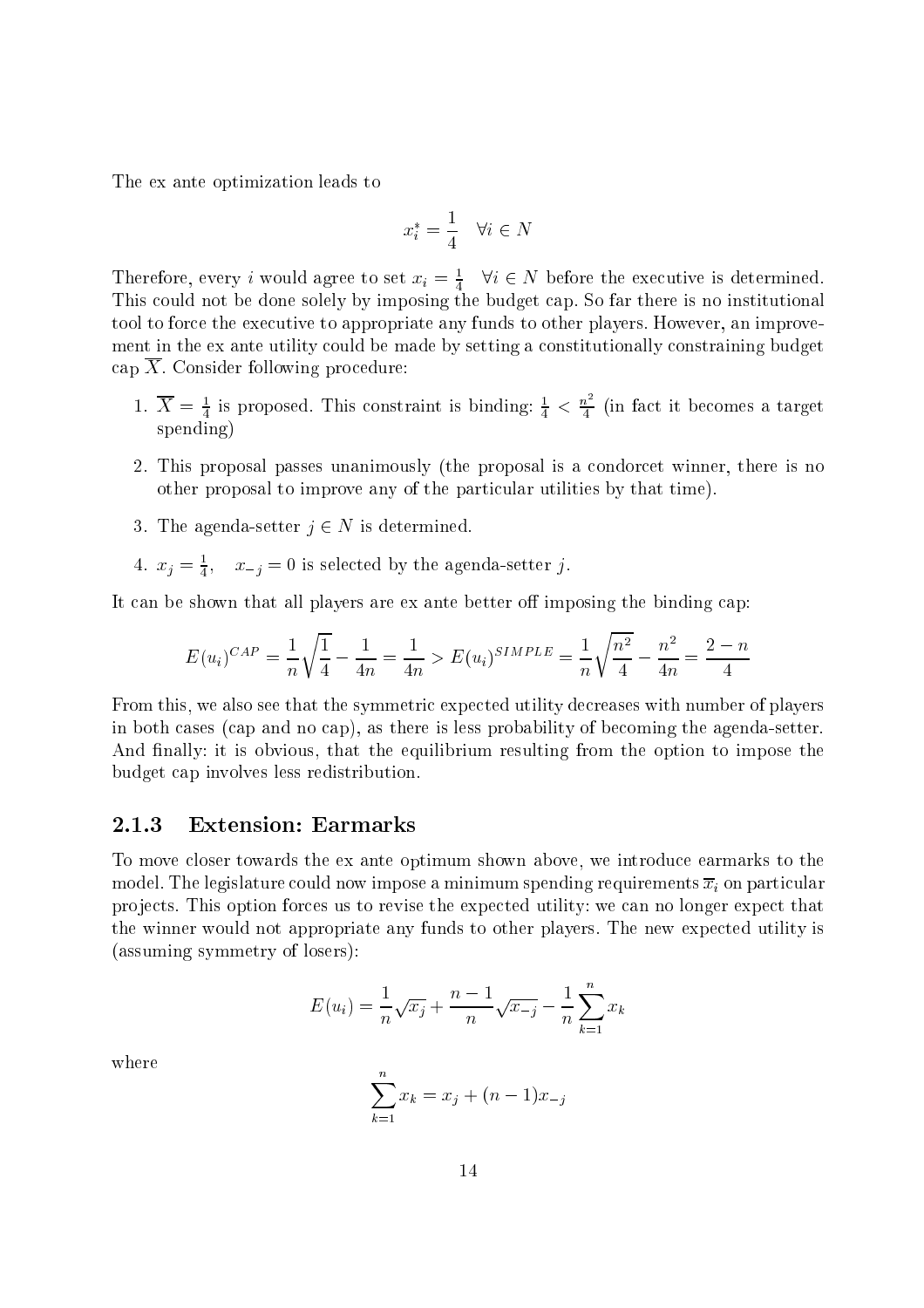The ex ante optimization leads to

$$x_i^* = \frac{1}{4} \quad \forall i \in N$$

Therefore, every $i$ would agree to set $x_i = \frac{1}{4} \quad \forall i \in N$ before the executive is determined. This could not be done solely by imposing the budget cap. So far there is no institutional tool to force the executive to appropriate any funds to other players. However, an improvement in the ex ante utility could be made by setting a constitutionally constraining budget cap $\overline{X}$. Consider following procedure:

1. $\overline{X} = \frac{1}{4}$ is proposed. This constraint is binding: $\frac{1}{4} < \frac{n^2}{4}$ (in fact it becomes a target spending)
2. This proposal passes unanimously (the proposal is a condorcet winner, there is no other proposal to improve any of the particular utilities by that time).
3. The agenda-setter $j \in N$ is determined.
4. $x_j = \frac{1}{4}, \quad x_{-j} = 0$ is selected by the agenda-setter $j$.

It can be shown that all players are ex ante better off imposing the binding cap:

$$E(u_i)^{CAP} = \frac{1}{n}\sqrt{\frac{1}{4}} - \frac{1}{4n} = \frac{1}{4n} > E(u_i)^{SIMPLE} = \frac{1}{n}\sqrt{\frac{n^2}{4}} - \frac{n^2}{4n} = \frac{2-n}{4}$$

From this, we also see that the symmetric expected utility decreases with number of players in both cases (cap and no cap), as there is less probability of becoming the agenda-setter. And finally: it is obvious, that the equilibrium resulting from the option to impose the budget cap involves less redistribution.

### 2.1.3 Extension: Earmarks

To move closer towards the ex ante optimum shown above, we introduce earmarks to the model. The legislature could now impose a minimum spending requirements $\overline{x}_i$ on particular projects. This option forces us to revise the expected utility: we can no longer expect that the winner would not appropriate any funds to other players. The new expected utility is (assuming symmetry of losers):

$$E(u_i) = \frac{1}{n}\sqrt{x_j} + \frac{n-1}{n}\sqrt{x_{-j}} - \frac{1}{n}\sum_{k=1}^{n} x_k$$

where

$$\sum_{k=1}^{n} x_k = x_j + (n-1)x_{-j}$$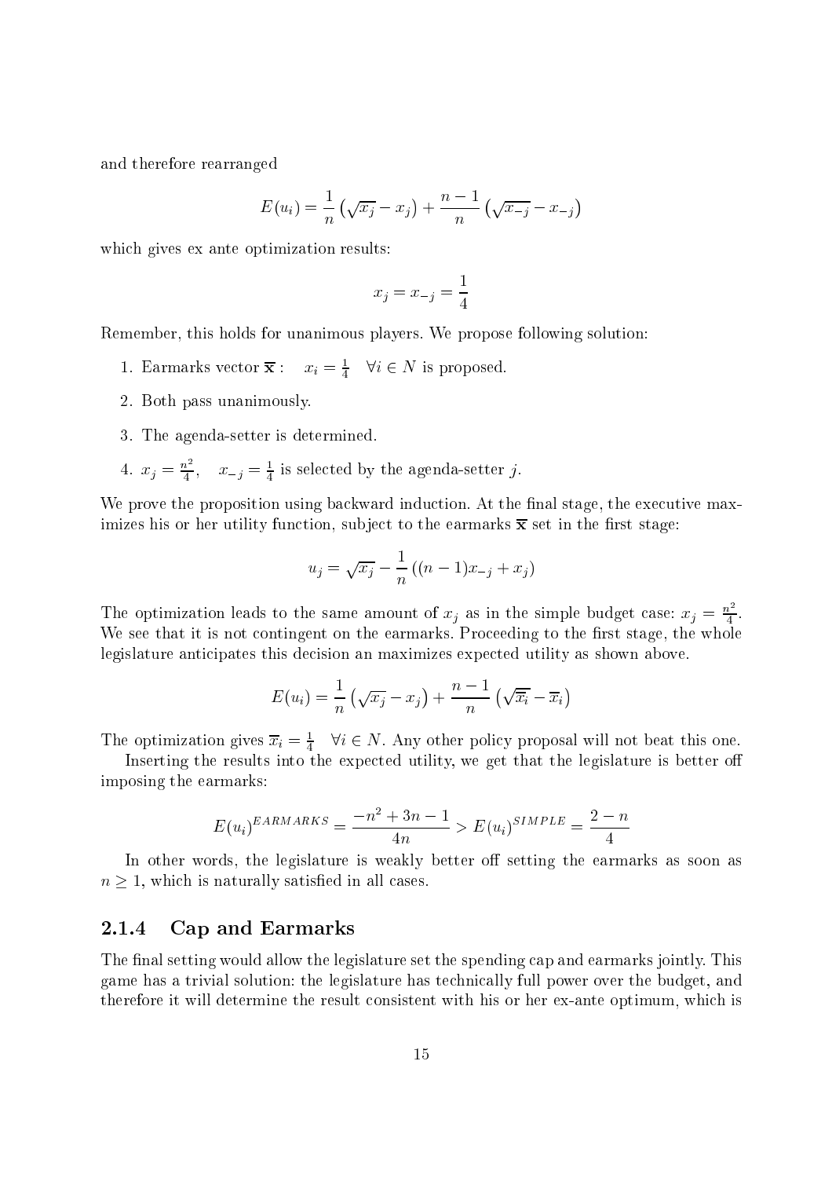and therefore rearranged

$$E(u_i) = \frac{1}{n}\left(\sqrt{x_j} - x_j\right) + \frac{n-1}{n}\left(\sqrt{x_{-j}} - x_{-j}\right)$$

which gives ex ante optimization results:

$$x_j = x_{-j} = \frac{1}{4}$$

Remember, this holds for unanimous players. We propose following solution:

1. Earmarks vector $\overline{\mathbf{x}}: \quad x_i = \frac{1}{4} \quad \forall i \in N$ is proposed.
2. Both pass unanimously.
3. The agenda-setter is determined.
4. $x_j = \frac{n^2}{4}, \quad x_{-j} = \frac{1}{4}$ is selected by the agenda-setter $j$.

We prove the proposition using backward induction. At the final stage, the executive maximizes his or her utility function, subject to the earmarks $\overline{\mathbf{x}}$ set in the first stage:

$$u_j = \sqrt{x_j} - \frac{1}{n}\left((n-1)x_{-j} + x_j\right)$$

The optimization leads to the same amount of $x_j$ as in the simple budget case: $x_j = \frac{n^2}{4}$. We see that it is not contingent on the earmarks. Proceeding to the first stage, the whole legislature anticipates this decision an maximizes expected utility as shown above.

$$E(u_i) = \frac{1}{n}\left(\sqrt{x_j} - x_j\right) + \frac{n-1}{n}\left(\sqrt{\overline{x}_i} - \overline{x}_i\right)$$

The optimization gives $\overline{x}_i = \frac{1}{4} \quad \forall i \in N$. Any other policy proposal will not beat this one.

Inserting the results into the expected utility, we get that the legislature is better off imposing the earmarks:

$$E(u_i)^{EARMARKS} = \frac{-n^2 + 3n - 1}{4n} > E(u_i)^{SIMPLE} = \frac{2-n}{4}$$

In other words, the legislature is weakly better off setting the earmarks as soon as $n \geq 1$, which is naturally satisfied in all cases.

### 2.1.4 Cap and Earmarks

The final setting would allow the legislature set the spending cap and earmarks jointly. This game has a trivial solution: the legislature has technically full power over the budget, and therefore it will determine the result consistent with his or her ex-ante optimum, which is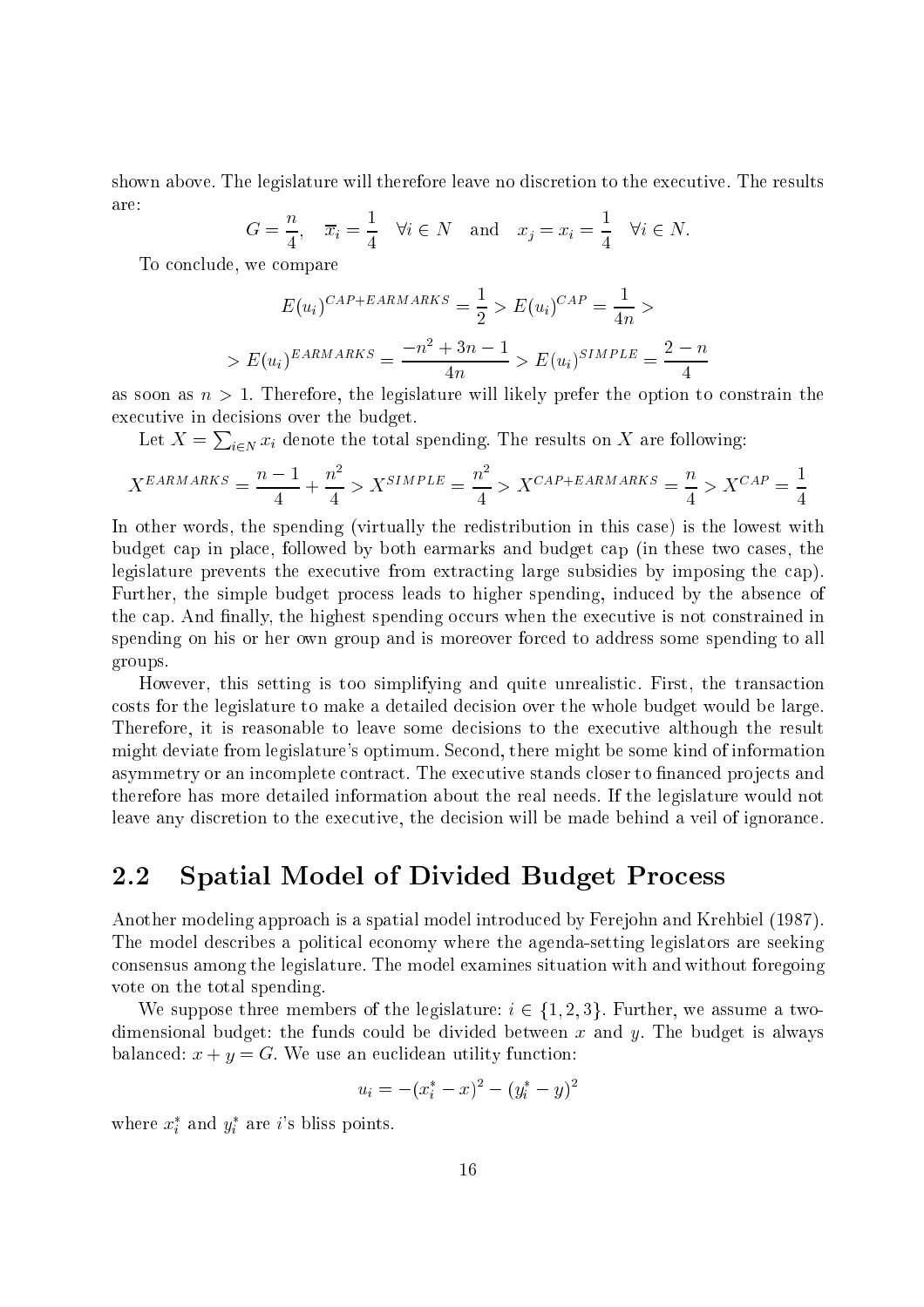shown above. The legislature will therefore leave no discretion to the executive. The results are:

$$G = \frac{n}{4}, \quad \overline{x_i} = \frac{1}{4} \quad \forall i \in N \quad \text{and} \quad x_j = x_i = \frac{1}{4} \quad \forall i \in N.$$

To conclude, we compare

$$E(u_i)^{CAP+EARMARKS} = \frac{1}{2} > E(u_i)^{CAP} = \frac{1}{4n} >$$

$$> E(u_i)^{EARMARKS} = \frac{-n^2 + 3n - 1}{4n} > E(u_i)^{SIMPLE} = \frac{2 - n}{4}$$

as soon as $n > 1$. Therefore, the legislature will likely prefer the option to constrain the executive in decisions over the budget.

Let $X = \sum_{i \in N} x_i$ denote the total spending. The results on $X$ are following:

$$X^{EARMARKS} = \frac{n-1}{4} + \frac{n^2}{4} > X^{SIMPLE} = \frac{n^2}{4} > X^{CAP+EARMARKS} = \frac{n}{4} > X^{CAP} = \frac{1}{4}$$

In other words, the spending (virtually the redistribution in this case) is the lowest with budget cap in place, followed by both earmarks and budget cap (in these two cases, the legislature prevents the executive from extracting large subsidies by imposing the cap). Further, the simple budget process leads to higher spending, induced by the absence of the cap. And finally, the highest spending occurs when the executive is not constrained in spending on his or her own group and is moreover forced to address some spending to all groups.

However, this setting is too simplifying and quite unrealistic. First, the transaction costs for the legislature to make a detailed decision over the whole budget would be large. Therefore, it is reasonable to leave some decisions to the executive although the result might deviate from legislature's optimum. Second, there might be some kind of information asymmetry or an incomplete contract. The executive stands closer to financed projects and therefore has more detailed information about the real needs. If the legislature would not leave any discretion to the executive, the decision will be made behind a veil of ignorance.

## 2.2 Spatial Model of Divided Budget Process

Another modeling approach is a spatial model introduced by Ferejohn and Krehbiel (1987). The model describes a political economy where the agenda-setting legislators are seeking consensus among the legislature. The model examines situation with and without foregoing vote on the total spending.

We suppose three members of the legislature: $i \in \{1, 2, 3\}$. Further, we assume a two-dimensional budget: the funds could be divided between $x$ and $y$. The budget is always balanced: $x + y = G$. We use an euclidean utility function:

$$u_i = -(x_i^* - x)^2 - (y_i^* - y)^2$$

where $x_i^*$ and $y_i^*$ are $i$'s bliss points.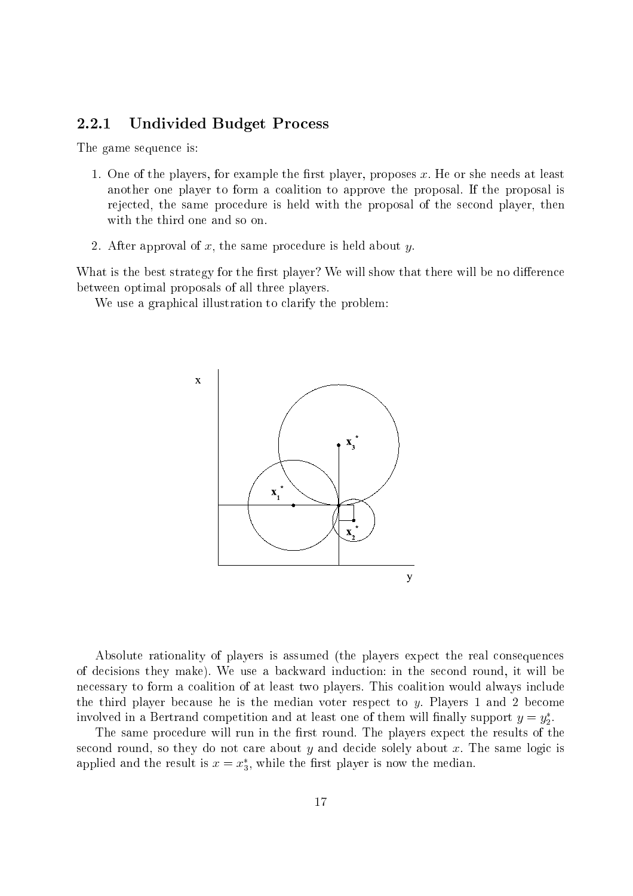### 2.2.1 Undivided Budget Process

The game sequence is:

1. One of the players, for example the first player, proposes $x$. He or she needs at least another one player to form a coalition to approve the proposal. If the proposal is rejected, the same procedure is held with the proposal of the second player, then with the third one and so on.
2. After approval of $x$, the same procedure is held about $y$.

What is the best strategy for the first player? We will show that there will be no difference between optimal proposals of all three players.

We use a graphical illustration to clarify the problem:

Absolute rationality of players is assumed (the players expect the real consequences of decisions they make). We use a backward induction: in the second round, it will be necessary to form a coalition of at least two players. This coalition would always include the third player because he is the median voter respect to $y$. Players 1 and 2 become involved in a Bertrand competition and at least one of them will finally support $y = y_2^*$.

The same procedure will run in the first round. The players expect the results of the second round, so they do not care about $y$ and decide solely about $x$. The same logic is applied and the result is $x = x_3^*$, while the first player is now the median.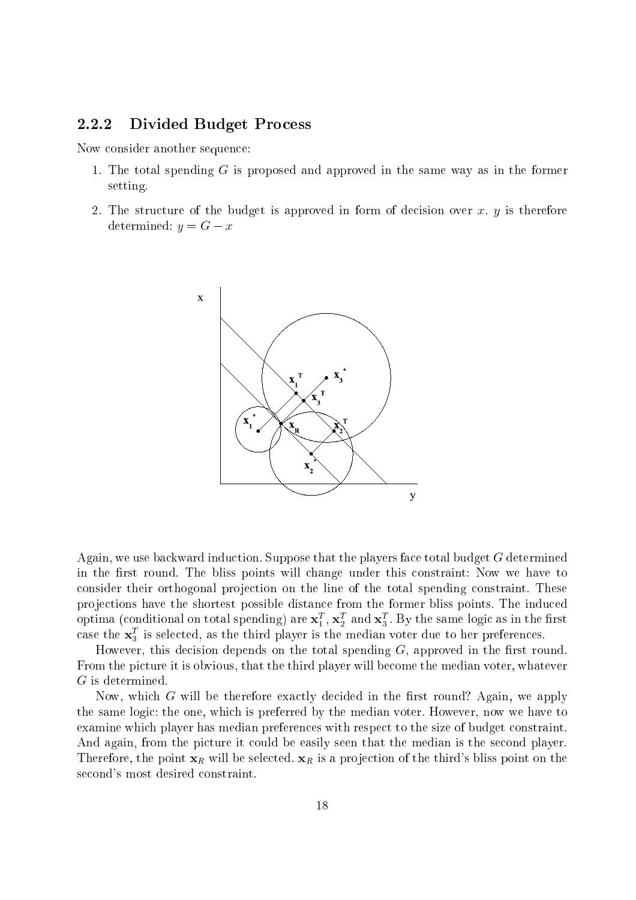### 2.2.2 Divided Budget Process

Now consider another sequence:

1. The total spending $G$ is proposed and approved in the same way as in the former setting.
2. The structure of the budget is approved in form of decision over $x$. $y$ is therefore determined: $y = G - x$

Again, we use backward induction. Suppose that the players face total budget $G$ determined in the first round. The bliss points will change under this constraint: Now we have to consider their orthogonal projection on the line of the total spending constraint. These projections have the shortest possible distance from the former bliss points. The induced optima (conditional on total spending) are $\mathbf{x}_1^T$, $\mathbf{x}_2^T$ and $\mathbf{x}_3^T$. By the same logic as in the first case the $\mathbf{x}_3^T$ is selected, as the third player is the median voter due to her preferences.

However, this decision depends on the total spending $G$, approved in the first round. From the picture it is obvious, that the third player will become the median voter, whatever $G$ is determined.

Now, which $G$ will be therefore exactly decided in the first round? Again, we apply the same logic: the one, which is preferred by the median voter. However, now we have to examine which player has median preferences with respect to the size of budget constraint. And again, from the picture it could be easily seen that the median is the second player. Therefore, the point $\mathbf{x}_R$ will be selected. $\mathbf{x}_R$ is a projection of the third's bliss point on the second's most desired constraint.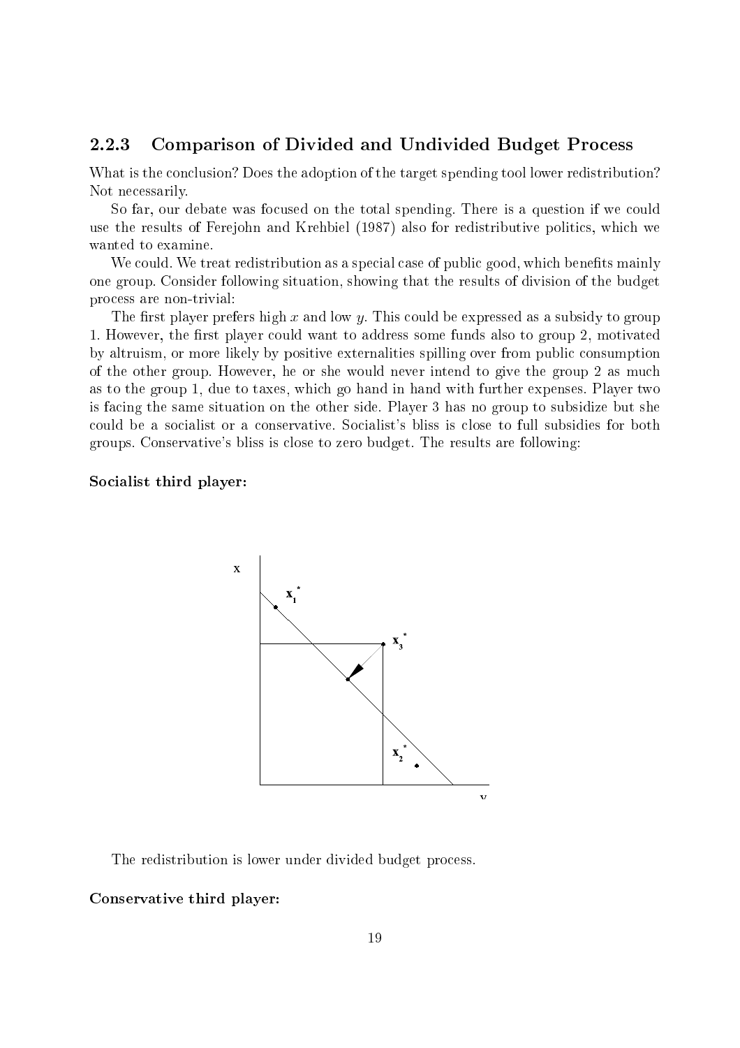### 2.2.3 Comparison of Divided and Undivided Budget Process

What is the conclusion? Does the adoption of the target spending tool lower redistribution? Not necessarily.

So far, our debate was focused on the total spending. There is a question if we could use the results of Ferejohn and Krehbiel (1987) also for redistributive politics, which we wanted to examine.

We could. We treat redistribution as a special case of public good, which benefits mainly one group. Consider following situation, showing that the results of division of the budget process are non-trivial:

The first player prefers high $x$ and low $y$. This could be expressed as a subsidy to group 1. However, the first player could want to address some funds also to group 2, motivated by altruism, or more likely by positive externalities spilling over from public consumption of the other group. However, he or she would never intend to give the group 2 as much as to the group 1, due to taxes, which go hand in hand with further expenses. Player two is facing the same situation on the other side. Player 3 has no group to subsidize but she could be a socialist or a conservative. Socialist's bliss is close to full subsidies for both groups. Conservative's bliss is close to zero budget. The results are following:

**Socialist third player:**

The redistribution is lower under divided budget process.

**Conservative third player:**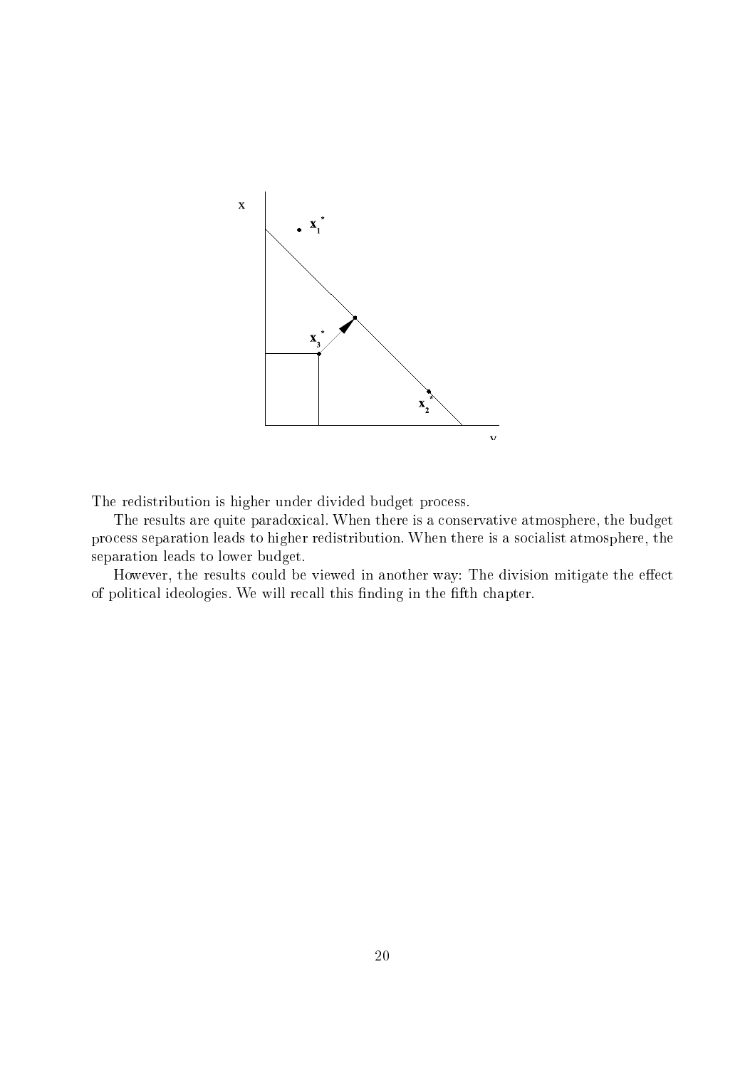The redistribution is higher under divided budget process.

The results are quite paradoxical. When there is a conservative atmosphere, the budget process separation leads to higher redistribution. When there is a socialist atmosphere, the separation leads to lower budget.

However, the results could be viewed in another way: The division mitigate the effect of political ideologies. We will recall this finding in the fifth chapter.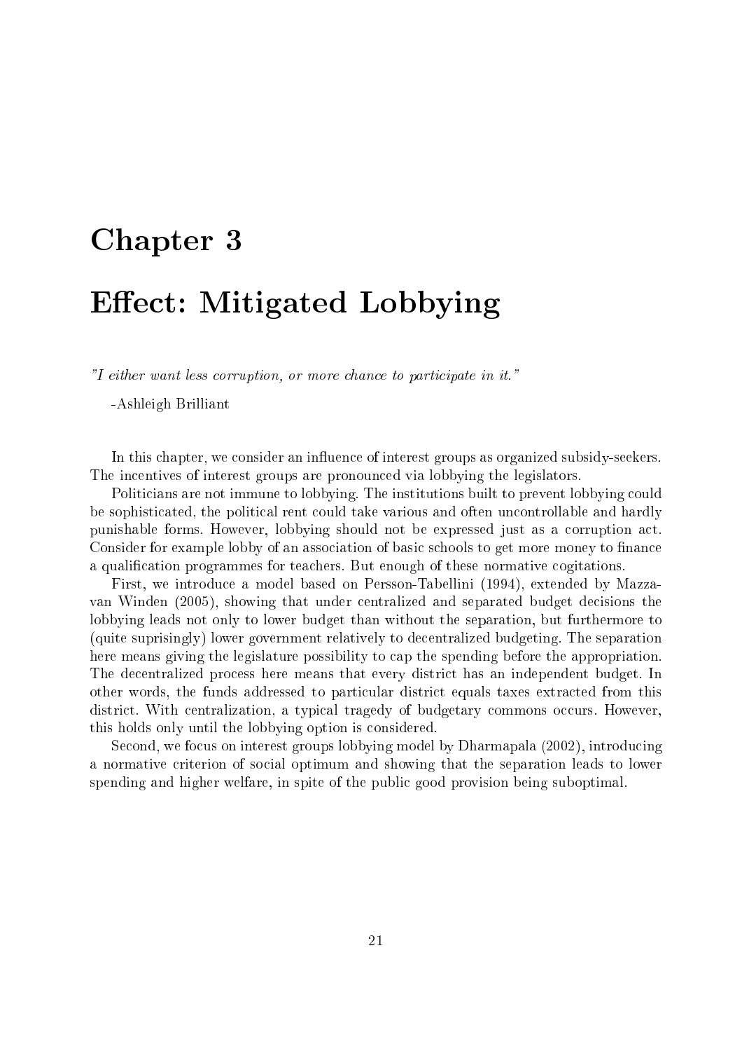# Chapter 3

# Effect: Mitigated Lobbying

*"I either want less corruption, or more chance to participate in it."*

-Ashleigh Brilliant

In this chapter, we consider an influence of interest groups as organized subsidy-seekers. The incentives of interest groups are pronounced via lobbying the legislators.

Politicians are not immune to lobbying. The institutions built to prevent lobbying could be sophisticated, the political rent could take various and often uncontrollable and hardly punishable forms. However, lobbying should not be expressed just as a corruption act. Consider for example lobby of an association of basic schools to get more money to finance a qualification programmes for teachers. But enough of these normative cogitations.

First, we introduce a model based on Persson-Tabellini (1994), extended by Mazza-van Winden (2005), showing that under centralized and separated budget decisions the lobbying leads not only to lower budget than without the separation, but furthermore to (quite suprisingly) lower government relatively to decentralized budgeting. The separation here means giving the legislature possibility to cap the spending before the appropriation. The decentralized process here means that every district has an independent budget. In other words, the funds addressed to particular district equals taxes extracted from this district. With centralization, a typical tragedy of budgetary commons occurs. However, this holds only until the lobbying option is considered.

Second, we focus on interest groups lobbying model by Dharmapala (2002), introducing a normative criterion of social optimum and showing that the separation leads to lower spending and higher welfare, in spite of the public good provision being suboptimal.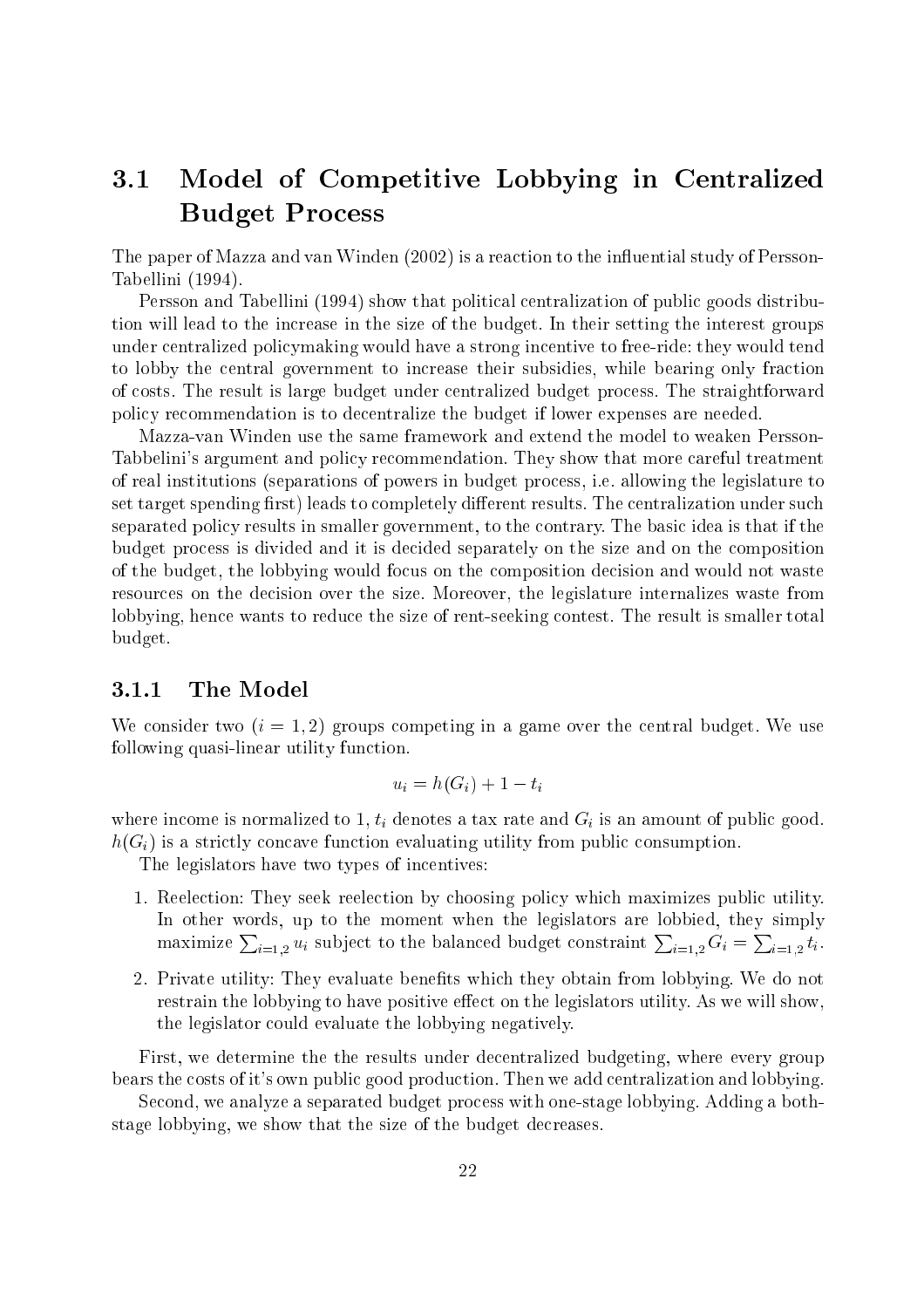## 3.1 Model of Competitive Lobbying in Centralized Budget Process

The paper of Mazza and van Winden (2002) is a reaction to the influential study of Persson-Tabellini (1994).

Persson and Tabellini (1994) show that political centralization of public goods distribution will lead to the increase in the size of the budget. In their setting the interest groups under centralized policymaking would have a strong incentive to free-ride: they would tend to lobby the central government to increase their subsidies, while bearing only fraction of costs. The result is large budget under centralized budget process. The straightforward policy recommendation is to decentralize the budget if lower expenses are needed.

Mazza-van Winden use the same framework and extend the model to weaken Persson-Tabbelini's argument and policy recommendation. They show that more careful treatment of real institutions (separations of powers in budget process, i.e. allowing the legislature to set target spending first) leads to completely different results. The centralization under such separated policy results in smaller government, to the contrary. The basic idea is that if the budget process is divided and it is decided separately on the size and on the composition of the budget, the lobbying would focus on the composition decision and would not waste resources on the decision over the size. Moreover, the legislature internalizes waste from lobbying, hence wants to reduce the size of rent-seeking contest. The result is smaller total budget.

### 3.1.1 The Model

We consider two ($i = 1, 2$) groups competing in a game over the central budget. We use following quasi-linear utility function.

$$u_i = h(G_i) + 1 - t_i$$

where income is normalized to 1, $t_i$ denotes a tax rate and $G_i$ is an amount of public good. $h(G_i)$ is a strictly concave function evaluating utility from public consumption.

The legislators have two types of incentives:

1. Reelection: They seek reelection by choosing policy which maximizes public utility. In other words, up to the moment when the legislators are lobbied, they simply maximize $\sum_{i=1,2} u_i$ subject to the balanced budget constraint $\sum_{i=1,2} G_i = \sum_{i=1,2} t_i$.
2. Private utility: They evaluate benefits which they obtain from lobbying. We do not restrain the lobbying to have positive effect on the legislators utility. As we will show, the legislator could evaluate the lobbying negatively.

First, we determine the the results under decentralized budgeting, where every group bears the costs of it's own public good production. Then we add centralization and lobbying.

Second, we analyze a separated budget process with one-stage lobbying. Adding a both-stage lobbying, we show that the size of the budget decreases.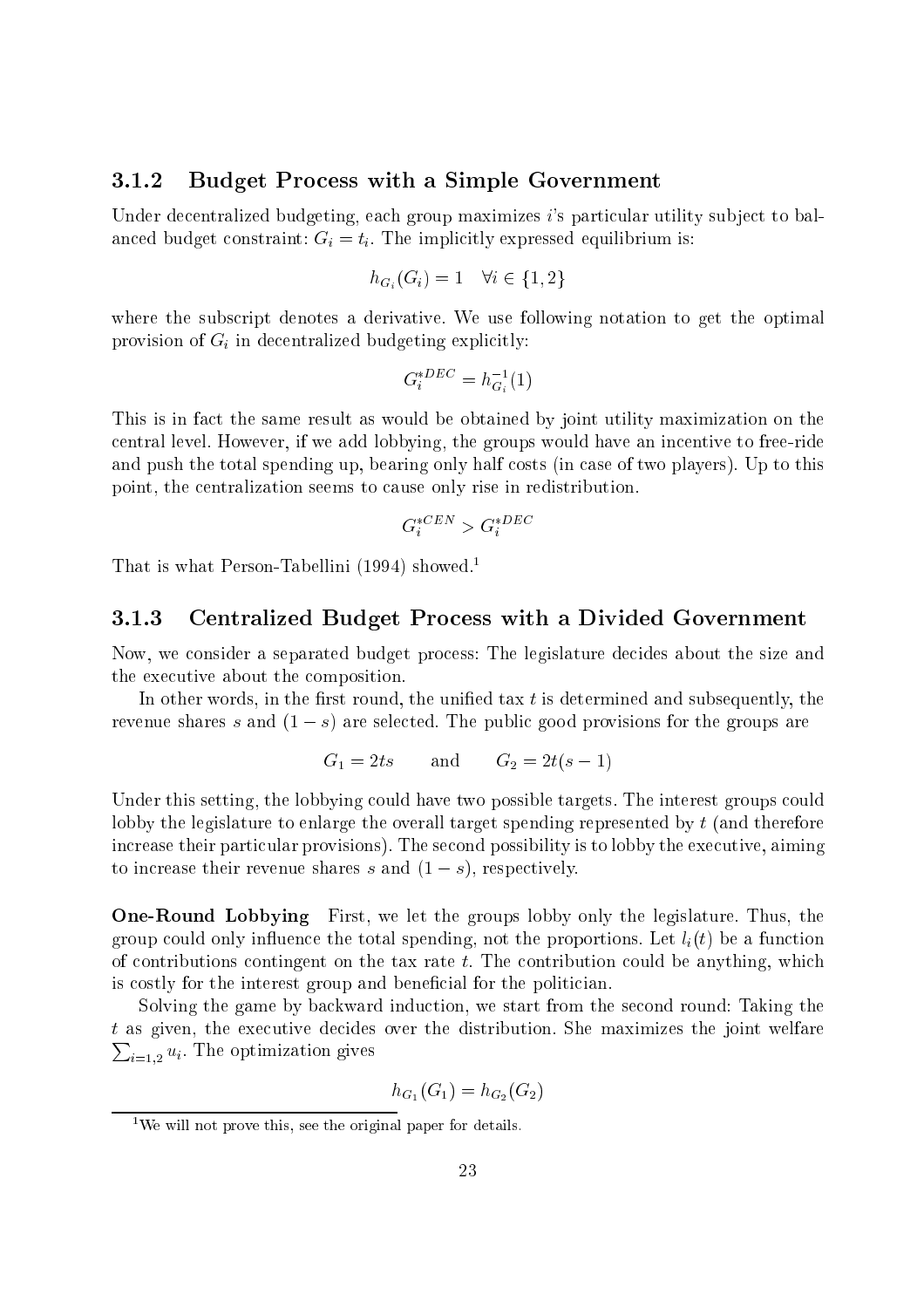### 3.1.2 Budget Process with a Simple Government

Under decentralized budgeting, each group maximizes $i$'s particular utility subject to balanced budget constraint: $G_i = t_i$. The implicitly expressed equilibrium is:

$$h_{G_i}(G_i) = 1 \quad \forall i \in \{1, 2\}$$

where the subscript denotes a derivative. We use following notation to get the optimal provision of $G_i$ in decentralized budgeting explicitly:

$$G_i^{*DEC} = h_{G_i}^{-1}(1)$$

This is in fact the same result as would be obtained by joint utility maximization on the central level. However, if we add lobbying, the groups would have an incentive to free-ride and push the total spending up, bearing only half costs (in case of two players). Up to this point, the centralization seems to cause only rise in redistribution.

$$G_i^{*CEN} > G_i^{*DEC}$$

That is what Person-Tabellini (1994) showed.[1]

### 3.1.3 Centralized Budget Process with a Divided Government

Now, we consider a separated budget process: The legislature decides about the size and the executive about the composition.

In other words, in the first round, the unified tax $t$ is determined and subsequently, the revenue shares $s$ and $(1 - s)$ are selected. The public good provisions for the groups are

$$G_1 = 2ts \qquad \text{and} \qquad G_2 = 2t(s - 1)$$

Under this setting, the lobbying could have two possible targets. The interest groups could lobby the legislature to enlarge the overall target spending represented by $t$ (and therefore increase their particular provisions). The second possibility is to lobby the executive, aiming to increase their revenue shares $s$ and $(1 - s)$, respectively.

**One-Round Lobbying** First, we let the groups lobby only the legislature. Thus, the group could only influence the total spending, not the proportions. Let $l_i(t)$ be a function of contributions contingent on the tax rate $t$. The contribution could be anything, which is costly for the interest group and beneficial for the politician.

Solving the game by backward induction, we start from the second round: Taking the $t$ as given, the executive decides over the distribution. She maximizes the joint welfare $\sum_{i=1,2} u_i$. The optimization gives

$$h_{G_1}(G_1) = h_{G_2}(G_2)$$

[1] We will not prove this, see the original paper for details.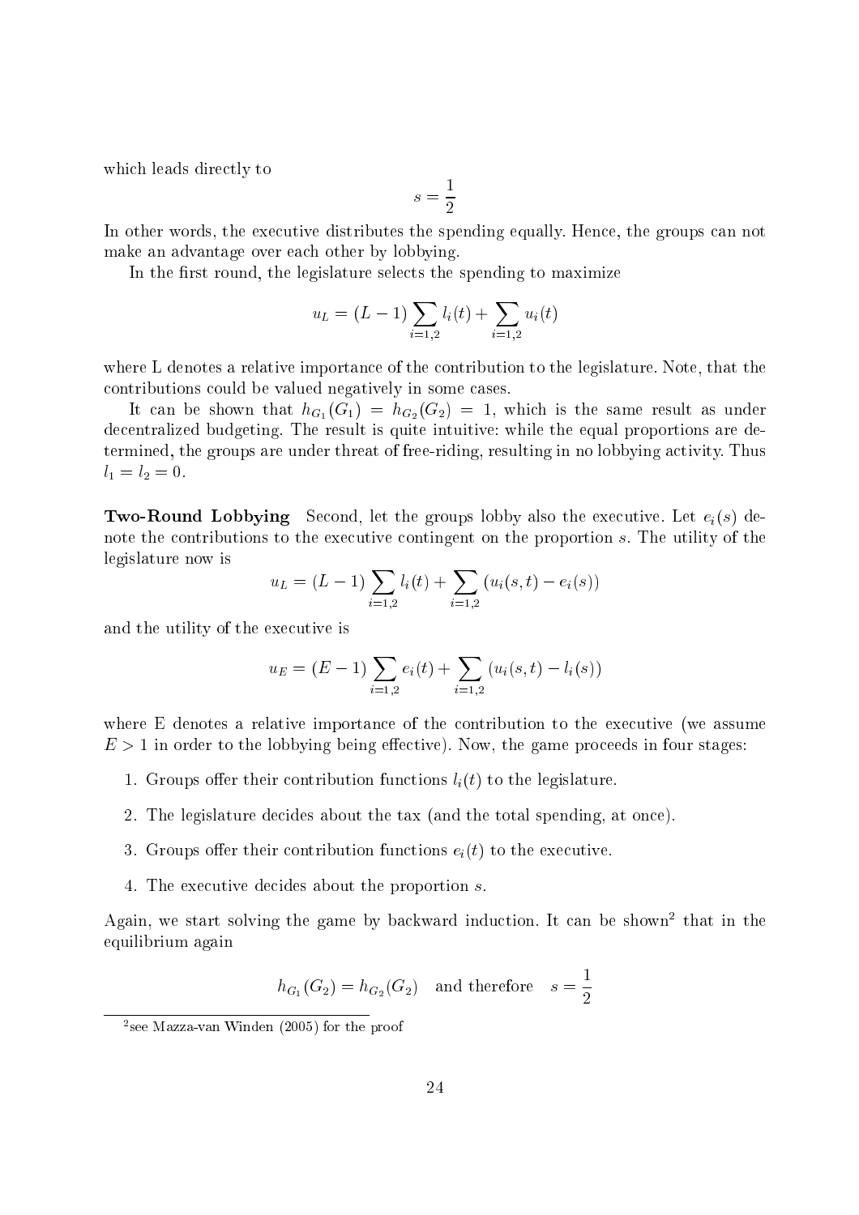which leads directly to

$$s = \frac{1}{2}$$

In other words, the executive distributes the spending equally. Hence, the groups can not make an advantage over each other by lobbying.

In the first round, the legislature selects the spending to maximize

$$u_L = (L-1)\sum_{i=1,2} l_i(t) + \sum_{i=1,2} u_i(t)$$

where L denotes a relative importance of the contribution to the legislature. Note, that the contributions could be valued negatively in some cases.

It can be shown that $h_{G_1}(G_1) = h_{G_2}(G_2) = 1$, which is the same result as under decentralized budgeting. The result is quite intuitive: while the equal proportions are determined, the groups are under threat of free-riding, resulting in no lobbying activity. Thus $l_1 = l_2 = 0$.

**Two-Round Lobbying** Second, let the groups lobby also the executive. Let $e_i(s)$ denote the contributions to the executive contingent on the proportion $s$. The utility of the legislature now is

$$u_L = (L-1)\sum_{i=1,2} l_i(t) + \sum_{i=1,2} (u_i(s,t) - e_i(s))$$

and the utility of the executive is

$$u_E = (E-1)\sum_{i=1,2} e_i(t) + \sum_{i=1,2} (u_i(s,t) - l_i(s))$$

where E denotes a relative importance of the contribution to the executive (we assume $E > 1$ in order to the lobbying being effective). Now, the game proceeds in four stages:

1. Groups offer their contribution functions $l_i(t)$ to the legislature.
2. The legislature decides about the tax (and the total spending, at once).
3. Groups offer their contribution functions $e_i(t)$ to the executive.
4. The executive decides about the proportion $s$.

Again, we start solving the game by backward induction. It can be shown[2] that in the equilibrium again

$$h_{G_1}(G_2) = h_{G_2}(G_2) \quad \text{and therefore} \quad s = \frac{1}{2}$$

[2] see Mazza-van Winden (2005) for the proof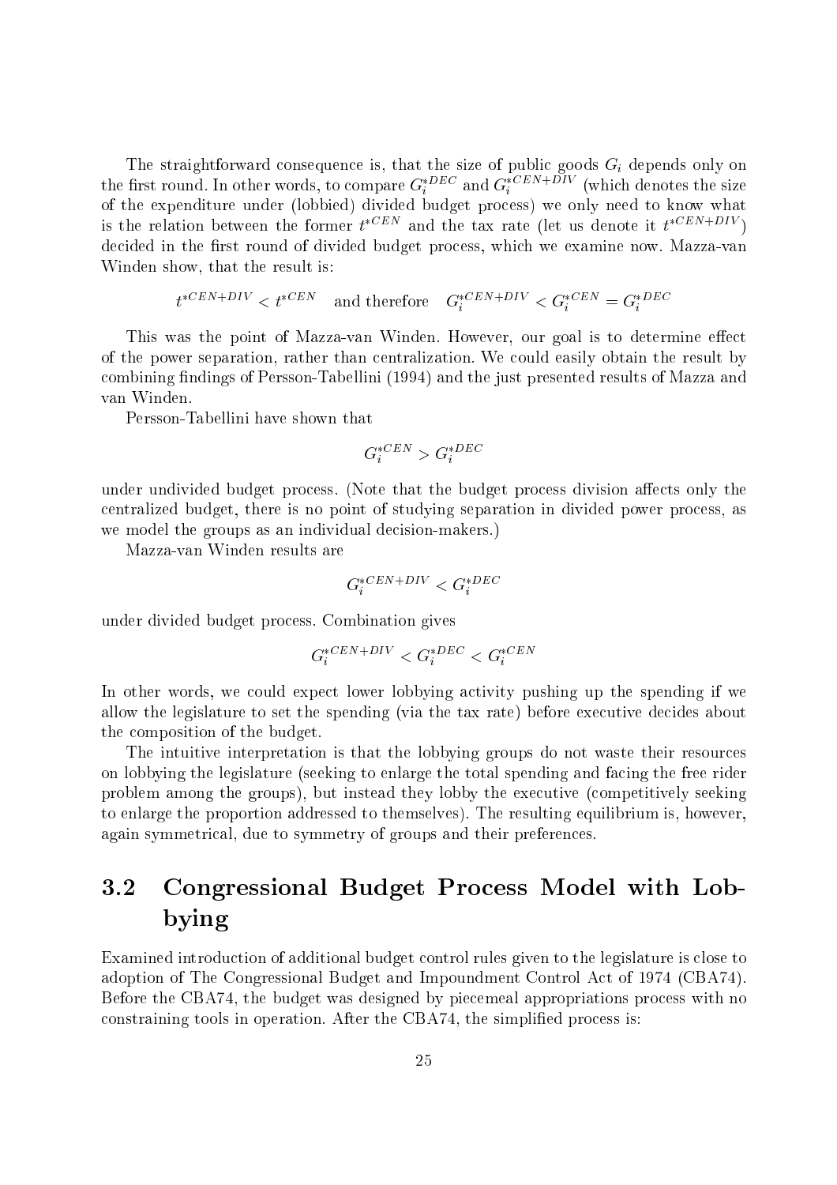The straightforward consequence is, that the size of public goods $G_i$ depends only on the first round. In other words, to compare $G_i^{*DEC}$ and $G_i^{*CEN+DIV}$ (which denotes the size of the expenditure under (lobbied) divided budget process) we only need to know what is the relation between the former $t^{*CEN}$ and the tax rate (let us denote it $t^{*CEN+DIV}$) decided in the first round of divided budget process, which we examine now. Mazza-van Winden show, that the result is:

$$t^{*CEN+DIV} < t^{*CEN} \quad \text{and therefore} \quad G_i^{*CEN+DIV} < G_i^{*CEN} = G_i^{*DEC}$$

This was the point of Mazza-van Winden. However, our goal is to determine effect of the power separation, rather than centralization. We could easily obtain the result by combining findings of Persson-Tabellini (1994) and the just presented results of Mazza and van Winden.

Persson-Tabellini have shown that

$$G_i^{*CEN} > G_i^{*DEC}$$

under undivided budget process. (Note that the budget process division affects only the centralized budget, there is no point of studying separation in divided power process, as we model the groups as an individual decision-makers.)

Mazza-van Winden results are

$$G_i^{*CEN+DIV} < G_i^{*DEC}$$

under divided budget process. Combination gives

$$G_i^{*CEN+DIV} < G_i^{*DEC} < G_i^{*CEN}$$

In other words, we could expect lower lobbying activity pushing up the spending if we allow the legislature to set the spending (via the tax rate) before executive decides about the composition of the budget.

The intuitive interpretation is that the lobbying groups do not waste their resources on lobbying the legislature (seeking to enlarge the total spending and facing the free rider problem among the groups), but instead they lobby the executive (competitively seeking to enlarge the proportion addressed to themselves). The resulting equilibrium is, however, again symmetrical, due to symmetry of groups and their preferences.

## 3.2 Congressional Budget Process Model with Lobbying

Examined introduction of additional budget control rules given to the legislature is close to adoption of The Congressional Budget and Impoundment Control Act of 1974 (CBA74). Before the CBA74, the budget was designed by piecemeal appropriations process with no constraining tools in operation. After the CBA74, the simplified process is: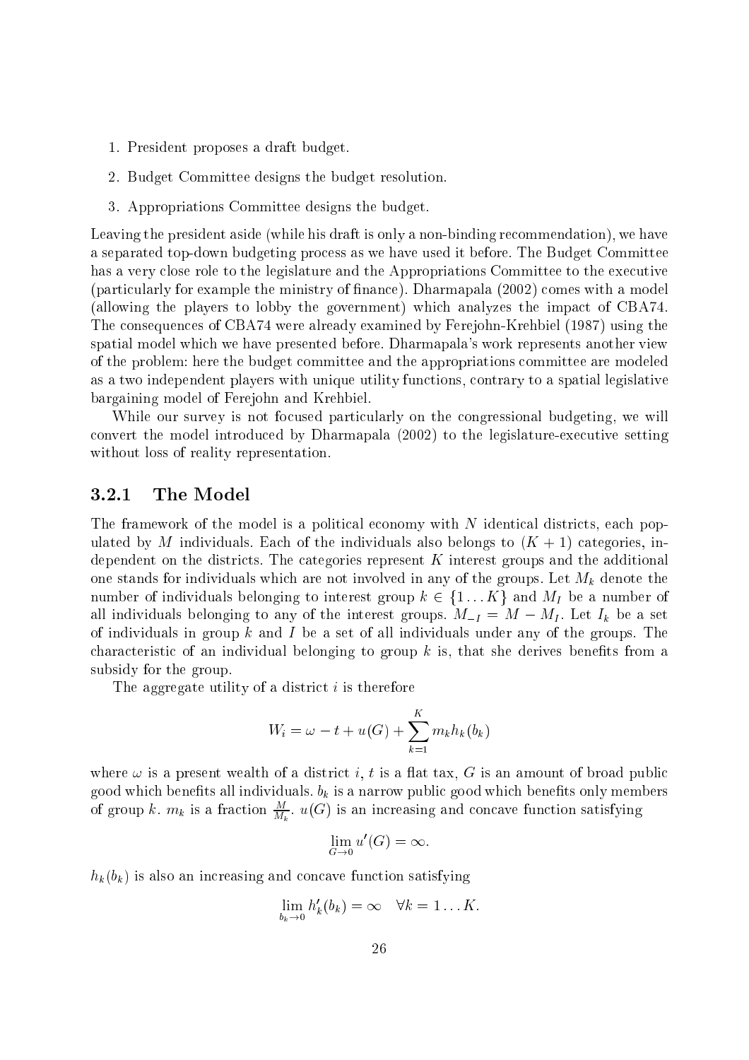1. President proposes a draft budget.
2. Budget Committee designs the budget resolution.
3. Appropriations Committee designs the budget.

Leaving the president aside (while his draft is only a non-binding recommendation), we have a separated top-down budgeting process as we have used it before. The Budget Committee has a very close role to the legislature and the Appropriations Committee to the executive (particularly for example the ministry of finance). Dharmapala (2002) comes with a model (allowing the players to lobby the government) which analyzes the impact of CBA74. The consequences of CBA74 were already examined by Ferejohn-Krehbiel (1987) using the spatial model which we have presented before. Dharmapala's work represents another view of the problem: here the budget committee and the appropriations committee are modeled as a two independent players with unique utility functions, contrary to a spatial legislative bargaining model of Ferejohn and Krehbiel.

While our survey is not focused particularly on the congressional budgeting, we will convert the model introduced by Dharmapala (2002) to the legislature-executive setting without loss of reality representation.

### 3.2.1 The Model

The framework of the model is a political economy with $N$ identical districts, each populated by $M$ individuals. Each of the individuals also belongs to $(K+1)$ categories, independent on the districts. The categories represent $K$ interest groups and the additional one stands for individuals which are not involved in any of the groups. Let $M_k$ denote the number of individuals belonging to interest group $k \in \{1 \dots K\}$ and $M_I$ be a number of all individuals belonging to any of the interest groups. $M_{-I} = M - M_I$. Let $I_k$ be a set of individuals in group $k$ and $I$ be a set of all individuals under any of the groups. The characteristic of an individual belonging to group $k$ is, that she derives benefits from a subsidy for the group.

The aggregate utility of a district $i$ is therefore

$$W_i = \omega - t + u(G) + \sum_{k=1}^{K} m_k h_k(b_k)$$

where $\omega$ is a present wealth of a district $i$, $t$ is a flat tax, $G$ is an amount of broad public good which benefits all individuals. $b_k$ is a narrow public good which benefits only members of group $k$. $m_k$ is a fraction $\frac{M}{M_k}$. $u(G)$ is an increasing and concave function satisfying

$$\lim_{G \to 0} u'(G) = \infty.$$

$h_k(b_k)$ is also an increasing and concave function satisfying

$$\lim_{b_k \to 0} h'_k(b_k) = \infty \quad \forall k = 1 \dots K.$$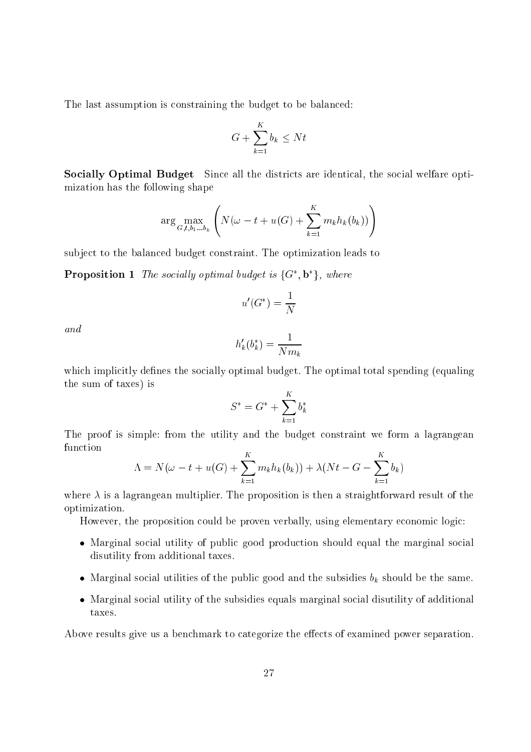The last assumption is constraining the budget to be balanced:

$$G + \sum_{k=1}^{K} b_k \leq Nt$$

**Socially Optimal Budget** Since all the districts are identical, the social welfare optimization has the following shape

$$\arg \max_{G,t,b_1 \ldots b_k} \left( N(\omega - t + u(G) + \sum_{k=1}^{K} m_k h_k(b_k)) \right)$$

subject to the balanced budget constraint. The optimization leads to

**Proposition 1** *The socially optimal budget is* $\{G^*, \mathbf{b}^*\}$*, where*

$$u'(G^*) = \frac{1}{N}$$

*and*

$$h'_k(b^*_k) = \frac{1}{Nm_k}$$

which implicitly defines the socially optimal budget. The optimal total spending (equaling the sum of taxes) is

$$S^* = G^* + \sum_{k=1}^{K} b^*_k$$

The proof is simple: from the utility and the budget constraint we form a lagrangean function

$$\Lambda = N(\omega - t + u(G) + \sum_{k=1}^{K} m_k h_k(b_k)) + \lambda(Nt - G - \sum_{k=1}^{K} b_k)$$

where $\lambda$ is a lagrangean multiplier. The proposition is then a straightforward result of the optimization.

However, the proposition could be proven verbally, using elementary economic logic:

- Marginal social utility of public good production should equal the marginal social disutility from additional taxes.
- Marginal social utilities of the public good and the subsidies $b_k$ should be the same.
- Marginal social utility of the subsidies equals marginal social disutility of additional taxes.

Above results give us a benchmark to categorize the effects of examined power separation.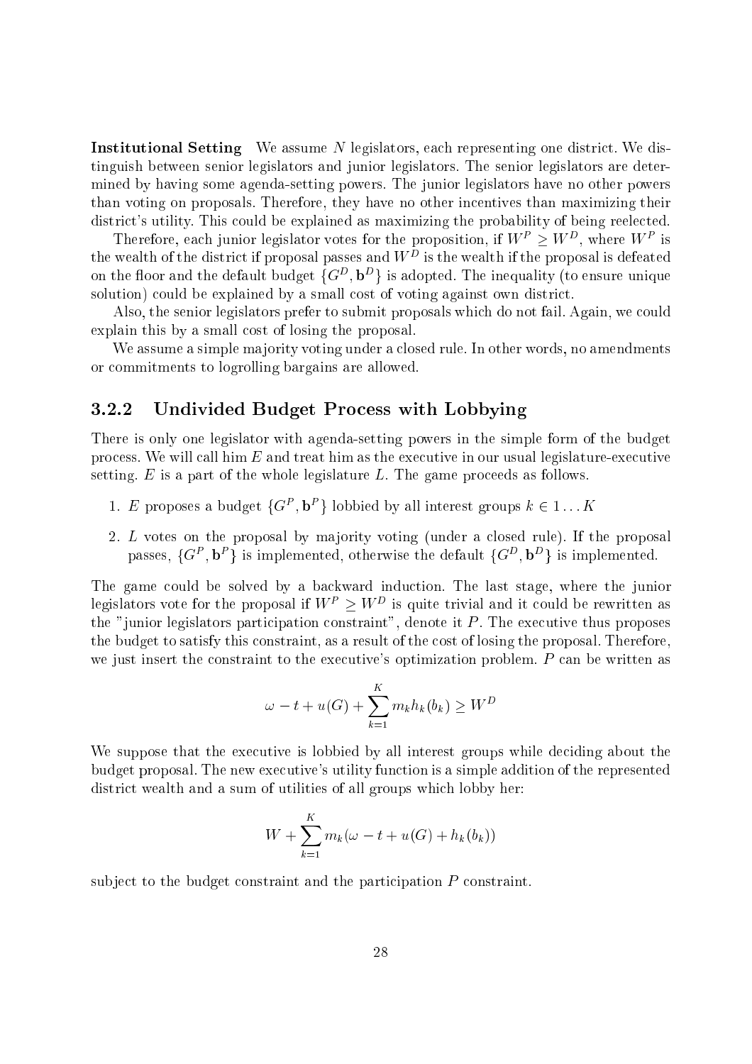**Institutional Setting** We assume $N$ legislators, each representing one district. We distinguish between senior legislators and junior legislators. The senior legislators are determined by having some agenda-setting powers. The junior legislators have no other powers than voting on proposals. Therefore, they have no other incentives than maximizing their district's utility. This could be explained as maximizing the probability of being reelected.

Therefore, each junior legislator votes for the proposition, if $W^P \geq W^D$, where $W^P$ is the wealth of the district if proposal passes and $W^D$ is the wealth if the proposal is defeated on the floor and the default budget $\{G^D, \mathbf{b}^D\}$ is adopted. The inequality (to ensure unique solution) could be explained by a small cost of voting against own district.

Also, the senior legislators prefer to submit proposals which do not fail. Again, we could explain this by a small cost of losing the proposal.

We assume a simple majority voting under a closed rule. In other words, no amendments or commitments to logrolling bargains are allowed.

### 3.2.2 Undivided Budget Process with Lobbying

There is only one legislator with agenda-setting powers in the simple form of the budget process. We will call him $E$ and treat him as the executive in our usual legislature-executive setting. $E$ is a part of the whole legislature $L$. The game proceeds as follows.

1. $E$ proposes a budget $\{G^P, \mathbf{b}^P\}$ lobbied by all interest groups $k \in 1 \dots K$
2. $L$ votes on the proposal by majority voting (under a closed rule). If the proposal passes, $\{G^P, \mathbf{b}^P\}$ is implemented, otherwise the default $\{G^D, \mathbf{b}^D\}$ is implemented.

The game could be solved by a backward induction. The last stage, where the junior legislators vote for the proposal if $W^P \geq W^D$ is quite trivial and it could be rewritten as the "junior legislators participation constraint", denote it $P$. The executive thus proposes the budget to satisfy this constraint, as a result of the cost of losing the proposal. Therefore, we just insert the constraint to the executive's optimization problem. $P$ can be written as

$$\omega - t + u(G) + \sum_{k=1}^{K} m_k h_k(b_k) \geq W^D$$

We suppose that the executive is lobbied by all interest groups while deciding about the budget proposal. The new executive's utility function is a simple addition of the represented district wealth and a sum of utilities of all groups which lobby her:

$$W + \sum_{k=1}^{K} m_k(\omega - t + u(G) + h_k(b_k))$$

subject to the budget constraint and the participation $P$ constraint.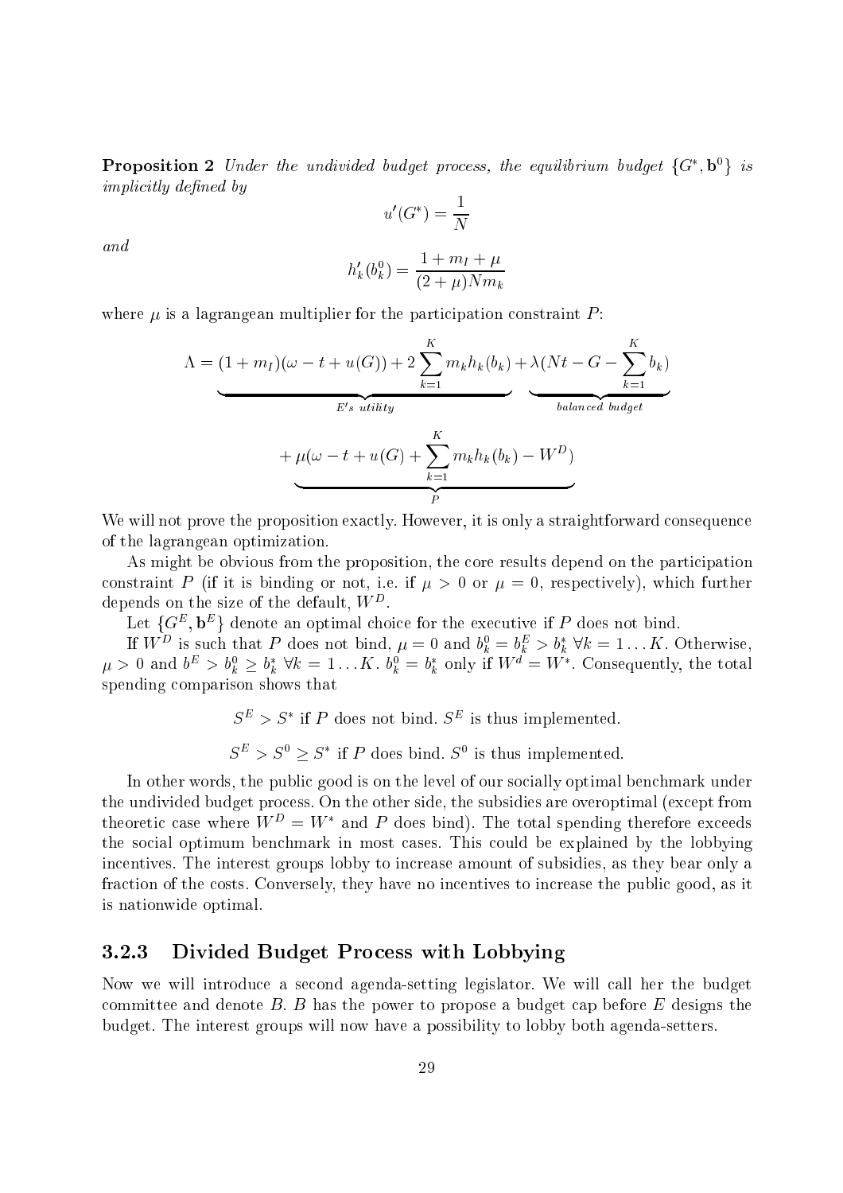**Proposition 2** *Under the undivided budget process, the equilibrium budget* $\{G^*, \mathbf{b}^0\}$ *is implicitly defined by*

$$u'(G^*) = \frac{1}{N}$$

*and*

$$h'_k(b^0_k) = \frac{1 + m_I + \mu}{(2 + \mu)Nm_k}$$

where $\mu$ is a lagrangean multiplier for the participation constraint $P$:

$$\Lambda = \underbrace{(1 + m_I)(\omega - t + u(G)) + 2\sum_{k=1}^{K} m_k h_k(b_k)}_{E's\ utility} + \underbrace{\lambda(Nt - G - \sum_{k=1}^{K} b_k)}_{balanced\ budget}$$

$$+ \underbrace{\mu(\omega - t + u(G) + \sum_{k=1}^{K} m_k h_k(b_k) - W^D)}_{P}$$

We will not prove the proposition exactly. However, it is only a straightforward consequence of the lagrangean optimization.

As might be obvious from the proposition, the core results depend on the participation constraint $P$ (if it is binding or not, i.e. if $\mu > 0$ or $\mu = 0$, respectively), which further depends on the size of the default, $W^D$.

Let $\{G^E, \mathbf{b}^E\}$ denote an optimal choice for the executive if $P$ does not bind.

If $W^D$ is such that $P$ does not bind, $\mu = 0$ and $b^0_k = b^E_k > b^*_k \ \forall k = 1 \ldots K$. Otherwise, $\mu > 0$ and $b^E > b^0_k \geq b^*_k \ \forall k = 1 \ldots K$. $b^0_k = b^*_k$ only if $W^d = W^*$. Consequently, the total spending comparison shows that

$S^E > S^*$ if $P$ does not bind. $S^E$ is thus implemented.

$S^E > S^0 \geq S^*$ if $P$ does bind. $S^0$ is thus implemented.

In other words, the public good is on the level of our socially optimal benchmark under the undivided budget process. On the other side, the subsidies are overoptimal (except from theoretic case where $W^D = W^*$ and $P$ does bind). The total spending therefore exceeds the social optimum benchmark in most cases. This could be explained by the lobbying incentives. The interest groups lobby to increase amount of subsidies, as they bear only a fraction of the costs. Conversely, they have no incentives to increase the public good, as it is nationwide optimal.

### 3.2.3 Divided Budget Process with Lobbying

Now we will introduce a second agenda-setting legislator. We will call her the budget committee and denote $B$. $B$ has the power to propose a budget cap before $E$ designs the budget. The interest groups will now have a possibility to lobby both agenda-setters.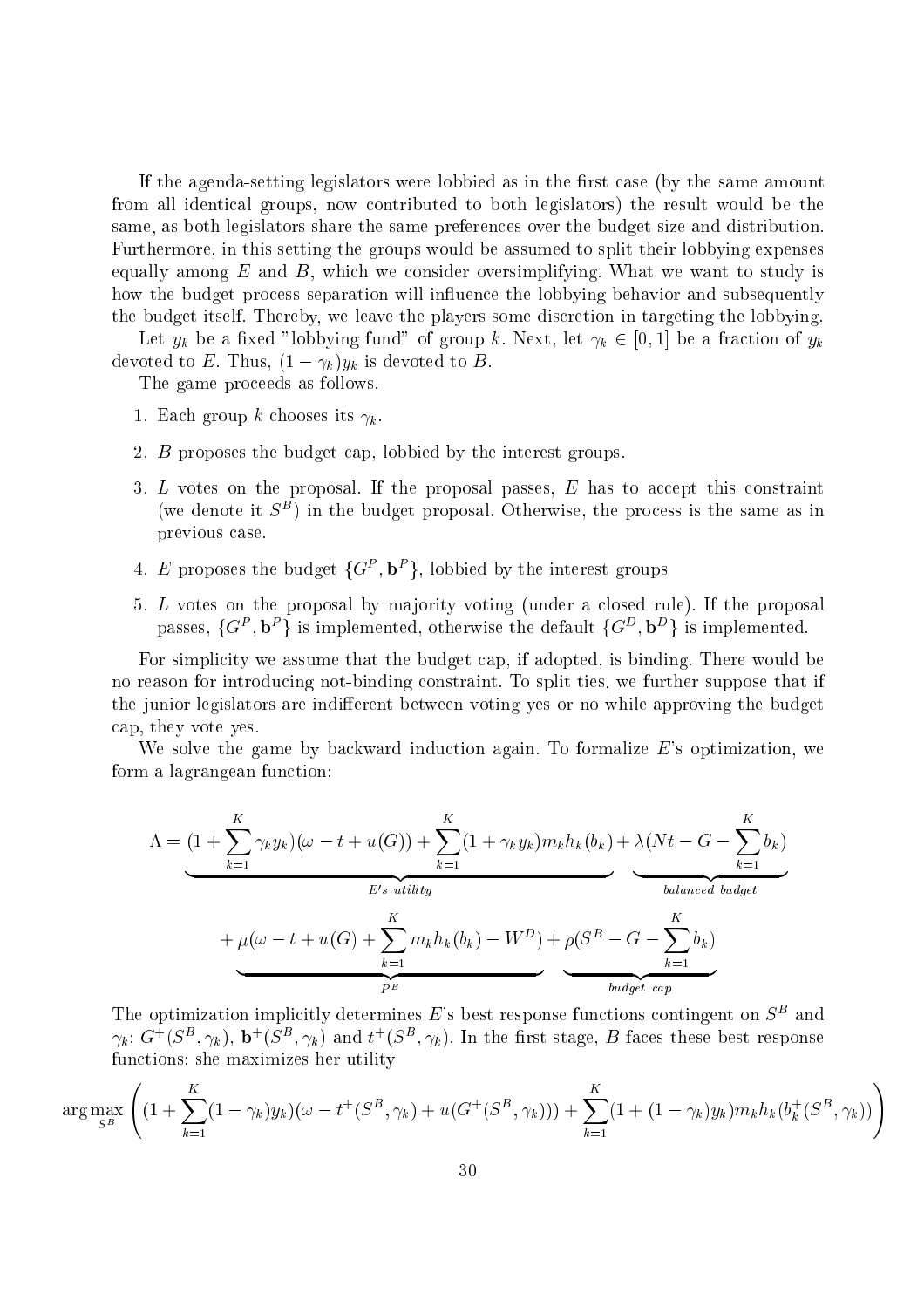If the agenda-setting legislators were lobbied as in the first case (by the same amount from all identical groups, now contributed to both legislators) the result would be the same, as both legislators share the same preferences over the budget size and distribution. Furthermore, in this setting the groups would be assumed to split their lobbying expenses equally among $E$ and $B$, which we consider oversimplifying. What we want to study is how the budget process separation will influence the lobbying behavior and subsequently the budget itself. Thereby, we leave the players some discretion in targeting the lobbying.

Let $y_k$ be a fixed "lobbying fund" of group $k$. Next, let $\gamma_k \in [0,1]$ be a fraction of $y_k$ devoted to $E$. Thus, $(1-\gamma_k)y_k$ is devoted to $B$.

The game proceeds as follows.

1. Each group $k$ chooses its $\gamma_k$.
2. $B$ proposes the budget cap, lobbied by the interest groups.
3. $L$ votes on the proposal. If the proposal passes, $E$ has to accept this constraint (we denote it $S^B$) in the budget proposal. Otherwise, the process is the same as in previous case.
4. $E$ proposes the budget $\{G^P, \mathbf{b}^P\}$, lobbied by the interest groups
5. $L$ votes on the proposal by majority voting (under a closed rule). If the proposal passes, $\{G^P, \mathbf{b}^P\}$ is implemented, otherwise the default $\{G^D, \mathbf{b}^D\}$ is implemented.

For simplicity we assume that the budget cap, if adopted, is binding. There would be no reason for introducing not-binding constraint. To split ties, we further suppose that if the junior legislators are indifferent between voting yes or no while approving the budget cap, they vote yes.

We solve the game by backward induction again. To formalize $E$'s optimization, we form a lagrangean function:

$$\Lambda = \underbrace{(1+\sum_{k=1}^{K}\gamma_k y_k)(\omega - t + u(G)) + \sum_{k=1}^{K}(1+\gamma_k y_k)m_k h_k(b_k)}_{E's\ utility} + \underbrace{\lambda(Nt - G - \sum_{k=1}^{K} b_k)}_{balanced\ budget}$$

$$+ \underbrace{\mu(\omega - t + u(G) + \sum_{k=1}^{K} m_k h_k(b_k) - W^D)}_{P^E} + \underbrace{\rho(S^B - G - \sum_{k=1}^{K} b_k)}_{budget\ cap}$$

The optimization implicitly determines $E$'s best response functions contingent on $S^B$ and $\gamma_k$: $G^+(S^B, \gamma_k)$, $\mathbf{b}^+(S^B, \gamma_k)$ and $t^+(S^B, \gamma_k)$. In the first stage, $B$ faces these best response functions: she maximizes her utility

$$\arg\max_{S^B}\left((1+\sum_{k=1}^{K}(1-\gamma_k)y_k)(\omega - t^+(S^B,\gamma_k) + u(G^+(S^B,\gamma_k))) + \sum_{k=1}^{K}(1+(1-\gamma_k)y_k)m_k h_k(b_k^+(S^B,\gamma_k))\right)$$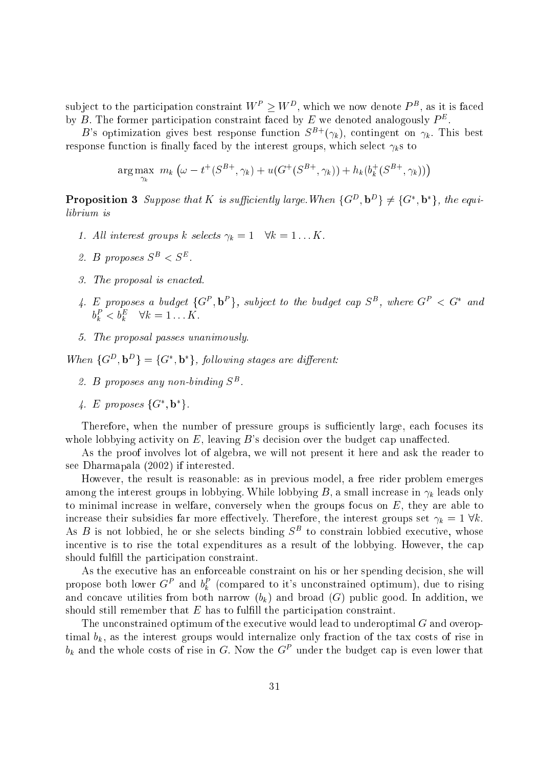subject to the participation constraint $W^P \geq W^D$, which we now denote $P^B$, as it is faced by $B$. The former participation constraint faced by $E$ we denoted analogously $P^E$.

$B$'s optimization gives best response function $S^{B+}(\gamma_k)$, contingent on $\gamma_k$. This best response function is finally faced by the interest groups, which select $\gamma_k$s to

$$\arg\max_{\gamma_k} \; m_k \left(\omega - t^+(S^{B+}, \gamma_k) + u(G^+(S^{B+}, \gamma_k)) + h_k(b_k^+(S^{B+}, \gamma_k))\right)$$

**Proposition 3** *Suppose that $K$ is sufficiently large. When $\{G^D, \mathbf{b}^D\} \neq \{G^*, \mathbf{b}^*\}$, the equilibrium is*

1. *All interest groups $k$ selects $\gamma_k = 1 \quad \forall k = 1 \ldots K$.*
2. *$B$ proposes $S^B < S^E$.*
3. *The proposal is enacted.*
4. *$E$ proposes a budget $\{G^P, \mathbf{b}^P\}$, subject to the budget cap $S^B$, where $G^P < G^*$ and $b_k^P < b_k^E \quad \forall k = 1 \ldots K$.*
5. *The proposal passes unanimously.*

*When $\{G^D, \mathbf{b}^D\} = \{G^*, \mathbf{b}^*\}$, following stages are different:*

2. *$B$ proposes any non-binding $S^B$.*

4. *$E$ proposes $\{G^*, \mathbf{b}^*\}$.*

Therefore, when the number of pressure groups is sufficiently large, each focuses its whole lobbying activity on $E$, leaving $B$'s decision over the budget cap unaffected.

As the proof involves lot of algebra, we will not present it here and ask the reader to see Dharmapala (2002) if interested.

However, the result is reasonable: as in previous model, a free rider problem emerges among the interest groups in lobbying. While lobbying $B$, a small increase in $\gamma_k$ leads only to minimal increase in welfare, conversely when the groups focus on $E$, they are able to increase their subsidies far more effectively. Therefore, the interest groups set $\gamma_k = 1 \; \forall k$. As $B$ is not lobbied, he or she selects binding $S^B$ to constrain lobbied executive, whose incentive is to rise the total expenditures as a result of the lobbying. However, the cap should fulfill the participation constraint.

As the executive has an enforceable constraint on his or her spending decision, she will propose both lower $G^P$ and $b_k^P$ (compared to it's unconstrained optimum), due to rising and concave utilities from both narrow ($b_k$) and broad ($G$) public good. In addition, we should still remember that $E$ has to fulfill the participation constraint.

The unconstrained optimum of the executive would lead to underoptimal $G$ and overoptimal $b_k$, as the interest groups would internalize only fraction of the tax costs of rise in $b_k$ and the whole costs of rise in $G$. Now the $G^P$ under the budget cap is even lower that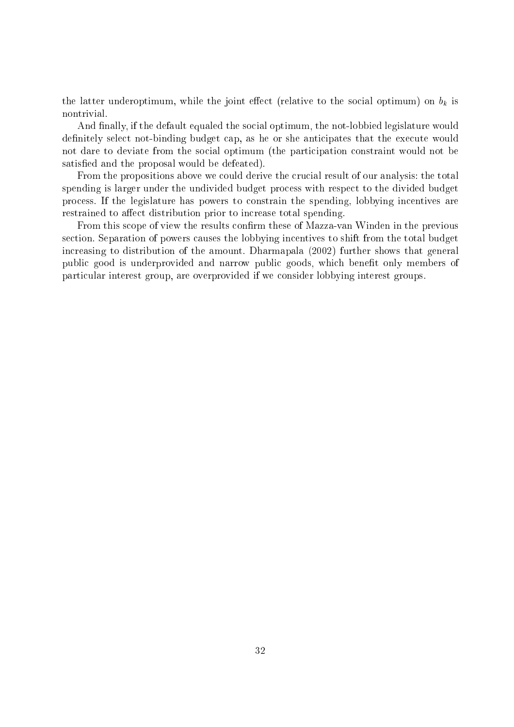the latter underoptimum, while the joint effect (relative to the social optimum) on $b_k$ is nontrivial.

And finally, if the default equaled the social optimum, the not-lobbied legislature would definitely select not-binding budget cap, as he or she anticipates that the execute would not dare to deviate from the social optimum (the participation constraint would not be satisfied and the proposal would be defeated).

From the propositions above we could derive the crucial result of our analysis: the total spending is larger under the undivided budget process with respect to the divided budget process. If the legislature has powers to constrain the spending, lobbying incentives are restrained to affect distribution prior to increase total spending.

From this scope of view the results confirm these of Mazza-van Winden in the previous section. Separation of powers causes the lobbying incentives to shift from the total budget increasing to distribution of the amount. Dharmapala (2002) further shows that general public good is underprovided and narrow public goods, which benefit only members of particular interest group, are overprovided if we consider lobbying interest groups.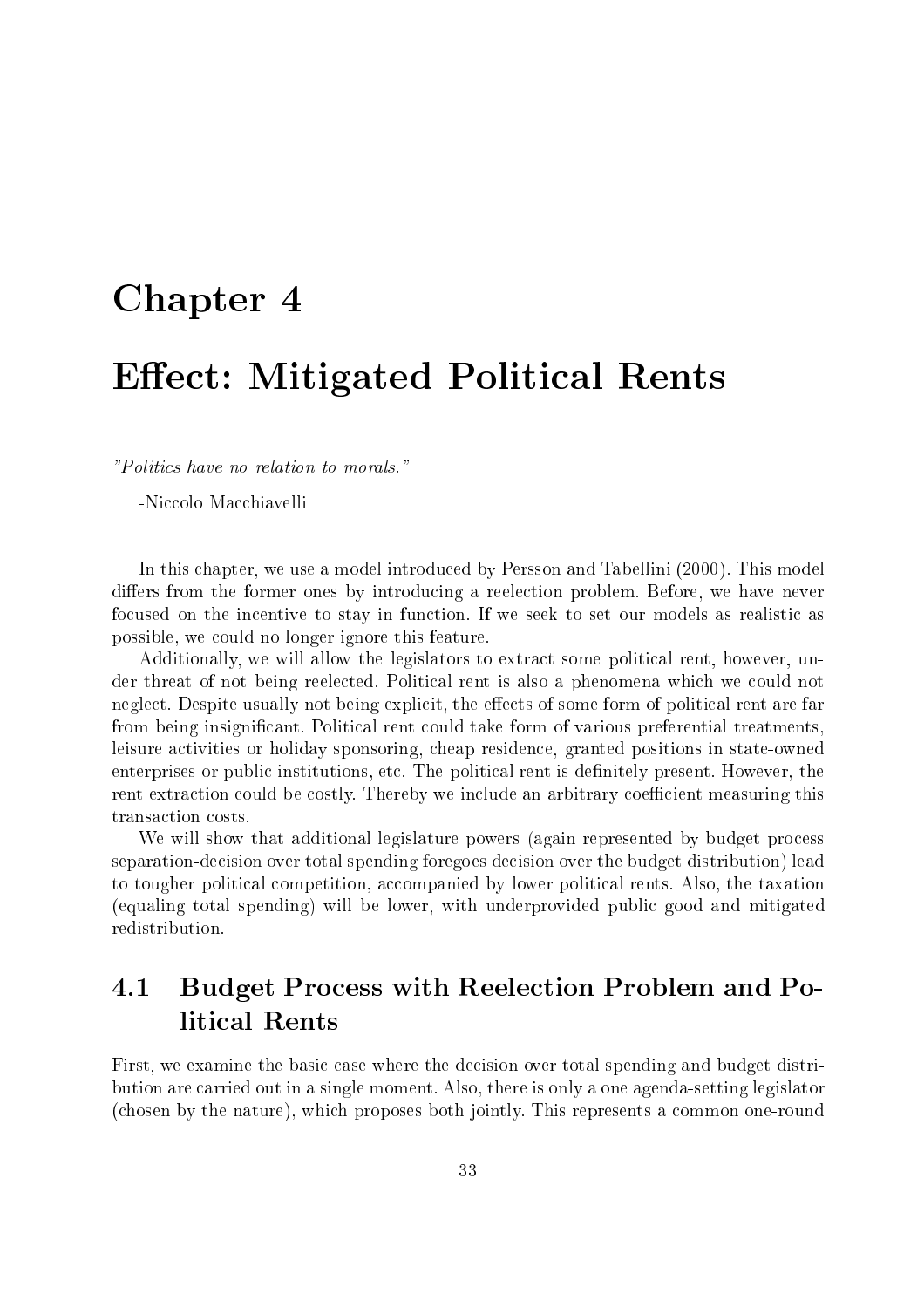# Chapter 4

# Effect: Mitigated Political Rents

*"Politics have no relation to morals."*

-Niccolo Macchiavelli

In this chapter, we use a model introduced by Persson and Tabellini (2000). This model differs from the former ones by introducing a reelection problem. Before, we have never focused on the incentive to stay in function. If we seek to set our models as realistic as possible, we could no longer ignore this feature.

Additionally, we will allow the legislators to extract some political rent, however, under threat of not being reelected. Political rent is also a phenomena which we could not neglect. Despite usually not being explicit, the effects of some form of political rent are far from being insignificant. Political rent could take form of various preferential treatments, leisure activities or holiday sponsoring, cheap residence, granted positions in state-owned enterprises or public institutions, etc. The political rent is definitely present. However, the rent extraction could be costly. Thereby we include an arbitrary coefficient measuring this transaction costs.

We will show that additional legislature powers (again represented by budget process separation-decision over total spending foregoes decision over the budget distribution) lead to tougher political competition, accompanied by lower political rents. Also, the taxation (equaling total spending) will be lower, with underprovided public good and mitigated redistribution.

## 4.1 Budget Process with Reelection Problem and Political Rents

First, we examine the basic case where the decision over total spending and budget distribution are carried out in a single moment. Also, there is only a one agenda-setting legislator (chosen by the nature), which proposes both jointly. This represents a common one-round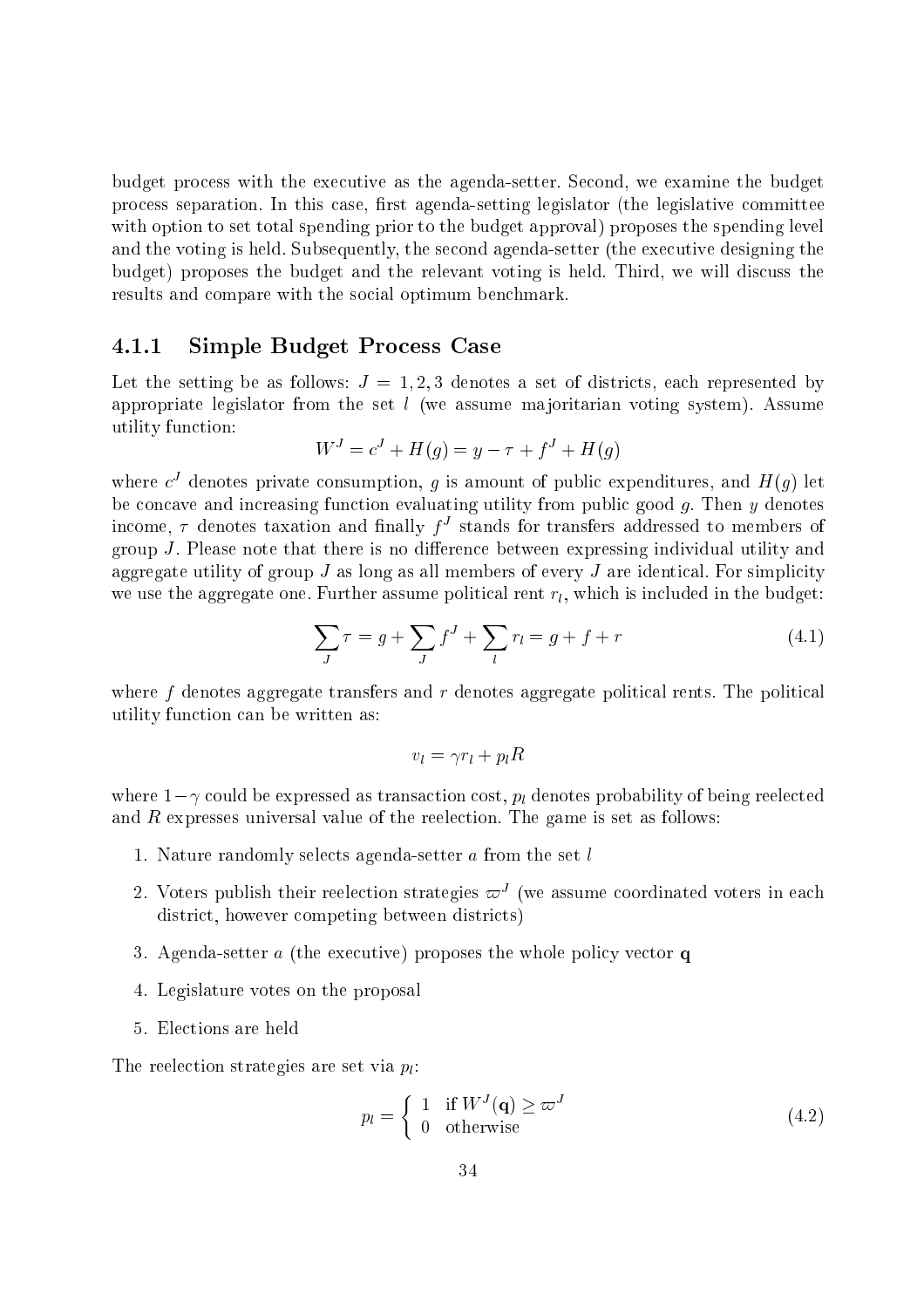budget process with the executive as the agenda-setter. Second, we examine the budget process separation. In this case, first agenda-setting legislator (the legislative committee with option to set total spending prior to the budget approval) proposes the spending level and the voting is held. Subsequently, the second agenda-setter (the executive designing the budget) proposes the budget and the relevant voting is held. Third, we will discuss the results and compare with the social optimum benchmark.

### 4.1.1 Simple Budget Process Case

Let the setting be as follows: $J = 1, 2, 3$ denotes a set of districts, each represented by appropriate legislator from the set $l$ (we assume majoritarian voting system). Assume utility function:

$$W^J = c^J + H(g) = y - \tau + f^J + H(g)$$

where $c^J$ denotes private consumption, $g$ is amount of public expenditures, and $H(g)$ let be concave and increasing function evaluating utility from public good $g$. Then $y$ denotes income, $\tau$ denotes taxation and finally $f^J$ stands for transfers addressed to members of group $J$. Please note that there is no difference between expressing individual utility and aggregate utility of group $J$ as long as all members of every $J$ are identical. For simplicity we use the aggregate one. Further assume political rent $r_l$, which is included in the budget:

$$\sum_J \tau = g + \sum_J f^J + \sum_l r_l = g + f + r \tag{4.1}$$

where $f$ denotes aggregate transfers and $r$ denotes aggregate political rents. The political utility function can be written as:

$$v_l = \gamma r_l + p_l R$$

where $1-\gamma$ could be expressed as transaction cost, $p_l$ denotes probability of being reelected and $R$ expresses universal value of the reelection. The game is set as follows:

1. Nature randomly selects agenda-setter $a$ from the set $l$
2. Voters publish their reelection strategies $\varpi^J$ (we assume coordinated voters in each district, however competing between districts)
3. Agenda-setter $a$ (the executive) proposes the whole policy vector $\mathbf{q}$
4. Legislature votes on the proposal
5. Elections are held

The reelection strategies are set via $p_l$:

$$p_l = \begin{cases} 1 & \text{if } W^J(\mathbf{q}) \geq \varpi^J \\ 0 & \text{otherwise} \end{cases} \tag{4.2}$$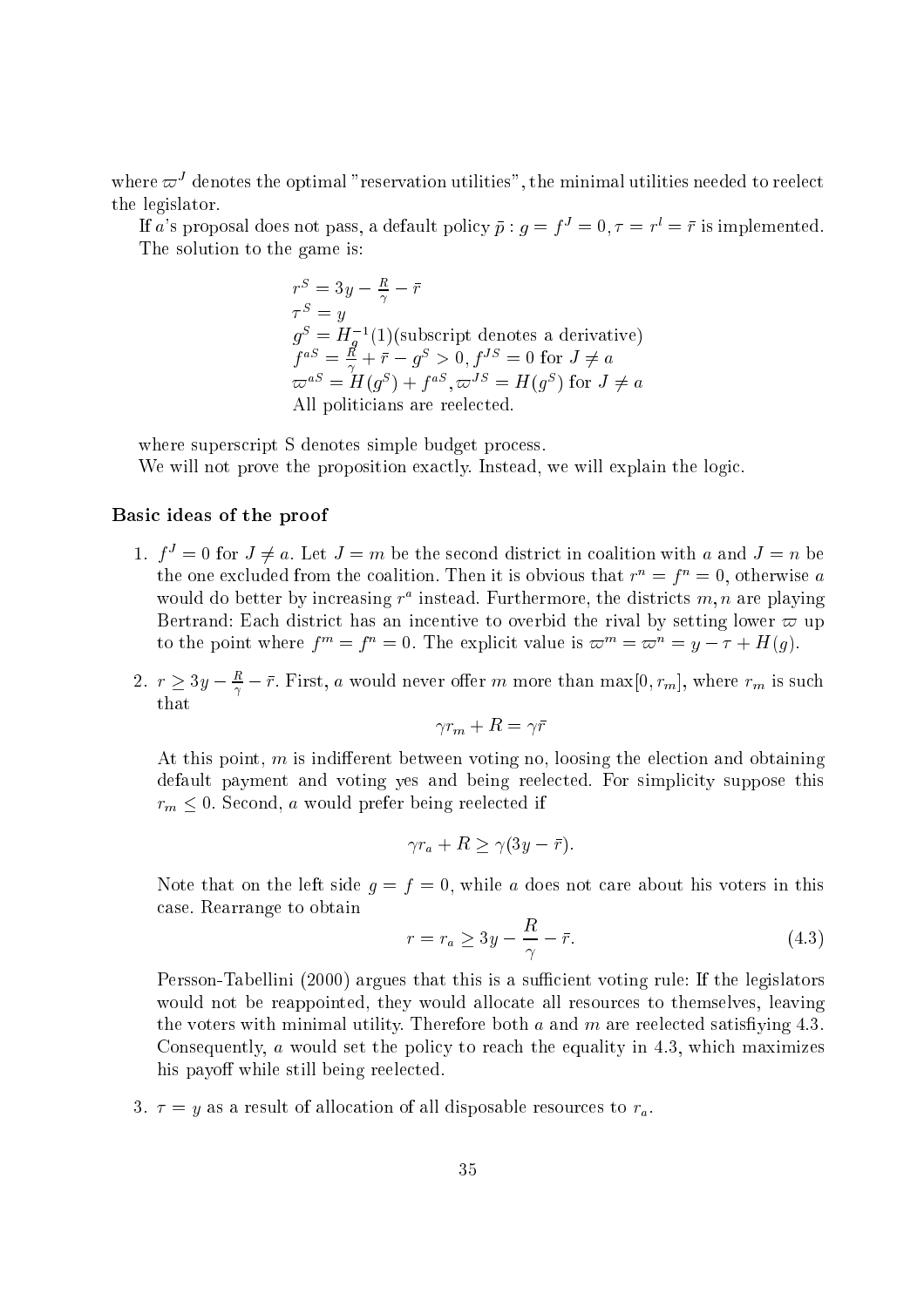where $\varpi^J$ denotes the optimal "reservation utilities", the minimal utilities needed to reelect the legislator.

If $a$'s proposal does not pass, a default policy $\bar{p} : g = f^J = 0, \tau = r^l = \bar{r}$ is implemented.

The solution to the game is:

$$
\begin{aligned}
& r^S = 3y - \tfrac{R}{\gamma} - \bar{r} \\
& \tau^S = y \\
& g^S = H_g^{-1}(1) \text{(subscript denotes a derivative)} \\
& f^{aS} = \tfrac{R}{\gamma} + \bar{r} - g^S > 0, f^{JS} = 0 \text{ for } J \neq a \\
& \varpi^{aS} = H(g^S) + f^{aS}, \varpi^{JS} = H(g^S) \text{ for } J \neq a \\
& \text{All politicians are reelected.}
\end{aligned}
$$

where superscript S denotes simple budget process.

We will not prove the proposition exactly. Instead, we will explain the logic.

#### Basic ideas of the proof

1. $f^J = 0$ for $J \neq a$. Let $J = m$ be the second district in coalition with $a$ and $J = n$ be the one excluded from the coalition. Then it is obvious that $r^n = f^n = 0$, otherwise $a$ would do better by increasing $r^a$ instead. Furthermore, the districts $m, n$ are playing Bertrand: Each district has an incentive to overbid the rival by setting lower $\varpi$ up to the point where $f^m = f^n = 0$. The explicit value is $\varpi^m = \varpi^n = y - \tau + H(g)$.

2. $r \geq 3y - \frac{R}{\gamma} - \bar{r}$. First, $a$ would never offer $m$ more than $\max[0, r_m]$, where $r_m$ is such that

$$\gamma r_m + R = \gamma \bar{r}$$

At this point, $m$ is indifferent between voting no, loosing the election and obtaining default payment and voting yes and being reelected. For simplicity suppose this $r_m \leq 0$. Second, $a$ would prefer being reelected if

$$\gamma r_a + R \geq \gamma(3y - \bar{r}).$$

Note that on the left side $g = f = 0$, while $a$ does not care about his voters in this case. Rearrange to obtain

$$r = r_a \geq 3y - \frac{R}{\gamma} - \bar{r}. \tag{4.3}$$

Persson-Tabellini (2000) argues that this is a sufficient voting rule: If the legislators would not be reappointed, they would allocate all resources to themselves, leaving the voters with minimal utility. Therefore both $a$ and $m$ are reelected satisfiying 4.3. Consequently, $a$ would set the policy to reach the equality in 4.3, which maximizes his payoff while still being reelected.

3. $\tau = y$ as a result of allocation of all disposable resources to $r_a$.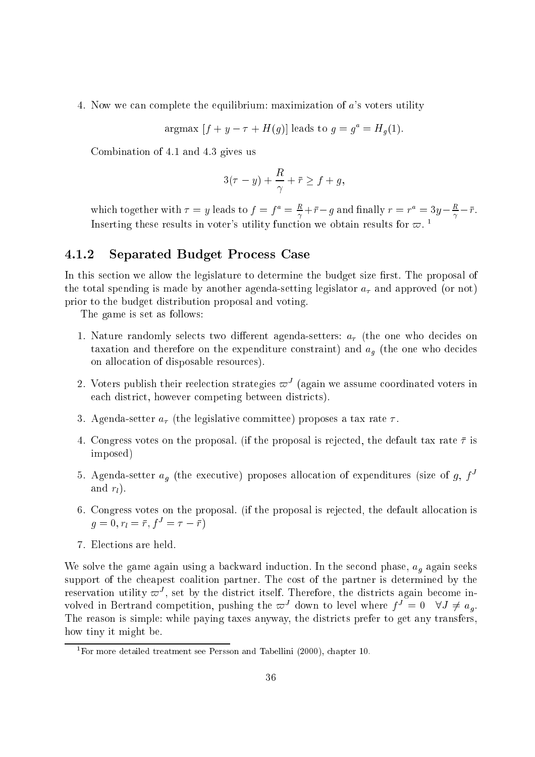4. Now we can complete the equilibrium: maximization of $a$'s voters utility

$$\text{argmax } [f + y - \tau + H(g)] \text{ leads to } g = g^a = H_g(1).$$

Combination of 4.1 and 4.3 gives us

$$3(\tau - y) + \frac{R}{\gamma} + \bar{r} \geq f + g,$$

which together with $\tau = y$ leads to $f = f^a = \frac{R}{\gamma} + \bar{r} - g$ and finally $r = r^a = 3y - \frac{R}{\gamma} - \bar{r}$. Inserting these results in voter's utility function we obtain results for $\varpi$. [1]

### 4.1.2 Separated Budget Process Case

In this section we allow the legislature to determine the budget size first. The proposal of the total spending is made by another agenda-setting legislator $a_\tau$ and approved (or not) prior to the budget distribution proposal and voting.

The game is set as follows:

1. Nature randomly selects two different agenda-setters: $a_\tau$ (the one who decides on taxation and therefore on the expenditure constraint) and $a_g$ (the one who decides on allocation of disposable resources).
2. Voters publish their reelection strategies $\varpi^J$ (again we assume coordinated voters in each district, however competing between districts).
3. Agenda-setter $a_\tau$ (the legislative committee) proposes a tax rate $\tau$.
4. Congress votes on the proposal. (if the proposal is rejected, the default tax rate $\bar{\tau}$ is imposed)
5. Agenda-setter $a_g$ (the executive) proposes allocation of expenditures (size of $g$, $f^J$ and $r_l$).
6. Congress votes on the proposal. (if the proposal is rejected, the default allocation is $g = 0, r_l = \bar{r}, f^J = \tau - \bar{r}$)
7. Elections are held.

We solve the game again using a backward induction. In the second phase, $a_g$ again seeks support of the cheapest coalition partner. The cost of the partner is determined by the reservation utility $\varpi^J$, set by the district itself. Therefore, the districts again become involved in Bertrand competition, pushing the $\varpi^J$ down to level where $f^J = 0 \quad \forall J \neq a_g$. The reason is simple: while paying taxes anyway, the districts prefer to get any transfers, how tiny it might be.

[1] For more detailed treatment see Persson and Tabellini (2000), chapter 10.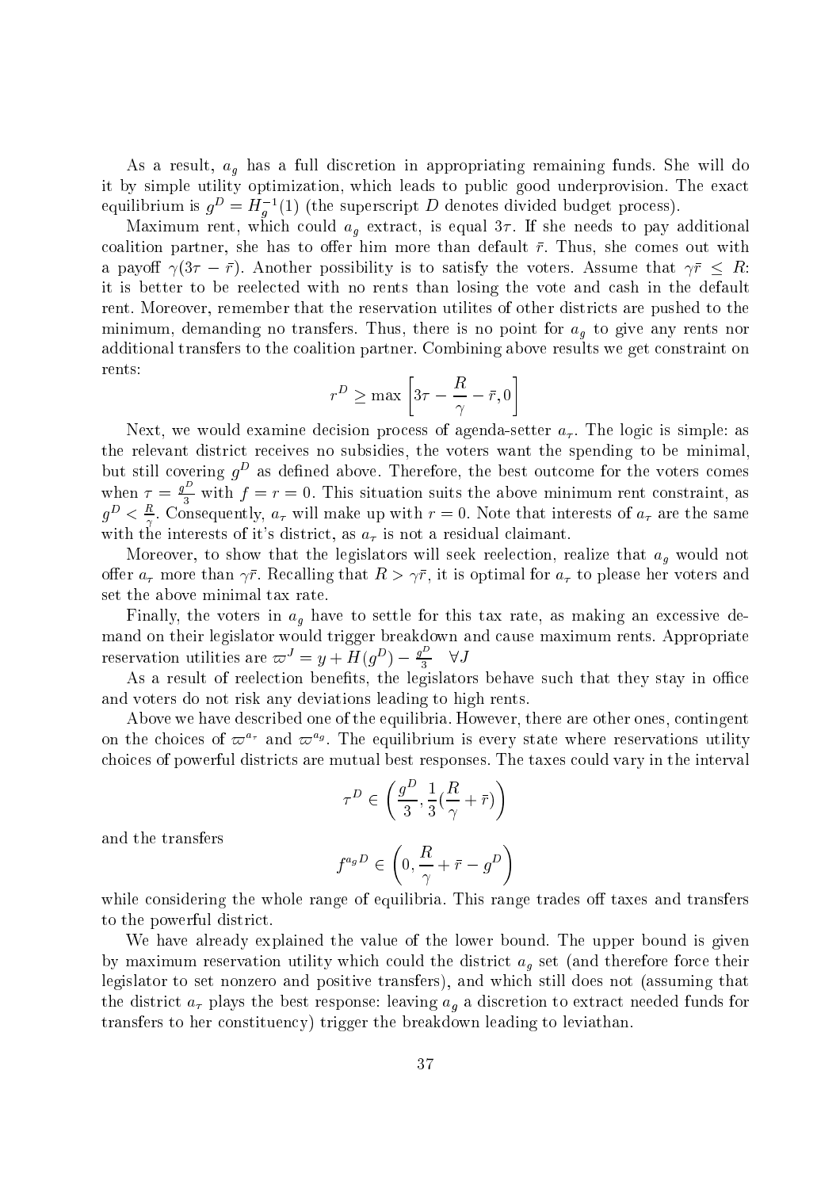As a result, $a_g$ has a full discretion in appropriating remaining funds. She will do it by simple utility optimization, which leads to public good underprovision. The exact equilibrium is $g^D = H_g^{-1}(1)$ (the superscript $D$ denotes divided budget process).

Maximum rent, which could $a_g$ extract, is equal $3\tau$. If she needs to pay additional coalition partner, she has to offer him more than default $\bar{r}$. Thus, she comes out with a payoff $\gamma(3\tau - \bar{r})$. Another possibility is to satisfy the voters. Assume that $\gamma\bar{r} \leq R$: it is better to be reelected with no rents than losing the vote and cash in the default rent. Moreover, remember that the reservation utilites of other districts are pushed to the minimum, demanding no transfers. Thus, there is no point for $a_g$ to give any rents nor additional transfers to the coalition partner. Combining above results we get constraint on rents:

$$r^D \geq \max\left[3\tau - \frac{R}{\gamma} - \bar{r}, 0\right]$$

Next, we would examine decision process of agenda-setter $a_\tau$. The logic is simple: as the relevant district receives no subsidies, the voters want the spending to be minimal, but still covering $g^D$ as defined above. Therefore, the best outcome for the voters comes when $\tau = \frac{g^D}{3}$ with $f = r = 0$. This situation suits the above minimum rent constraint, as $g^D < \frac{R}{\gamma}$. Consequently, $a_\tau$ will make up with $r = 0$. Note that interests of $a_\tau$ are the same with the interests of it's district, as $a_\tau$ is not a residual claimant.

Moreover, to show that the legislators will seek reelection, realize that $a_g$ would not offer $a_\tau$ more than $\gamma\bar{r}$. Recalling that $R > \gamma\bar{r}$, it is optimal for $a_\tau$ to please her voters and set the above minimal tax rate.

Finally, the voters in $a_g$ have to settle for this tax rate, as making an excessive demand on their legislator would trigger breakdown and cause maximum rents. Appropriate reservation utilities are $\varpi^J = y + H(g^D) - \frac{g^D}{3} \quad \forall J$

As a result of reelection benefits, the legislators behave such that they stay in office and voters do not risk any deviations leading to high rents.

Above we have described one of the equilibria. However, there are other ones, contingent on the choices of $\varpi^{a_\tau}$ and $\varpi^{a_g}$. The equilibrium is every state where reservations utility choices of powerful districts are mutual best responses. The taxes could vary in the interval

$$\tau^D \in \left(\frac{g^D}{3}, \frac{1}{3}\left(\frac{R}{\gamma} + \bar{r}\right)\right)$$

and the transfers

$$f^{a_g D} \in \left(0, \frac{R}{\gamma} + \bar{r} - g^D\right)$$

while considering the whole range of equilibria. This range trades off taxes and transfers to the powerful district.

We have already explained the value of the lower bound. The upper bound is given by maximum reservation utility which could the district $a_g$ set (and therefore force their legislator to set nonzero and positive transfers), and which still does not (assuming that the district $a_\tau$ plays the best response: leaving $a_g$ a discretion to extract needed funds for transfers to her constituency) trigger the breakdown leading to leviathan.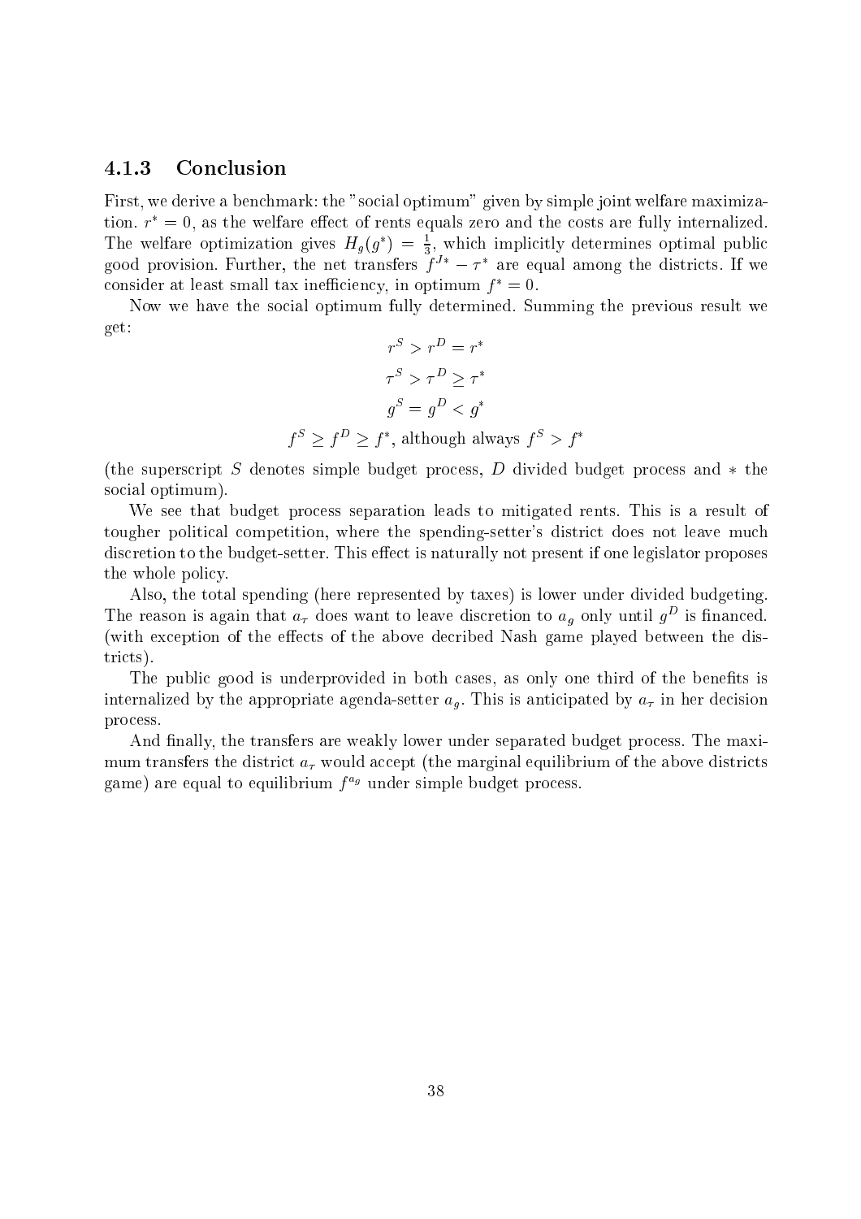### 4.1.3 Conclusion

First, we derive a benchmark: the "social optimum" given by simple joint welfare maximization. $r^* = 0$, as the welfare effect of rents equals zero and the costs are fully internalized. The welfare optimization gives $H_g(g^*) = \frac{1}{3}$, which implicitly determines optimal public good provision. Further, the net transfers $f^{J*} - \tau^*$ are equal among the districts. If we consider at least small tax inefficiency, in optimum $f^* = 0$.

Now we have the social optimum fully determined. Summing the previous result we get:

$$r^S > r^D = r^*$$

$$\tau^S > \tau^D \geq \tau^*$$

$$g^S = g^D < g^*$$

$$f^S \geq f^D \geq f^*, \text{ although always } f^S > f^*$$

(the superscript $S$ denotes simple budget process, $D$ divided budget process and $*$ the social optimum).

We see that budget process separation leads to mitigated rents. This is a result of tougher political competition, where the spending-setter's district does not leave much discretion to the budget-setter. This effect is naturally not present if one legislator proposes the whole policy.

Also, the total spending (here represented by taxes) is lower under divided budgeting. The reason is again that $a_\tau$ does want to leave discretion to $a_g$ only until $g^D$ is financed. (with exception of the effects of the above decribed Nash game played between the districts).

The public good is underprovided in both cases, as only one third of the benefits is internalized by the appropriate agenda-setter $a_g$. This is anticipated by $a_\tau$ in her decision process.

And finally, the transfers are weakly lower under separated budget process. The maximum transfers the district $a_\tau$ would accept (the marginal equilibrium of the above districts game) are equal to equilibrium $f^{a_g}$ under simple budget process.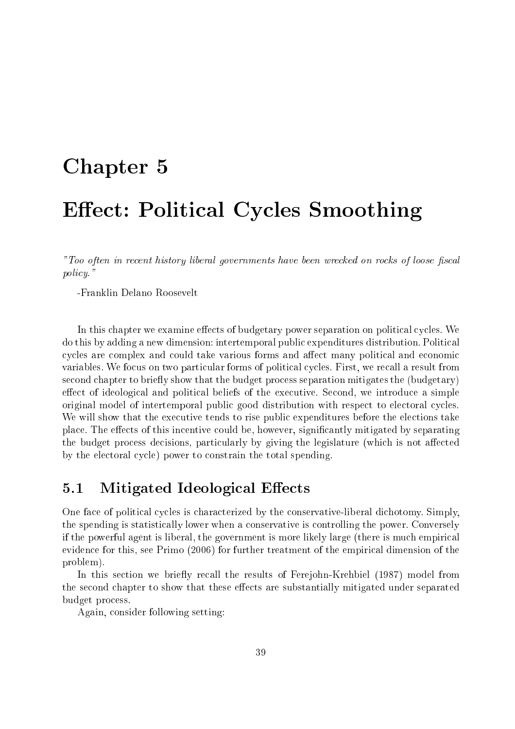# Chapter 5

# Effect: Political Cycles Smoothing

*"Too often in recent history liberal governments have been wrecked on rocks of loose fiscal policy."*

-Franklin Delano Roosevelt

In this chapter we examine effects of budgetary power separation on political cycles. We do this by adding a new dimension: intertemporal public expenditures distribution. Political cycles are complex and could take various forms and affect many political and economic variables. We focus on two particular forms of political cycles. First, we recall a result from second chapter to briefly show that the budget process separation mitigates the (budgetary) effect of ideological and political beliefs of the executive. Second, we introduce a simple original model of intertemporal public good distribution with respect to electoral cycles. We will show that the executive tends to rise public expenditures before the elections take place. The effects of this incentive could be, however, significantly mitigated by separating the budget process decisions, particularly by giving the legislature (which is not affected by the electoral cycle) power to constrain the total spending.

## 5.1 Mitigated Ideological Effects

One face of political cycles is characterized by the conservative-liberal dichotomy. Simply, the spending is statistically lower when a conservative is controlling the power. Conversely if the powerful agent is liberal, the government is more likely large (there is much empirical evidence for this, see Primo (2006) for further treatment of the empirical dimension of the problem).

In this section we briefly recall the results of Ferejohn-Krehbiel (1987) model from the second chapter to show that these effects are substantially mitigated under separated budget process.

Again, consider following setting: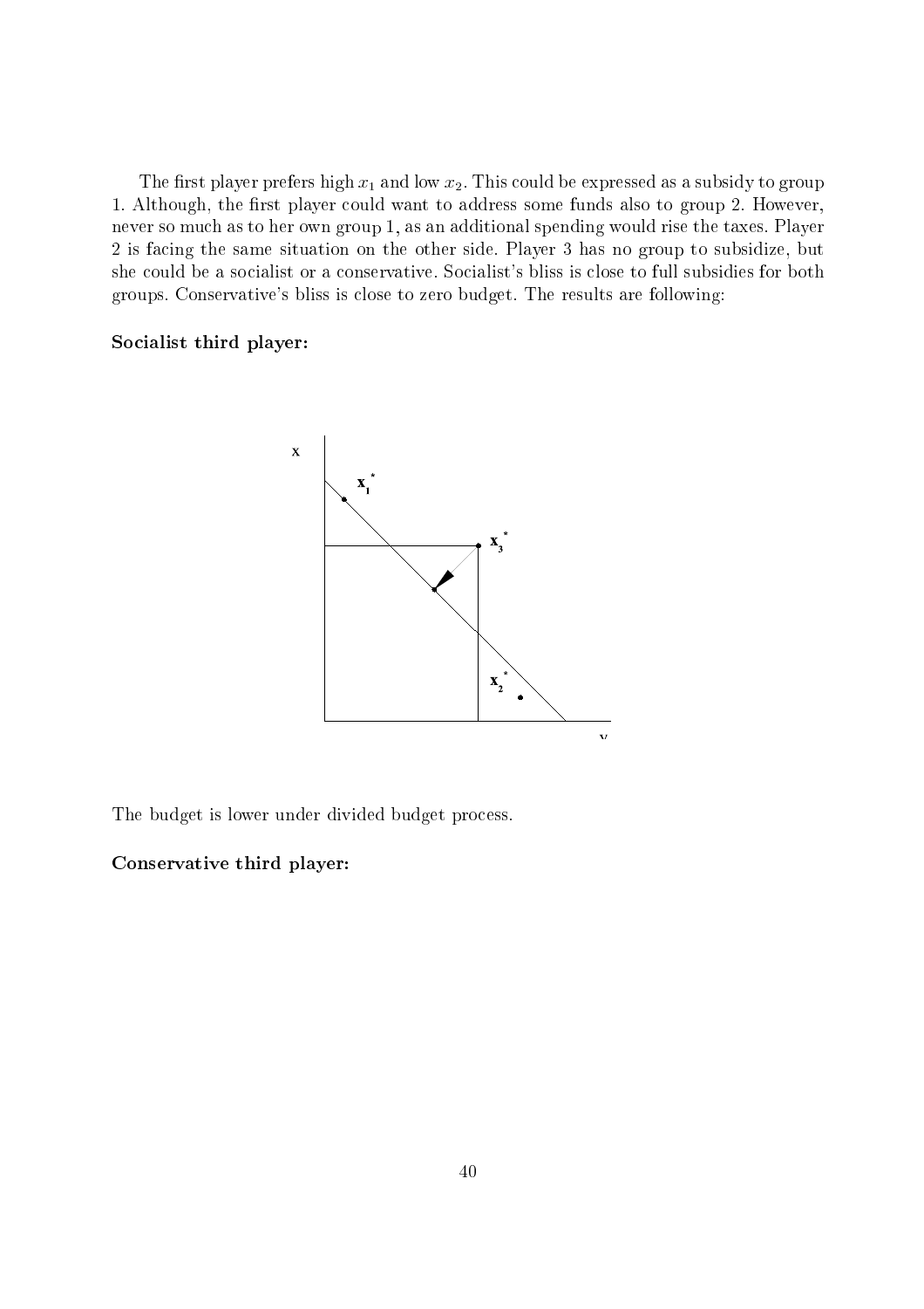The first player prefers high $x_1$ and low $x_2$. This could be expressed as a subsidy to group 1. Although, the first player could want to address some funds also to group 2. However, never so much as to her own group 1, as an additional spending would rise the taxes. Player 2 is facing the same situation on the other side. Player 3 has no group to subsidize, but she could be a socialist or a conservative. Socialist's bliss is close to full subsidies for both groups. Conservative's bliss is close to zero budget. The results are following:

**Socialist third player:**

The budget is lower under divided budget process.

**Conservative third player:**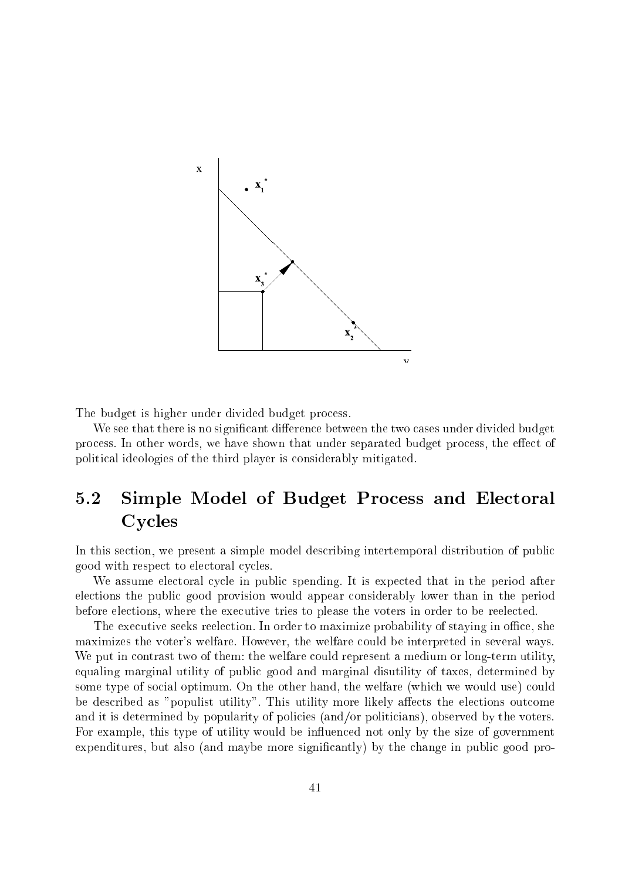The budget is higher under divided budget process.

We see that there is no significant difference between the two cases under divided budget process. In other words, we have shown that under separated budget process, the effect of political ideologies of the third player is considerably mitigated.

## 5.2 Simple Model of Budget Process and Electoral Cycles

In this section, we present a simple model describing intertemporal distribution of public good with respect to electoral cycles.

We assume electoral cycle in public spending. It is expected that in the period after elections the public good provision would appear considerably lower than in the period before elections, where the executive tries to please the voters in order to be reelected.

The executive seeks reelection. In order to maximize probability of staying in office, she maximizes the voter's welfare. However, the welfare could be interpreted in several ways. We put in contrast two of them: the welfare could represent a medium or long-term utility, equaling marginal utility of public good and marginal disutility of taxes, determined by some type of social optimum. On the other hand, the welfare (which we would use) could be described as "populist utility". This utility more likely affects the elections outcome and it is determined by popularity of policies (and/or politicians), observed by the voters. For example, this type of utility would be influenced not only by the size of government expenditures, but also (and maybe more significantly) by the change in public good pro-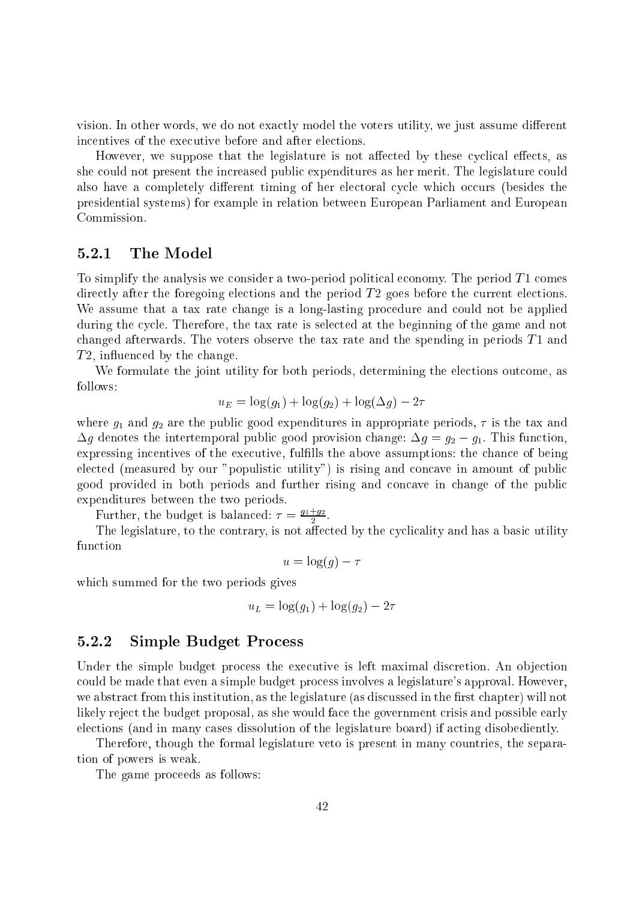vision. In other words, we do not exactly model the voters utility, we just assume different incentives of the executive before and after elections.

However, we suppose that the legislature is not affected by these cyclical effects, as she could not present the increased public expenditures as her merit. The legislature could also have a completely different timing of her electoral cycle which occurs (besides the presidential systems) for example in relation between European Parliament and European Commission.

### 5.2.1 The Model

To simplify the analysis we consider a two-period political economy. The period $T1$ comes directly after the foregoing elections and the period $T2$ goes before the current elections. We assume that a tax rate change is a long-lasting procedure and could not be applied during the cycle. Therefore, the tax rate is selected at the beginning of the game and not changed afterwards. The voters observe the tax rate and the spending in periods $T1$ and $T2$, influenced by the change.

We formulate the joint utility for both periods, determining the elections outcome, as follows:

$$u_E = \log(g_1) + \log(g_2) + \log(\Delta g) - 2\tau$$

where $g_1$ and $g_2$ are the public good expenditures in appropriate periods, $\tau$ is the tax and $\Delta g$ denotes the intertemporal public good provision change: $\Delta g = g_2 - g_1$. This function, expressing incentives of the executive, fulfills the above assumptions: the chance of being elected (measured by our "populistic utility") is rising and concave in amount of public good provided in both periods and further rising and concave in change of the public expenditures between the two periods.

Further, the budget is balanced: $\tau = \frac{g_1+g_2}{2}$.

The legislature, to the contrary, is not affected by the cyclicality and has a basic utility function

$$u = \log(g) - \tau$$

which summed for the two periods gives

$$u_L = \log(g_1) + \log(g_2) - 2\tau$$

### 5.2.2 Simple Budget Process

Under the simple budget process the executive is left maximal discretion. An objection could be made that even a simple budget process involves a legislature's approval. However, we abstract from this institution, as the legislature (as discussed in the first chapter) will not likely reject the budget proposal, as she would face the government crisis and possible early elections (and in many cases dissolution of the legislature board) if acting disobediently.

Therefore, though the formal legislature veto is present in many countries, the separation of powers is weak.

The game proceeds as follows: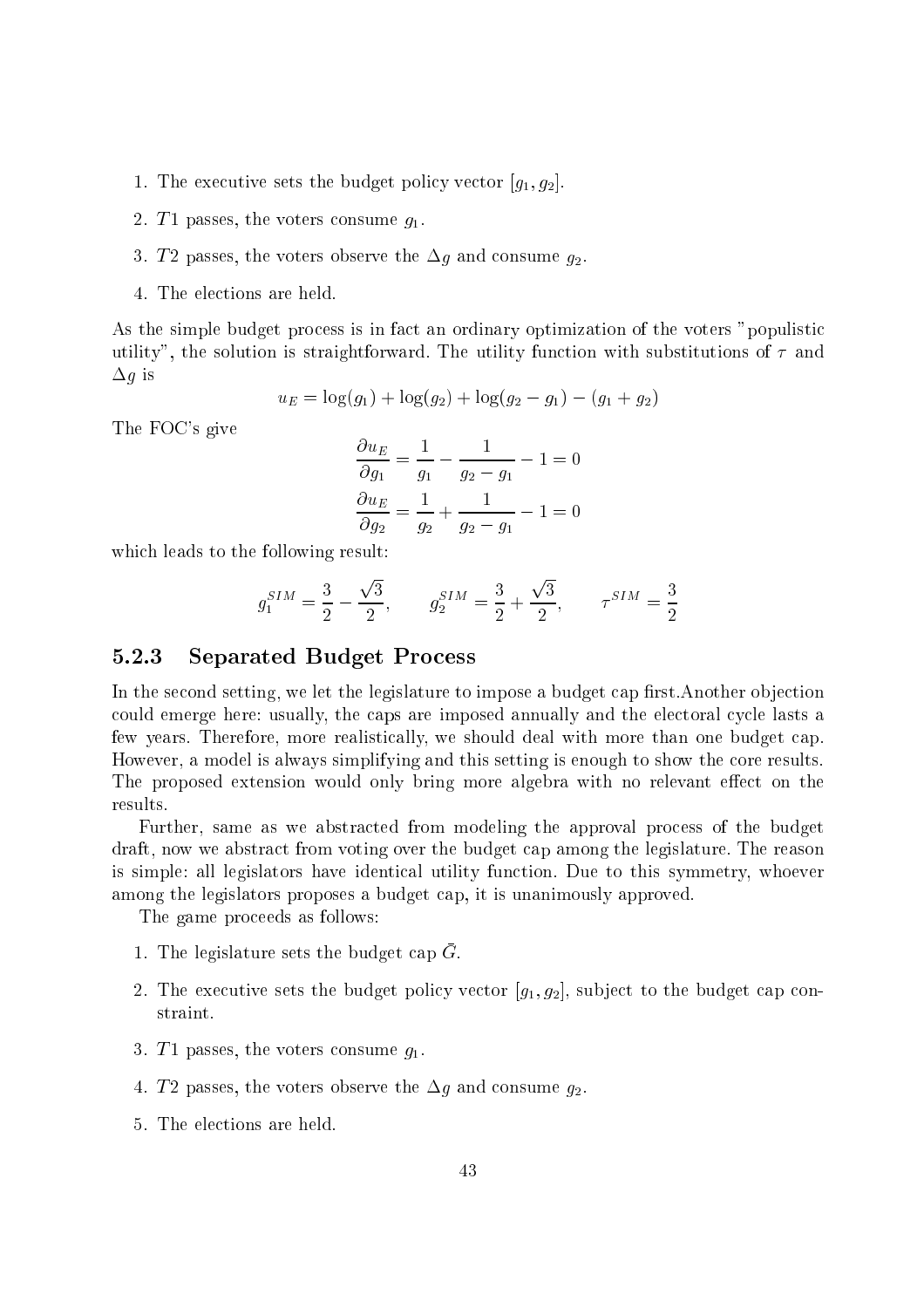1. The executive sets the budget policy vector $[g_1, g_2]$.
2. $T1$ passes, the voters consume $g_1$.
3. $T2$ passes, the voters observe the $\Delta g$ and consume $g_2$.
4. The elections are held.

As the simple budget process is in fact an ordinary optimization of the voters "populistic utility", the solution is straightforward. The utility function with substitutions of $\tau$ and $\Delta g$ is

$$u_E = \log(g_1) + \log(g_2) + \log(g_2 - g_1) - (g_1 + g_2)$$

The FOC's give

$$\frac{\partial u_E}{\partial g_1} = \frac{1}{g_1} - \frac{1}{g_2 - g_1} - 1 = 0$$

$$\frac{\partial u_E}{\partial g_2} = \frac{1}{g_2} + \frac{1}{g_2 - g_1} - 1 = 0$$

which leads to the following result:

$$g_1^{SIM} = \frac{3}{2} - \frac{\sqrt{3}}{2}, \qquad g_2^{SIM} = \frac{3}{2} + \frac{\sqrt{3}}{2}, \qquad \tau^{SIM} = \frac{3}{2}$$

### 5.2.3 Separated Budget Process

In the second setting, we let the legislature to impose a budget cap first.Another objection could emerge here: usually, the caps are imposed annually and the electoral cycle lasts a few years. Therefore, more realistically, we should deal with more than one budget cap. However, a model is always simplifying and this setting is enough to show the core results. The proposed extension would only bring more algebra with no relevant effect on the results.

Further, same as we abstracted from modeling the approval process of the budget draft, now we abstract from voting over the budget cap among the legislature. The reason is simple: all legislators have identical utility function. Due to this symmetry, whoever among the legislators proposes a budget cap, it is unanimously approved.

The game proceeds as follows:

1. The legislature sets the budget cap $\bar{G}$.
2. The executive sets the budget policy vector $[g_1, g_2]$, subject to the budget cap constraint.
3. $T1$ passes, the voters consume $g_1$.
4. $T2$ passes, the voters observe the $\Delta g$ and consume $g_2$.
5. The elections are held.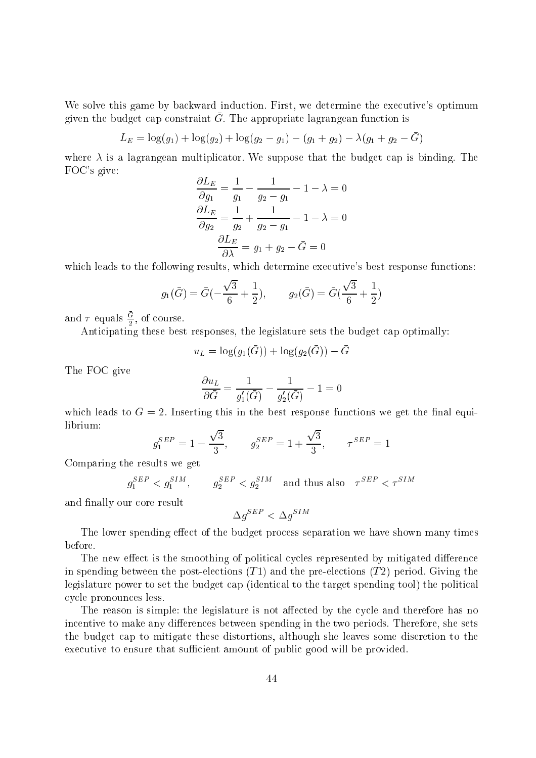We solve this game by backward induction. First, we determine the executive's optimum given the budget cap constraint $\bar{G}$. The appropriate lagrangean function is

$$L_E = \log(g_1) + \log(g_2) + \log(g_2 - g_1) - (g_1 + g_2) - \lambda(g_1 + g_2 - \bar{G})$$

where $\lambda$ is a lagrangean multiplicator. We suppose that the budget cap is binding. The FOC's give:

$$\frac{\partial L_E}{\partial g_1} = \frac{1}{g_1} - \frac{1}{g_2 - g_1} - 1 - \lambda = 0$$
$$\frac{\partial L_E}{\partial g_2} = \frac{1}{g_2} + \frac{1}{g_2 - g_1} - 1 - \lambda = 0$$
$$\frac{\partial L_E}{\partial \lambda} = g_1 + g_2 - \bar{G} = 0$$

which leads to the following results, which determine executive's best response functions:

$$g_1(\bar{G}) = \bar{G}(-\frac{\sqrt{3}}{6} + \frac{1}{2}), \qquad g_2(\bar{G}) = \bar{G}(\frac{\sqrt{3}}{6} + \frac{1}{2})$$

and $\tau$ equals $\frac{\bar{G}}{2}$, of course.

Anticipating these best responses, the legislature sets the budget cap optimally:

$$u_L = \log(g_1(\bar{G})) + \log(g_2(\bar{G})) - \bar{G}$$

The FOC give

$$\frac{\partial u_L}{\partial \bar{G}} = \frac{1}{g_1'(\bar{G})} - \frac{1}{g_2'(\bar{G})} - 1 = 0$$

which leads to $\bar{G} = 2$. Inserting this in the best response functions we get the final equilibrium:

$$g_1^{SEP} = 1 - \frac{\sqrt{3}}{3}, \qquad g_2^{SEP} = 1 + \frac{\sqrt{3}}{3}, \qquad \tau^{SEP} = 1$$

Comparing the results we get

$$g_1^{SEP} < g_1^{SIM}, \qquad g_2^{SEP} < g_2^{SIM} \quad \text{and thus also} \quad \tau^{SEP} < \tau^{SIM}$$

and finally our core result

$$\Delta g^{SEP} < \Delta g^{SIM}$$

The lower spending effect of the budget process separation we have shown many times before.

The new effect is the smoothing of political cycles represented by mitigated difference in spending between the post-elections ($T1$) and the pre-elections ($T2$) period. Giving the legislature power to set the budget cap (identical to the target spending tool) the political cycle pronounces less.

The reason is simple: the legislature is not affected by the cycle and therefore has no incentive to make any differences between spending in the two periods. Therefore, she sets the budget cap to mitigate these distortions, although she leaves some discretion to the executive to ensure that sufficient amount of public good will be provided.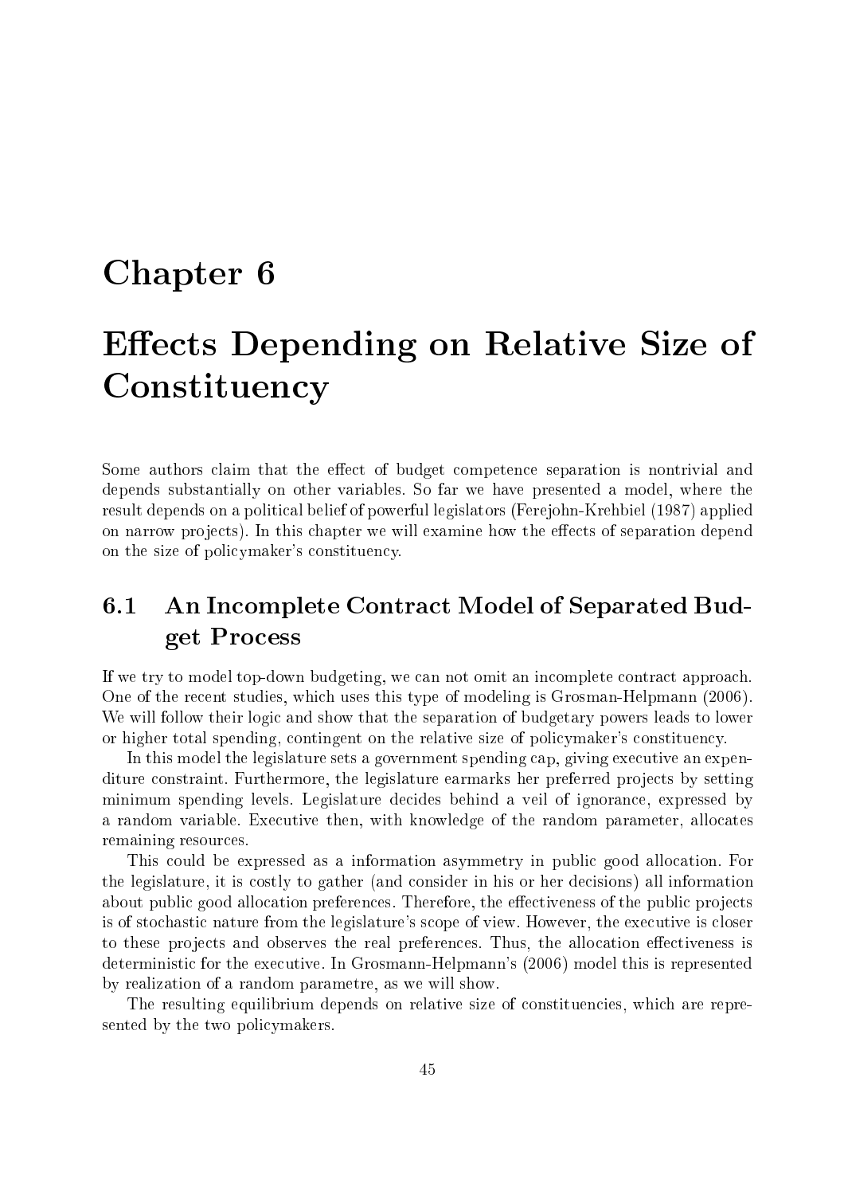# Chapter 6

# Effects Depending on Relative Size of Constituency

Some authors claim that the effect of budget competence separation is nontrivial and depends substantially on other variables. So far we have presented a model, where the result depends on a political belief of powerful legislators (Ferejohn-Krehbiel (1987) applied on narrow projects). In this chapter we will examine how the effects of separation depend on the size of policymaker's constituency.

## 6.1 An Incomplete Contract Model of Separated Budget Process

If we try to model top-down budgeting, we can not omit an incomplete contract approach. One of the recent studies, which uses this type of modeling is Grosman-Helpmann (2006). We will follow their logic and show that the separation of budgetary powers leads to lower or higher total spending, contingent on the relative size of policymaker's constituency.

In this model the legislature sets a government spending cap, giving executive an expenditure constraint. Furthermore, the legislature earmarks her preferred projects by setting minimum spending levels. Legislature decides behind a veil of ignorance, expressed by a random variable. Executive then, with knowledge of the random parameter, allocates remaining resources.

This could be expressed as a information asymmetry in public good allocation. For the legislature, it is costly to gather (and consider in his or her decisions) all information about public good allocation preferences. Therefore, the effectiveness of the public projects is of stochastic nature from the legislature's scope of view. However, the executive is closer to these projects and observes the real preferences. Thus, the allocation effectiveness is deterministic for the executive. In Grosmann-Helpmann's (2006) model this is represented by realization of a random parametre, as we will show.

The resulting equilibrium depends on relative size of constituencies, which are represented by the two policymakers.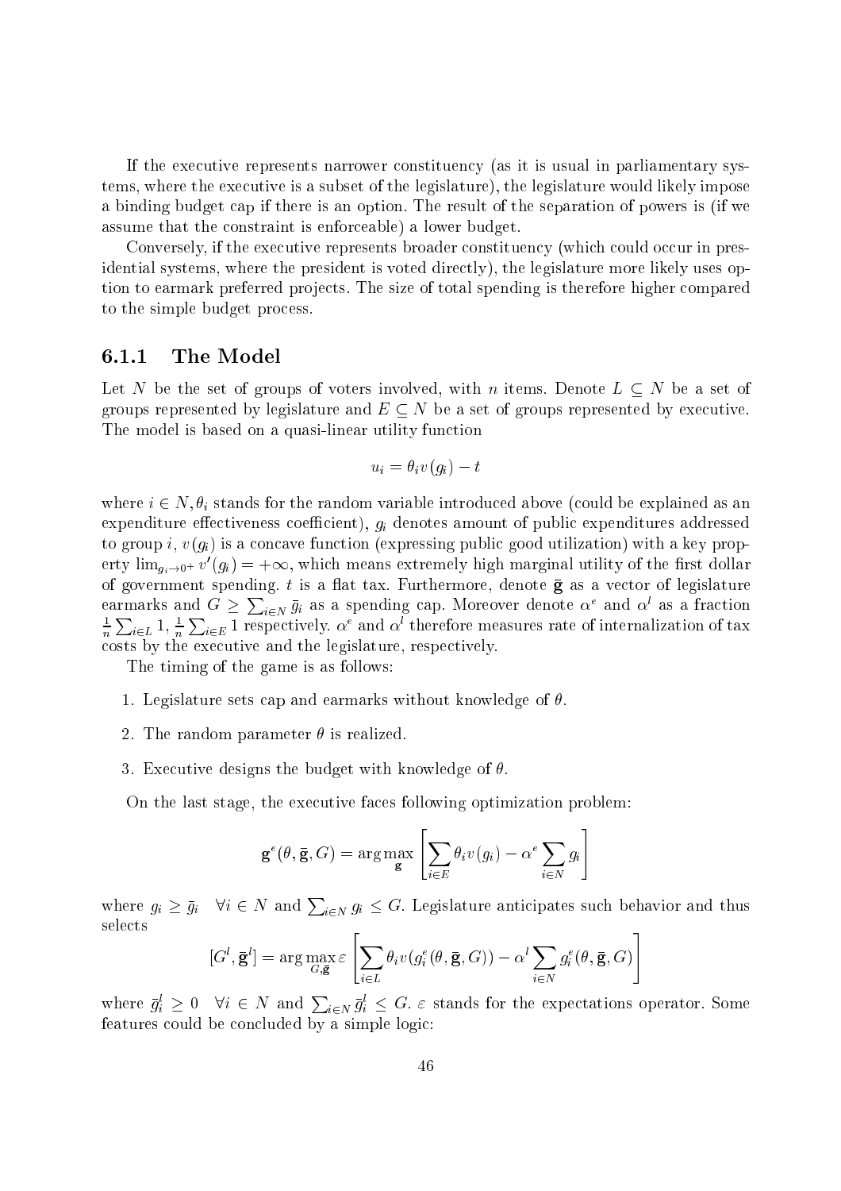If the executive represents narrower constituency (as it is usual in parliamentary systems, where the executive is a subset of the legislature), the legislature would likely impose a binding budget cap if there is an option. The result of the separation of powers is (if we assume that the constraint is enforceable) a lower budget.

Conversely, if the executive represents broader constituency (which could occur in presidential systems, where the president is voted directly), the legislature more likely uses option to earmark preferred projects. The size of total spending is therefore higher compared to the simple budget process.

### 6.1.1 The Model

Let $N$ be the set of groups of voters involved, with $n$ items. Denote $L \subseteq N$ be a set of groups represented by legislature and $E \subseteq N$ be a set of groups represented by executive. The model is based on a quasi-linear utility function

$$u_i = \theta_i v(g_i) - t$$

where $i \in N, \theta_i$ stands for the random variable introduced above (could be explained as an expenditure effectiveness coefficient), $g_i$ denotes amount of public expenditures addressed to group $i$, $v(g_i)$ is a concave function (expressing public good utilization) with a key property $\lim_{g_i \to 0^+} v'(g_i) = +\infty$, which means extremely high marginal utility of the first dollar of government spending. $t$ is a flat tax. Furthermore, denote $\bar{\mathbf{g}}$ as a vector of legislature earmarks and $G \geq \sum_{i \in N} \bar{g}_i$ as a spending cap. Moreover denote $\alpha^e$ and $\alpha^l$ as a fraction $\frac{1}{n}\sum_{i \in L} 1$, $\frac{1}{n}\sum_{i \in E} 1$ respectively. $\alpha^e$ and $\alpha^l$ therefore measures rate of internalization of tax costs by the executive and the legislature, respectively.

The timing of the game is as follows:

1. Legislature sets cap and earmarks without knowledge of $\theta$.
2. The random parameter $\theta$ is realized.
3. Executive designs the budget with knowledge of $\theta$.

On the last stage, the executive faces following optimization problem:

$$\mathbf{g}^e(\theta, \bar{\mathbf{g}}, G) = \arg\max_{\mathbf{g}} \left[ \sum_{i \in E} \theta_i v(g_i) - \alpha^e \sum_{i \in N} g_i \right]$$

where $g_i \geq \bar{g}_i \quad \forall i \in N$ and $\sum_{i \in N} g_i \leq G$. Legislature anticipates such behavior and thus selects

$$[G^l, \bar{\mathbf{g}}^l] = \arg\max_{G, \bar{\mathbf{g}}} \varepsilon \left[ \sum_{i \in L} \theta_i v(g_i^e(\theta, \bar{\mathbf{g}}, G)) - \alpha^l \sum_{i \in N} g_i^e(\theta, \bar{\mathbf{g}}, G) \right]$$

where $\bar{g}_i^l \geq 0 \quad \forall i \in N$ and $\sum_{i \in N} \bar{g}_i^l \leq G$. $\varepsilon$ stands for the expectations operator. Some features could be concluded by a simple logic: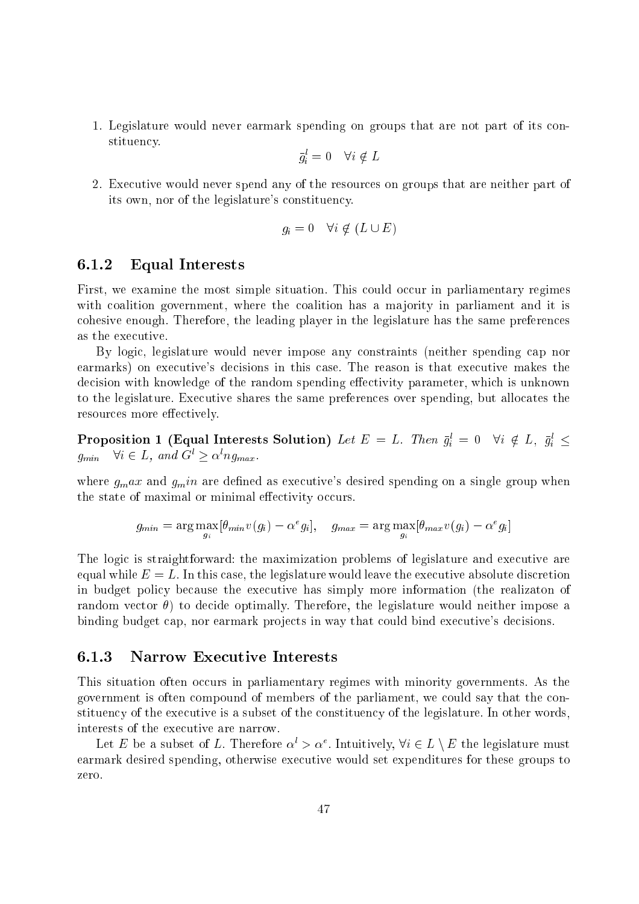1. Legislature would never earmark spending on groups that are not part of its constituency.

$$\bar{g}_i^l = 0 \quad \forall i \notin L$$

2. Executive would never spend any of the resources on groups that are neither part of its own, nor of the legislature's constituency.

$$g_i = 0 \quad \forall i \notin (L \cup E)$$

### 6.1.2 Equal Interests

First, we examine the most simple situation. This could occur in parliamentary regimes with coalition government, where the coalition has a majority in parliament and it is cohesive enough. Therefore, the leading player in the legislature has the same preferences as the executive.

By logic, legislature would never impose any constraints (neither spending cap nor earmarks) on executive's decisions in this case. The reason is that executive makes the decision with knowledge of the random spending effectivity parameter, which is unknown to the legislature. Executive shares the same preferences over spending, but allocates the resources more effectively.

**Proposition 1 (Equal Interests Solution)** *Let $E = L$. Then $\bar{g}_i^l = 0 \quad \forall i \notin L$, $\bar{g}_i^l \leq g_{min} \quad \forall i \in L$, and $G^l \geq \alpha^l n g_{max}$.*

where $g_max$ and $g_min$ are defined as executive's desired spending on a single group when the state of maximal or minimal effectivity occurs.

$$g_{min} = \arg\max_{g_i}[\theta_{min} v(g_i) - \alpha^e g_i], \quad g_{max} = \arg\max_{g_i}[\theta_{max} v(g_i) - \alpha^e g_i]$$

The logic is straightforward: the maximization problems of legislature and executive are equal while $E = L$. In this case, the legislature would leave the executive absolute discretion in budget policy because the executive has simply more information (the realizaton of random vector $\theta$) to decide optimally. Therefore, the legislature would neither impose a binding budget cap, nor earmark projects in way that could bind executive's decisions.

### 6.1.3 Narrow Executive Interests

This situation often occurs in parliamentary regimes with minority governments. As the government is often compound of members of the parliament, we could say that the constituency of the executive is a subset of the constituency of the legislature. In other words, interests of the executive are narrow.

Let $E$ be a subset of $L$. Therefore $\alpha^l > \alpha^e$. Intuitively, $\forall i \in L \setminus E$ the legislature must earmark desired spending, otherwise executive would set expenditures for these groups to zero.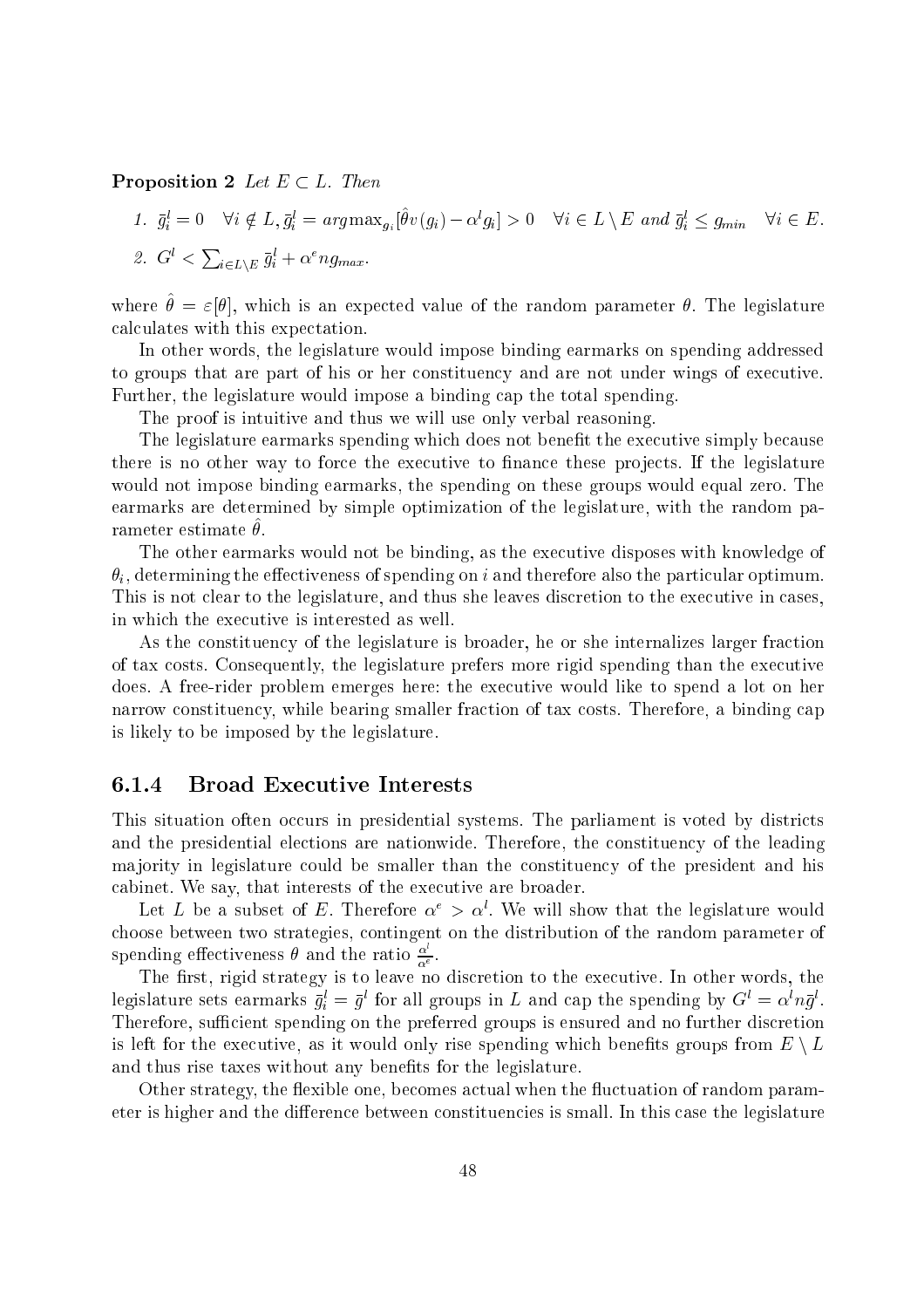**Proposition 2** *Let $E \subset L$. Then*

1. $\bar{g}_i^l = 0 \quad \forall i \notin L, \bar{g}_i^l = argmax_{g_i}[\hat{\theta} v(g_i) - \alpha^l g_i] > 0 \quad \forall i \in L \setminus E$ *and* $\bar{g}_i^l \leq g_{min} \quad \forall i \in E$.
2. $G^l < \sum_{i \in L \setminus E} \bar{g}_i^l + \alpha^e n g_{max}$.

where $\hat{\theta} = \varepsilon[\theta]$, which is an expected value of the random parameter $\theta$. The legislature calculates with this expectation.

In other words, the legislature would impose binding earmarks on spending addressed to groups that are part of his or her constituency and are not under wings of executive. Further, the legislature would impose a binding cap the total spending.

The proof is intuitive and thus we will use only verbal reasoning.

The legislature earmarks spending which does not benefit the executive simply because there is no other way to force the executive to finance these projects. If the legislature would not impose binding earmarks, the spending on these groups would equal zero. The earmarks are determined by simple optimization of the legislature, with the random parameter estimate $\hat{\theta}$.

The other earmarks would not be binding, as the executive disposes with knowledge of $\theta_i$, determining the effectiveness of spending on $i$ and therefore also the particular optimum. This is not clear to the legislature, and thus she leaves discretion to the executive in cases, in which the executive is interested as well.

As the constituency of the legislature is broader, he or she internalizes larger fraction of tax costs. Consequently, the legislature prefers more rigid spending than the executive does. A free-rider problem emerges here: the executive would like to spend a lot on her narrow constituency, while bearing smaller fraction of tax costs. Therefore, a binding cap is likely to be imposed by the legislature.

### 6.1.4 Broad Executive Interests

This situation often occurs in presidential systems. The parliament is voted by districts and the presidential elections are nationwide. Therefore, the constituency of the leading majority in legislature could be smaller than the constituency of the president and his cabinet. We say, that interests of the executive are broader.

Let $L$ be a subset of $E$. Therefore $\alpha^e > \alpha^l$. We will show that the legislature would choose between two strategies, contingent on the distribution of the random parameter of spending effectiveness $\theta$ and the ratio $\frac{\alpha^l}{\alpha^e}$.

The first, rigid strategy is to leave no discretion to the executive. In other words, the legislature sets earmarks $\bar{g}_i^l = \bar{g}^l$ for all groups in $L$ and cap the spending by $G^l = \alpha^l n \bar{g}^l$. Therefore, sufficient spending on the preferred groups is ensured and no further discretion is left for the executive, as it would only rise spending which benefits groups from $E \setminus L$ and thus rise taxes without any benefits for the legislature.

Other strategy, the flexible one, becomes actual when the fluctuation of random parameter is higher and the difference between constituencies is small. In this case the legislature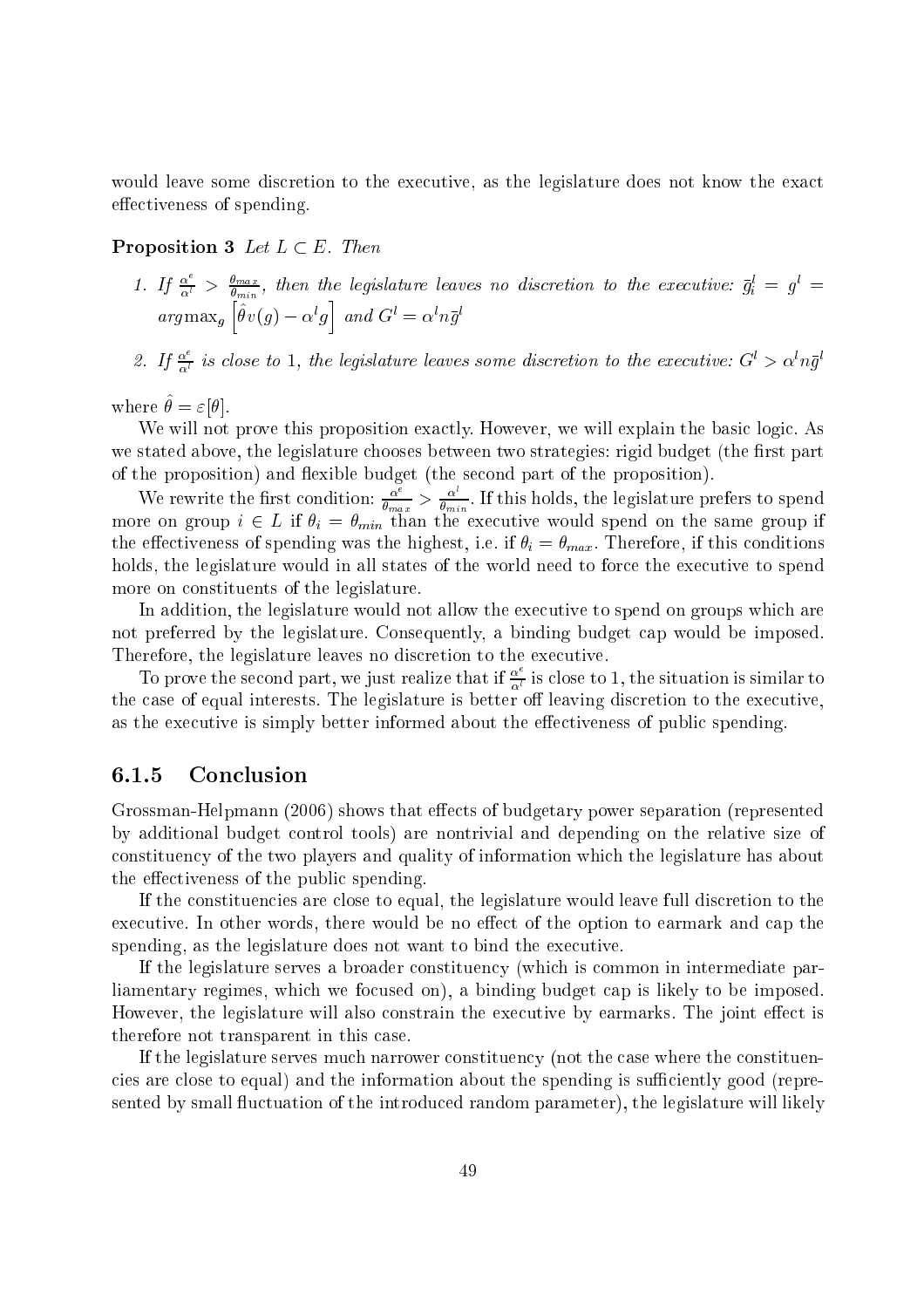would leave some discretion to the executive, as the legislature does not know the exact effectiveness of spending.

**Proposition 3** *Let $L \subset E$. Then*

1. *If $\frac{\alpha^e}{\alpha^l} > \frac{\theta_{max}}{\theta_{min}}$, then the legislature leaves no discretion to the executive: $\bar{g}^l_i = g^l = \arg\max_g \left[\hat{\theta} v(g) - \alpha^l g\right]$ and $G^l = \alpha^l n \bar{g}^l$*
2. *If $\frac{\alpha^e}{\alpha^l}$ is close to 1, the legislature leaves some discretion to the executive: $G^l > \alpha^l n \bar{g}^l$*

where $\hat{\theta} = \varepsilon[\theta]$.

We will not prove this proposition exactly. However, we will explain the basic logic. As we stated above, the legislature chooses between two strategies: rigid budget (the first part of the proposition) and flexible budget (the second part of the proposition).

We rewrite the first condition: $\frac{\alpha^e}{\theta_{max}} > \frac{\alpha^l}{\theta_{min}}$. If this holds, the legislature prefers to spend more on group $i \in L$ if $\theta_i = \theta_{min}$ than the executive would spend on the same group if the effectiveness of spending was the highest, i.e. if $\theta_i = \theta_{max}$. Therefore, if this conditions holds, the legislature would in all states of the world need to force the executive to spend more on constituents of the legislature.

In addition, the legislature would not allow the executive to spend on groups which are not preferred by the legislature. Consequently, a binding budget cap would be imposed. Therefore, the legislature leaves no discretion to the executive.

To prove the second part, we just realize that if $\frac{\alpha^e}{\alpha^l}$ is close to 1, the situation is similar to the case of equal interests. The legislature is better off leaving discretion to the executive, as the executive is simply better informed about the effectiveness of public spending.

### 6.1.5 Conclusion

Grossman-Helpmann (2006) shows that effects of budgetary power separation (represented by additional budget control tools) are nontrivial and depending on the relative size of constituency of the two players and quality of information which the legislature has about the effectiveness of the public spending.

If the constituencies are close to equal, the legislature would leave full discretion to the executive. In other words, there would be no effect of the option to earmark and cap the spending, as the legislature does not want to bind the executive.

If the legislature serves a broader constituency (which is common in intermediate parliamentary regimes, which we focused on), a binding budget cap is likely to be imposed. However, the legislature will also constrain the executive by earmarks. The joint effect is therefore not transparent in this case.

If the legislature serves much narrower constituency (not the case where the constituencies are close to equal) and the information about the spending is sufficiently good (represented by small fluctuation of the introduced random parameter), the legislature will likely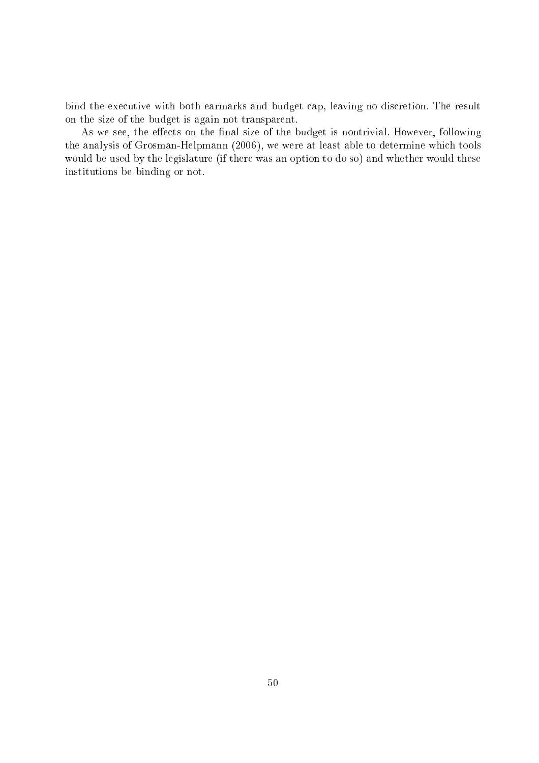bind the executive with both earmarks and budget cap, leaving no discretion. The result on the size of the budget is again not transparent.

As we see, the effects on the final size of the budget is nontrivial. However, following the analysis of Grosman-Helpmann (2006), we were at least able to determine which tools would be used by the legislature (if there was an option to do so) and whether would these institutions be binding or not.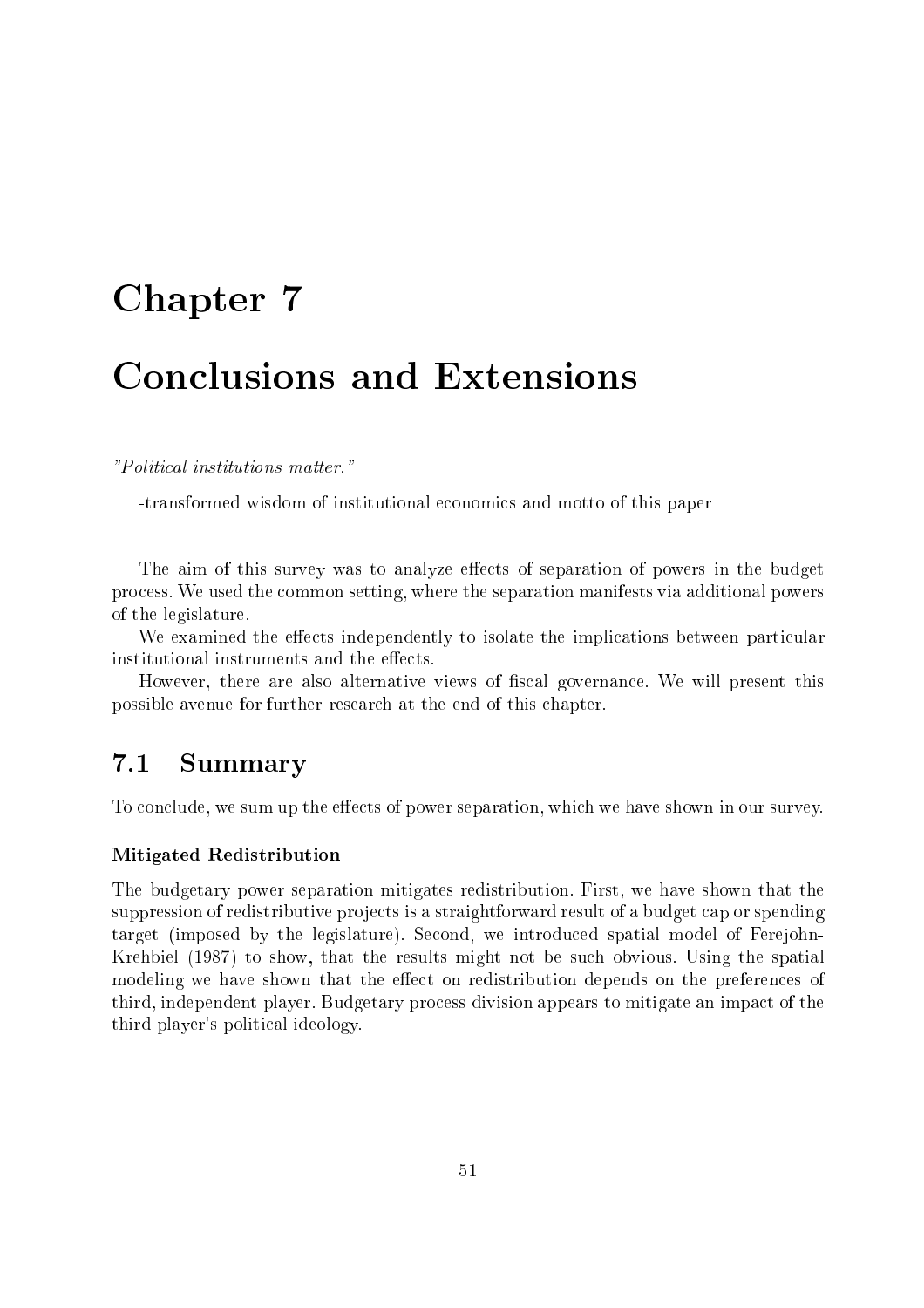# Chapter 7

# Conclusions and Extensions

*"Political institutions matter."*

-transformed wisdom of institutional economics and motto of this paper

The aim of this survey was to analyze effects of separation of powers in the budget process. We used the common setting, where the separation manifests via additional powers of the legislature.

We examined the effects independently to isolate the implications between particular institutional instruments and the effects.

However, there are also alternative views of fiscal governance. We will present this possible avenue for further research at the end of this chapter.

## 7.1 Summary

To conclude, we sum up the effects of power separation, which we have shown in our survey.

### Mitigated Redistribution

The budgetary power separation mitigates redistribution. First, we have shown that the suppression of redistributive projects is a straightforward result of a budget cap or spending target (imposed by the legislature). Second, we introduced spatial model of Ferejohn-Krehbiel (1987) to show, that the results might not be such obvious. Using the spatial modeling we have shown that the effect on redistribution depends on the preferences of third, independent player. Budgetary process division appears to mitigate an impact of the third player's political ideology.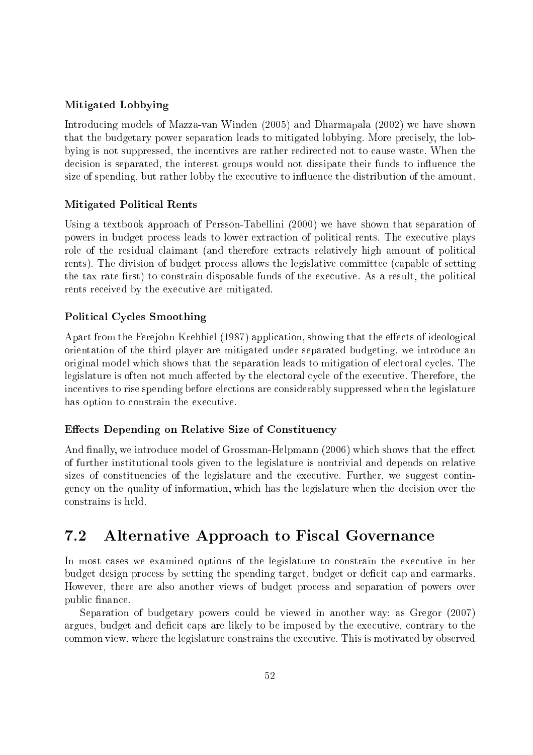#### Mitigated Lobbying

Introducing models of Mazza-van Winden (2005) and Dharmapala (2002) we have shown that the budgetary power separation leads to mitigated lobbying. More precisely, the lobbying is not suppressed, the incentives are rather redirected not to cause waste. When the decision is separated, the interest groups would not dissipate their funds to influence the size of spending, but rather lobby the executive to influence the distribution of the amount.

#### Mitigated Political Rents

Using a textbook approach of Persson-Tabellini (2000) we have shown that separation of powers in budget process leads to lower extraction of political rents. The executive plays role of the residual claimant (and therefore extracts relatively high amount of political rents). The division of budget process allows the legislative committee (capable of setting the tax rate first) to constrain disposable funds of the executive. As a result, the political rents received by the executive are mitigated.

#### Political Cycles Smoothing

Apart from the Ferejohn-Krehbiel (1987) application, showing that the effects of ideological orientation of the third player are mitigated under separated budgeting, we introduce an original model which shows that the separation leads to mitigation of electoral cycles. The legislature is often not much affected by the electoral cycle of the executive. Therefore, the incentives to rise spending before elections are considerably suppressed when the legislature has option to constrain the executive.

#### Effects Depending on Relative Size of Constituency

And finally, we introduce model of Grossman-Helpmann (2006) which shows that the effect of further institutional tools given to the legislature is nontrivial and depends on relative sizes of constituencies of the legislature and the executive. Further, we suggest contingency on the quality of information, which has the legislature when the decision over the constrains is held.

## 7.2 Alternative Approach to Fiscal Governance

In most cases we examined options of the legislature to constrain the executive in her budget design process by setting the spending target, budget or deficit cap and earmarks. However, there are also another views of budget process and separation of powers over public finance.

Separation of budgetary powers could be viewed in another way: as Gregor (2007) argues, budget and deficit caps are likely to be imposed by the executive, contrary to the common view, where the legislature constrains the executive. This is motivated by observed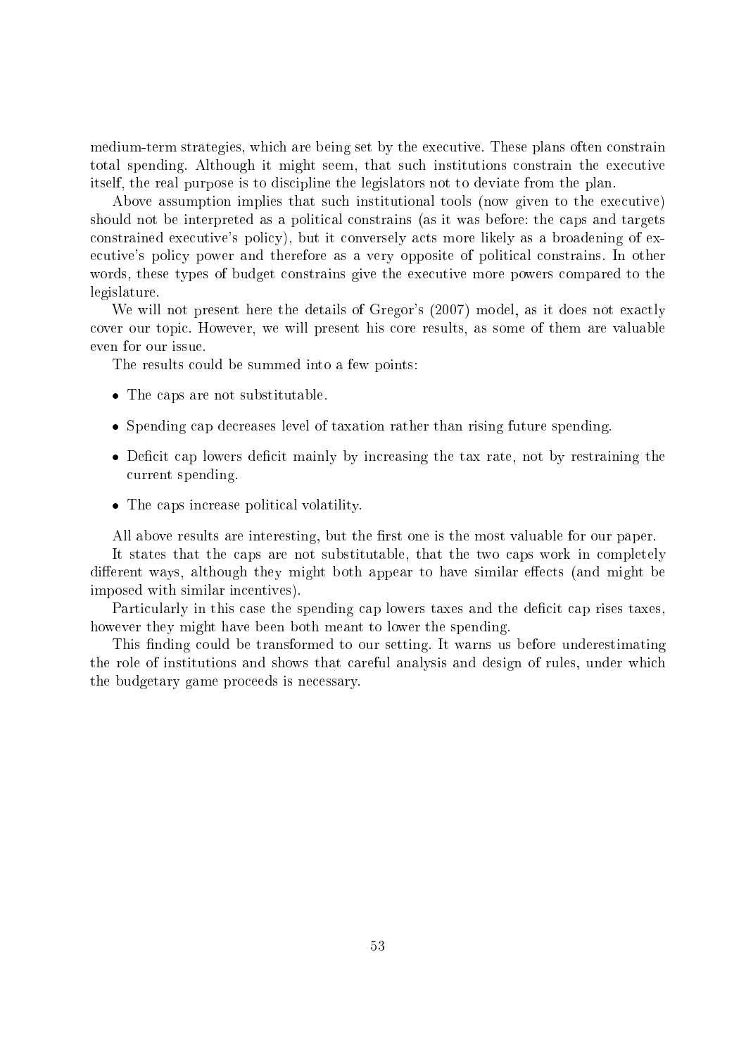medium-term strategies, which are being set by the executive. These plans often constrain total spending. Although it might seem, that such institutions constrain the executive itself, the real purpose is to discipline the legislators not to deviate from the plan.

Above assumption implies that such institutional tools (now given to the executive) should not be interpreted as a political constrains (as it was before: the caps and targets constrained executive's policy), but it conversely acts more likely as a broadening of executive's policy power and therefore as a very opposite of political constrains. In other words, these types of budget constrains give the executive more powers compared to the legislature.

We will not present here the details of Gregor's (2007) model, as it does not exactly cover our topic. However, we will present his core results, as some of them are valuable even for our issue.

The results could be summed into a few points:

- The caps are not substitutable.
- Spending cap decreases level of taxation rather than rising future spending.
- Deficit cap lowers deficit mainly by increasing the tax rate, not by restraining the current spending.
- The caps increase political volatility.

All above results are interesting, but the first one is the most valuable for our paper.

It states that the caps are not substitutable, that the two caps work in completely different ways, although they might both appear to have similar effects (and might be imposed with similar incentives).

Particularly in this case the spending cap lowers taxes and the deficit cap rises taxes, however they might have been both meant to lower the spending.

This finding could be transformed to our setting. It warns us before underestimating the role of institutions and shows that careful analysis and design of rules, under which the budgetary game proceeds is necessary.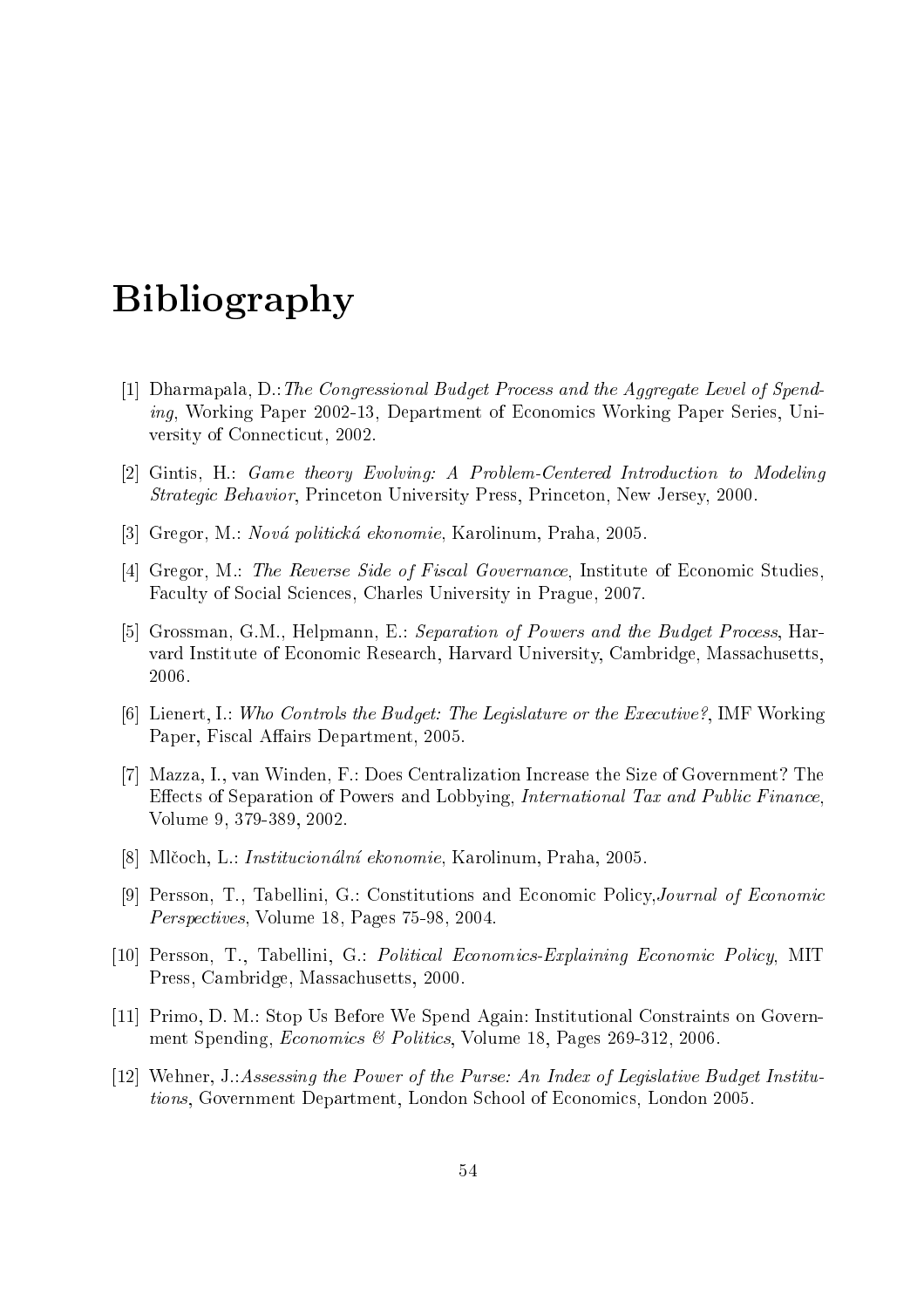# Bibliography

[1] Dharmapala, D.:*The Congressional Budget Process and the Aggregate Level of Spending*, Working Paper 2002-13, Department of Economics Working Paper Series, University of Connecticut, 2002.

[2] Gintis, H.: *Game theory Evolving: A Problem-Centered Introduction to Modeling Strategic Behavior*, Princeton University Press, Princeton, New Jersey, 2000.

[3] Gregor, M.: *Nová politická ekonomie*, Karolinum, Praha, 2005.

[4] Gregor, M.: *The Reverse Side of Fiscal Governance*, Institute of Economic Studies, Faculty of Social Sciences, Charles University in Prague, 2007.

[5] Grossman, G.M., Helpmann, E.: *Separation of Powers and the Budget Process*, Harvard Institute of Economic Research, Harvard University, Cambridge, Massachusetts, 2006.

[6] Lienert, I.: *Who Controls the Budget: The Legislature or the Executive?*, IMF Working Paper, Fiscal Affairs Department, 2005.

[7] Mazza, I., van Winden, F.: Does Centralization Increase the Size of Government? The Effects of Separation of Powers and Lobbying, *International Tax and Public Finance*, Volume 9, 379-389, 2002.

[8] Mlčoch, L.: *Institucionální ekonomie*, Karolinum, Praha, 2005.

[9] Persson, T., Tabellini, G.: Constitutions and Economic Policy,*Journal of Economic Perspectives*, Volume 18, Pages 75-98, 2004.

[10] Persson, T., Tabellini, G.: *Political Economics-Explaining Economic Policy*, MIT Press, Cambridge, Massachusetts, 2000.

[11] Primo, D. M.: Stop Us Before We Spend Again: Institutional Constraints on Government Spending, *Economics & Politics*, Volume 18, Pages 269-312, 2006.

[12] Wehner, J.:*Assessing the Power of the Purse: An Index of Legislative Budget Institutions*, Government Department, London School of Economics, London 2005.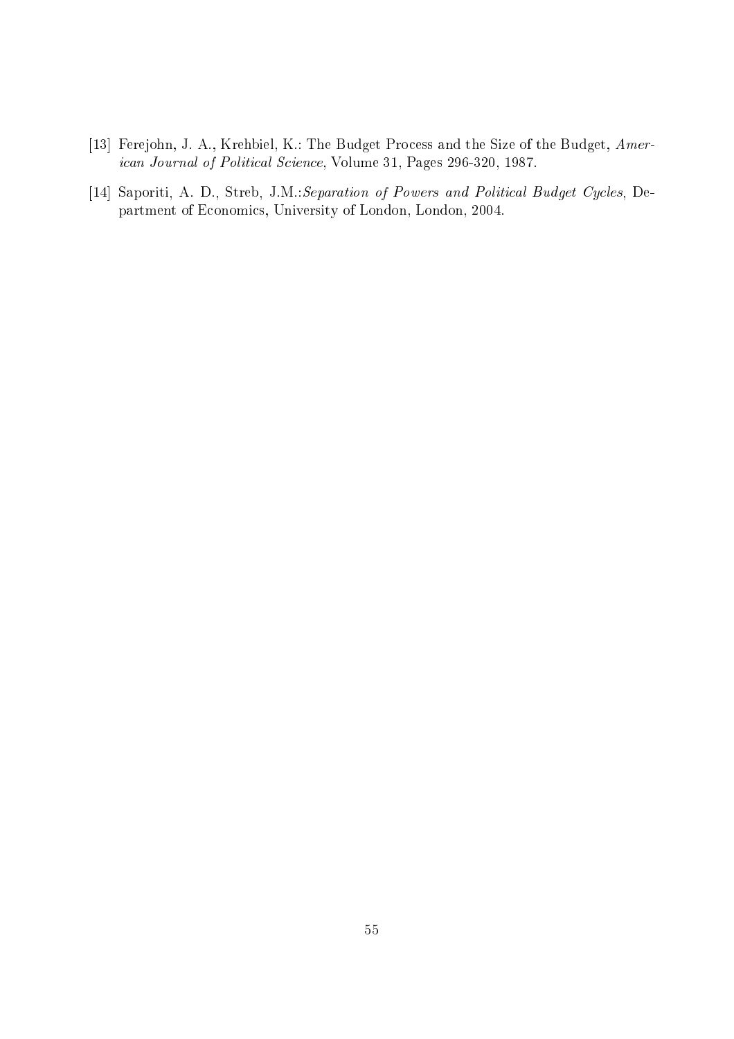[13] Ferejohn, J. A., Krehbiel, K.: The Budget Process and the Size of the Budget, *American Journal of Political Science*, Volume 31, Pages 296-320, 1987.

[14] Saporiti, A. D., Streb, J.M.:*Separation of Powers and Political Budget Cycles*, Department of Economics, University of London, London, 2004.